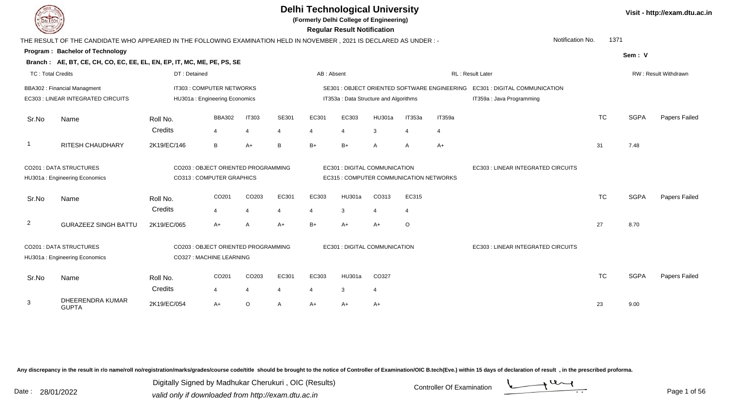# Delhi Technological University

**(Formerly Delhi College of Engineering)**

**Regular Result Notification**

Visit - http://exam.dtu.ac.in

THE RESULT OF THE CANDIDATE WHO APPEARED IN THE FOLLOWING EXAMINATION HELD IN NOVEMBER , 2021 IS DECLARED AS UNDER : -

Notification No. 1371

**Program : Bachelor of Technology**

Sem : V

**Branch : AE, BT, CE, CH, CO, EC, EE, EL, EN, EP, IT, MC, ME, PE, PS, SE**

TC : Total Credits | DT : Detained | AB : Absent | RL : Result Later | RW : Result Withdrawn

BBA302 : Financial Managment | IT303 : COMPUTER NETWORKS | SE301 : OBJECT ORIENTED SOFTWARE ENGINEERING | EC301 : DIGITAL COMMUNICATION
EC303 : LINEAR INTEGRATED CIRCUITS | HU301a : Engineering Economics | IT353a : Data Structure and Algorithms | IT359a : Java Programming

| Sr.No | Name | Roll No. | BBA302 | IT303 | SE301 | EC301 | EC303 | HU301a | IT353a | IT359a | TC | SGPA | Papers Failed |
|---|---|---|---|---|---|---|---|---|---|---|---|---|---|
| | | Credits | 4 | 4 | 4 | 4 | 4 | 3 | 4 | 4 | | | |
| 1 | RITESH CHAUDHARY | 2K19/EC/146 | B | A+ | B | B+ | B+ | A | A | A+ | 31 | 7.48 | |

CO201 : DATA STRUCTURES | CO203 : OBJECT ORIENTED PROGRAMMING | EC301 : DIGITAL COMMUNICATION | EC303 : LINEAR INTEGRATED CIRCUITS
HU301a : Engineering Economics | CO313 : COMPUTER GRAPHICS | EC315 : COMPUTER COMMUNICATION NETWORKS

| Sr.No | Name | Roll No. | CO201 | CO203 | EC301 | EC303 | HU301a | CO313 | EC315 | TC | SGPA | Papers Failed |
|---|---|---|---|---|---|---|---|---|---|---|---|---|
| | | Credits | 4 | 4 | 4 | 4 | 3 | 4 | 4 | | | |
| 2 | GURAZEEZ SINGH BATTU | 2K19/EC/065 | A+ | A | A+ | B+ | A+ | A+ | O | 27 | 8.70 | |

CO201 : DATA STRUCTURES | CO203 : OBJECT ORIENTED PROGRAMMING | EC301 : DIGITAL COMMUNICATION | EC303 : LINEAR INTEGRATED CIRCUITS
HU301a : Engineering Economics | CO327 : MACHINE LEARNING

| Sr.No | Name | Roll No. | CO201 | CO203 | EC301 | EC303 | HU301a | CO327 | TC | SGPA | Papers Failed |
|---|---|---|---|---|---|---|---|---|---|---|---|
| | | Credits | 4 | 4 | 4 | 4 | 3 | 4 | | | |
| 3 | DHEERENDRA KUMAR GUPTA | 2K19/EC/054 | A+ | O | A | A+ | A+ | A+ | 23 | 9.00 | |

Any discrepancy in the result in r/o name/roll no/registration/marks/grades/course code/title should be brought to the notice of Controller of Examination/OIC B.tech(Eve.) within 15 days of declaration of result , in the prescribed proforma.

Date : 28/01/2022

Digitally Signed by Madhukar Cherukuri , OIC (Results)
valid only if downloaded from http://exam.dtu.ac.in

Controller Of Examination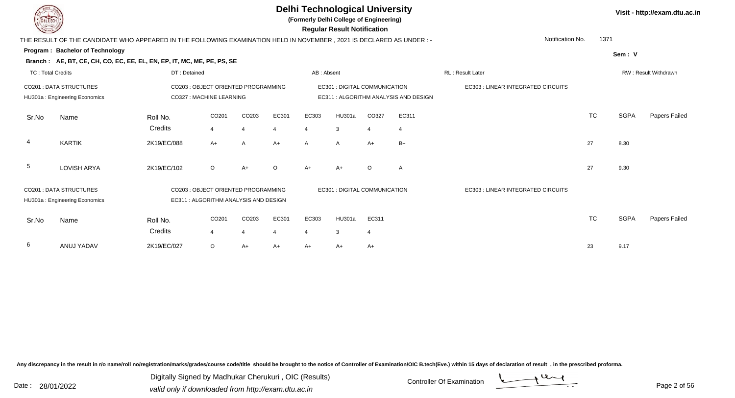# Delhi Technological University

**(Formerly Delhi College of Engineering)**

**Regular Result Notification**

Visit - http://exam.dtu.ac.in

THE RESULT OF THE CANDIDATE WHO APPEARED IN THE FOLLOWING EXAMINATION HELD IN NOVEMBER , 2021 IS DECLARED AS UNDER : -

Notification No. 1371

**Program : Bachelor of Technology**

Sem : V

**Branch : AE, BT, CE, CH, CO, EC, EE, EL, EN, EP, IT, MC, ME, PE, PS, SE**

TC : Total Credits | DT : Detained | AB : Absent | RL : Result Later | RW : Result Withdrawn

CO201 : DATA STRUCTURES
CO203 : OBJECT ORIENTED PROGRAMMING
EC301 : DIGITAL COMMUNICATION
EC303 : LINEAR INTEGRATED CIRCUITS
HU301a : Engineering Economics
CO327 : MACHINE LEARNING
EC311 : ALGORITHM ANALYSIS AND DESIGN

| Sr.No | Name | Roll No. | CO201 | CO203 | EC301 | EC303 | HU301a | CO327 | EC311 | TC | SGPA | Papers Failed |
|---|---|---|---|---|---|---|---|---|---|---|---|---|
| | | Credits | 4 | 4 | 4 | 4 | 3 | 4 | 4 | | | |
| 4 | KARTIK | 2K19/EC/088 | A+ | A | A+ | A | A | A+ | B+ | 27 | 8.30 | |
| 5 | LOVISH ARYA | 2K19/EC/102 | O | A+ | O | A+ | A+ | O | A | 27 | 9.30 | |

CO201 : DATA STRUCTURES
CO203 : OBJECT ORIENTED PROGRAMMING
EC301 : DIGITAL COMMUNICATION
EC303 : LINEAR INTEGRATED CIRCUITS
HU301a : Engineering Economics
EC311 : ALGORITHM ANALYSIS AND DESIGN

| Sr.No | Name | Roll No. | CO201 | CO203 | EC301 | EC303 | HU301a | EC311 | TC | SGPA | Papers Failed |
|---|---|---|---|---|---|---|---|---|---|---|---|
| | | Credits | 4 | 4 | 4 | 4 | 3 | 4 | | | |
| 6 | ANUJ YADAV | 2K19/EC/027 | O | A+ | A+ | A+ | A+ | A+ | 23 | 9.17 | |

Any discrepancy in the result in r/o name/roll no/registration/marks/grades/course code/title should be brought to the notice of Controller of Examination/OIC B.tech(Eve.) within 15 days of declaration of result , in the prescribed proforma.

Date : 28/01/2022

Digitally Signed by Madhukar Cherukuri , OIC (Results)
valid only if downloaded from http://exam.dtu.ac.in

Controller Of Examination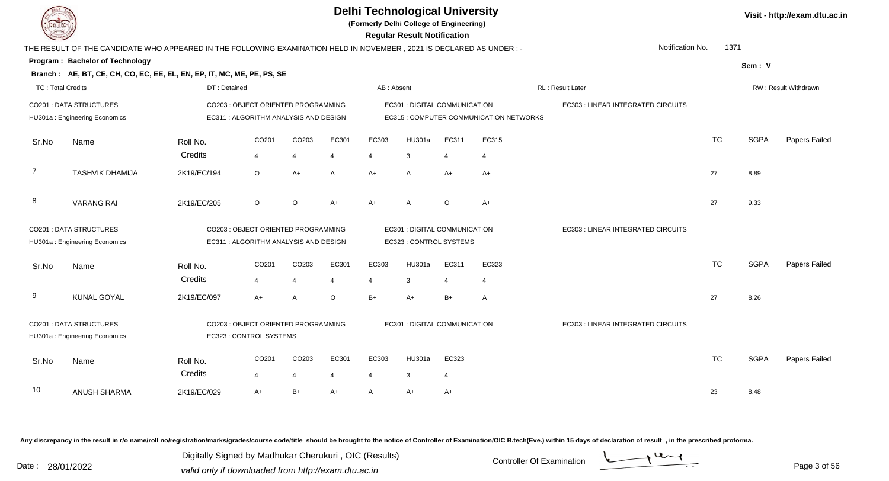# Delhi Technological University

(Formerly Delhi College of Engineering)

**Regular Result Notification**

Visit - http://exam.dtu.ac.in

THE RESULT OF THE CANDIDATE WHO APPEARED IN THE FOLLOWING EXAMINATION HELD IN NOVEMBER , 2021 IS DECLARED AS UNDER : -

Notification No. 1371

**Program : Bachelor of Technology**

Sem : V

**Branch : AE, BT, CE, CH, CO, EC, EE, EL, EN, EP, IT, MC, ME, PE, PS, SE**

TC : Total Credits | DT : Detained | AB : Absent | RL : Result Later | RW : Result Withdrawn

CO201 : DATA STRUCTURES
CO203 : OBJECT ORIENTED PROGRAMMING
EC301 : DIGITAL COMMUNICATION
EC303 : LINEAR INTEGRATED CIRCUITS
HU301a : Engineering Economics
EC311 : ALGORITHM ANALYSIS AND DESIGN
EC315 : COMPUTER COMMUNICATION NETWORKS

| Sr.No | Name | Roll No. | CO201 | CO203 | EC301 | EC303 | HU301a | EC311 | EC315 | TC | SGPA | Papers Failed |
|---|---|---|---|---|---|---|---|---|---|---|---|---|
| | | Credits | 4 | 4 | 4 | 4 | 3 | 4 | 4 | | | |
| 7 | TASHVIK DHAMIJA | 2K19/EC/194 | O | A+ | A | A+ | A | A+ | A+ | 27 | 8.89 | |
| 8 | VARANG RAI | 2K19/EC/205 | O | O | A+ | A+ | A | O | A+ | 27 | 9.33 | |

CO201 : DATA STRUCTURES
CO203 : OBJECT ORIENTED PROGRAMMING
EC301 : DIGITAL COMMUNICATION
EC303 : LINEAR INTEGRATED CIRCUITS
HU301a : Engineering Economics
EC311 : ALGORITHM ANALYSIS AND DESIGN
EC323 : CONTROL SYSTEMS

| Sr.No | Name | Roll No. | CO201 | CO203 | EC301 | EC303 | HU301a | EC311 | EC323 | TC | SGPA | Papers Failed |
|---|---|---|---|---|---|---|---|---|---|---|---|---|
| | | Credits | 4 | 4 | 4 | 4 | 3 | 4 | 4 | | | |
| 9 | KUNAL GOYAL | 2K19/EC/097 | A+ | A | O | B+ | A+ | B+ | A | 27 | 8.26 | |

CO201 : DATA STRUCTURES
CO203 : OBJECT ORIENTED PROGRAMMING
EC301 : DIGITAL COMMUNICATION
EC303 : LINEAR INTEGRATED CIRCUITS
HU301a : Engineering Economics
EC323 : CONTROL SYSTEMS

| Sr.No | Name | Roll No. | CO201 | CO203 | EC301 | EC303 | HU301a | EC323 | TC | SGPA | Papers Failed |
|---|---|---|---|---|---|---|---|---|---|---|---|
| | | Credits | 4 | 4 | 4 | 4 | 3 | 4 | | | |
| 10 | ANUSH SHARMA | 2K19/EC/029 | A+ | B+ | A+ | A | A+ | A+ | 23 | 8.48 | |

Any discrepancy in the result in r/o name/roll no/registration/marks/grades/course code/title should be brought to the notice of Controller of Examination/OIC B.tech(Eve.) within 15 days of declaration of result , in the prescribed proforma.

Date : 28/01/2022

Digitally Signed by Madhukar Cherukuri , OIC (Results)
valid only if downloaded from http://exam.dtu.ac.in

Controller Of Examination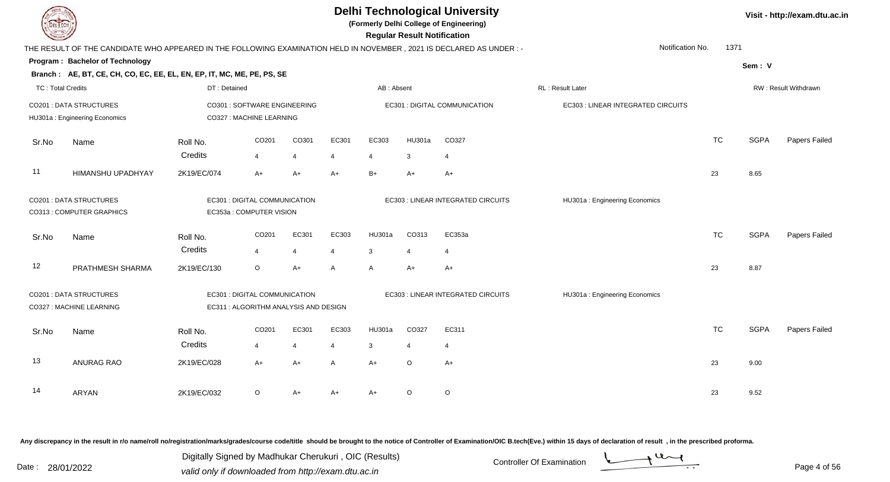# Delhi Technological University

**(Formerly Delhi College of Engineering)**

**Regular Result Notification**

Visit - http://exam.dtu.ac.in

THE RESULT OF THE CANDIDATE WHO APPEARED IN THE FOLLOWING EXAMINATION HELD IN NOVEMBER , 2021 IS DECLARED AS UNDER : -

Notification No. 1371

**Program : Bachelor of Technology**

Sem : V

**Branch : AE, BT, CE, CH, CO, EC, EE, EL, EN, EP, IT, MC, ME, PE, PS, SE**

TC : Total Credits | DT : Detained | AB : Absent | RL : Result Later | RW : Result Withdrawn

CO201 : DATA STRUCTURES
CO301 : SOFTWARE ENGINEERING
EC301 : DIGITAL COMMUNICATION
EC303 : LINEAR INTEGRATED CIRCUITS
HU301a : Engineering Economics
CO327 : MACHINE LEARNING

| Sr.No | Name | Roll No. | CO201 | CO301 | EC301 | EC303 | HU301a | CO327 | TC | SGPA | Papers Failed |
|---|---|---|---|---|---|---|---|---|---|---|---|
| | | Credits | 4 | 4 | 4 | 4 | 3 | 4 | | | |
| 11 | HIMANSHU UPADHYAY | 2K19/EC/074 | A+ | A+ | A+ | B+ | A+ | A+ | 23 | 8.65 | |

CO201 : DATA STRUCTURES
EC301 : DIGITAL COMMUNICATION
EC303 : LINEAR INTEGRATED CIRCUITS
HU301a : Engineering Economics
CO313 : COMPUTER GRAPHICS
EC353a : COMPUTER VISION

| Sr.No | Name | Roll No. | CO201 | EC301 | EC303 | HU301a | CO313 | EC353a | TC | SGPA | Papers Failed |
|---|---|---|---|---|---|---|---|---|---|---|---|
| | | Credits | 4 | 4 | 4 | 3 | 4 | 4 | | | |
| 12 | PRATHMESH SHARMA | 2K19/EC/130 | O | A+ | A | A | A+ | A+ | 23 | 8.87 | |

CO201 : DATA STRUCTURES
EC301 : DIGITAL COMMUNICATION
EC303 : LINEAR INTEGRATED CIRCUITS
HU301a : Engineering Economics
CO327 : MACHINE LEARNING
EC311 : ALGORITHM ANALYSIS AND DESIGN

| Sr.No | Name | Roll No. | CO201 | EC301 | EC303 | HU301a | CO327 | EC311 | TC | SGPA | Papers Failed |
|---|---|---|---|---|---|---|---|---|---|---|---|
| | | Credits | 4 | 4 | 4 | 3 | 4 | 4 | | | |
| 13 | ANURAG RAO | 2K19/EC/028 | A+ | A+ | A | A+ | O | A+ | 23 | 9.00 | |
| 14 | ARYAN | 2K19/EC/032 | O | A+ | A+ | A+ | O | O | 23 | 9.52 | |

Any discrepancy in the result in r/o name/roll no/registration/marks/grades/course code/title should be brought to the notice of Controller of Examination/OIC B.tech(Eve.) within 15 days of declaration of result , in the prescribed proforma.

Date : 28/01/2022

Digitally Signed by Madhukar Cherukuri , OIC (Results)
valid only if downloaded from http://exam.dtu.ac.in

Controller Of Examination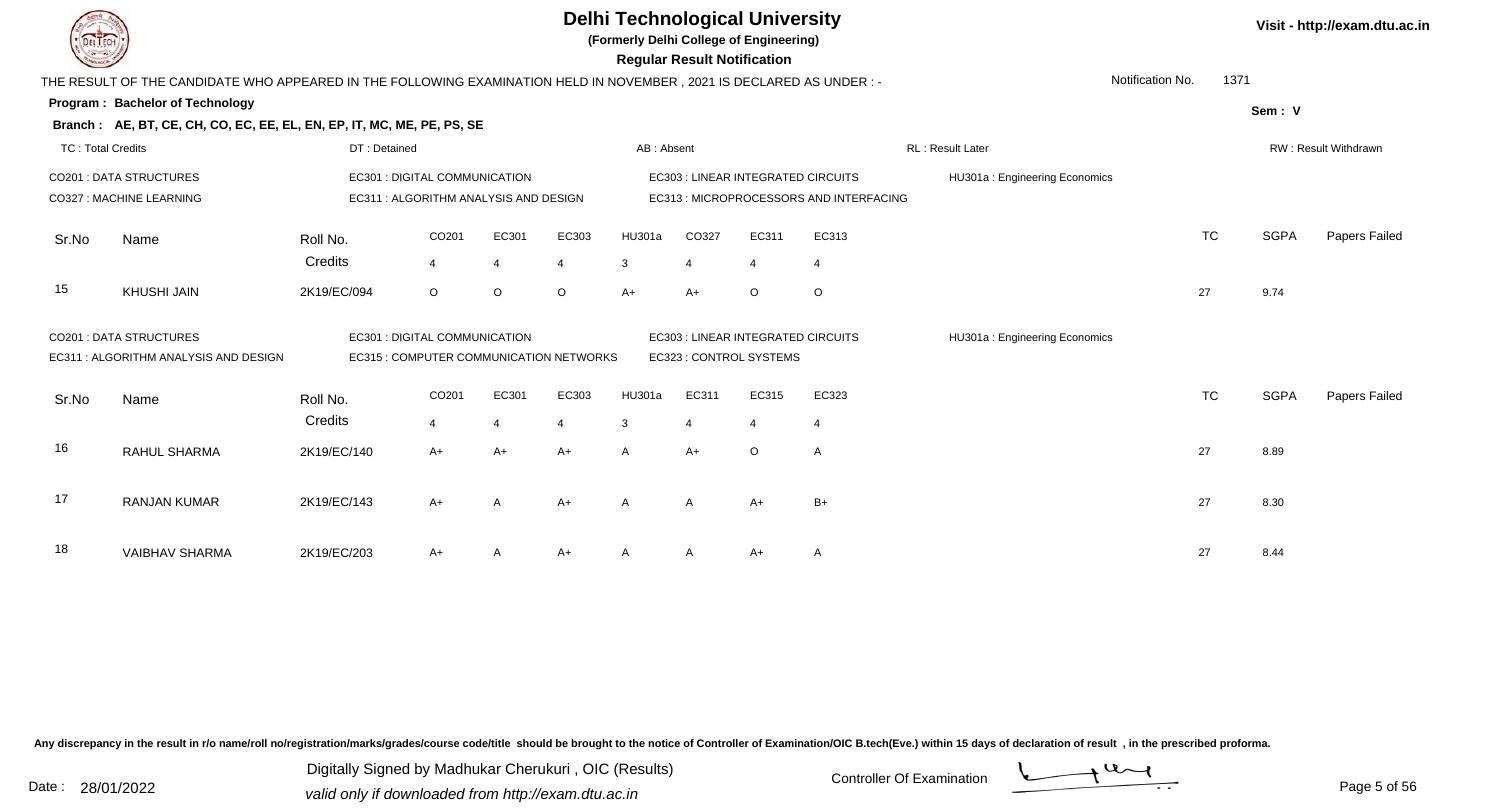# Delhi Technological University

**(Formerly Delhi College of Engineering)**

**Regular Result Notification**

Visit - http://exam.dtu.ac.in

THE RESULT OF THE CANDIDATE WHO APPEARED IN THE FOLLOWING EXAMINATION HELD IN NOVEMBER , 2021 IS DECLARED AS UNDER : -

Notification No. 1371

**Program : Bachelor of Technology**

Sem : V

**Branch : AE, BT, CE, CH, CO, EC, EE, EL, EN, EP, IT, MC, ME, PE, PS, SE**

TC : Total Credits | DT : Detained | AB : Absent | RL : Result Later | RW : Result Withdrawn

CO201 : DATA STRUCTURES
EC301 : DIGITAL COMMUNICATION
EC303 : LINEAR INTEGRATED CIRCUITS
HU301a : Engineering Economics
CO327 : MACHINE LEARNING
EC311 : ALGORITHM ANALYSIS AND DESIGN
EC313 : MICROPROCESSORS AND INTERFACING

| Sr.No | Name | Roll No. | CO201 | EC301 | EC303 | HU301a | CO327 | EC311 | EC313 | TC | SGPA | Papers Failed |
|---|---|---|---|---|---|---|---|---|---|---|---|---|
| | | Credits | 4 | 4 | 4 | 3 | 4 | 4 | 4 | | | |
| 15 | KHUSHI JAIN | 2K19/EC/094 | O | O | O | A+ | A+ | O | O | 27 | 9.74 | |

CO201 : DATA STRUCTURES
EC301 : DIGITAL COMMUNICATION
EC303 : LINEAR INTEGRATED CIRCUITS
HU301a : Engineering Economics
EC311 : ALGORITHM ANALYSIS AND DESIGN
EC315 : COMPUTER COMMUNICATION NETWORKS
EC323 : CONTROL SYSTEMS

| Sr.No | Name | Roll No. | CO201 | EC301 | EC303 | HU301a | EC311 | EC315 | EC323 | TC | SGPA | Papers Failed |
|---|---|---|---|---|---|---|---|---|---|---|---|---|
| | | Credits | 4 | 4 | 4 | 3 | 4 | 4 | 4 | | | |
| 16 | RAHUL SHARMA | 2K19/EC/140 | A+ | A+ | A+ | A | A+ | O | A | 27 | 8.89 | |
| 17 | RANJAN KUMAR | 2K19/EC/143 | A+ | A | A+ | A | A | A+ | B+ | 27 | 8.30 | |
| 18 | VAIBHAV SHARMA | 2K19/EC/203 | A+ | A | A+ | A | A | A+ | A | 27 | 8.44 | |

Any discrepancy in the result in r/o name/roll no/registration/marks/grades/course code/title should be brought to the notice of Controller of Examination/OIC B.tech(Eve.) within 15 days of declaration of result , in the prescribed proforma.

Date : 28/01/2022

Digitally Signed by Madhukar Cherukuri , OIC (Results)
valid only if downloaded from http://exam.dtu.ac.in

Controller Of Examination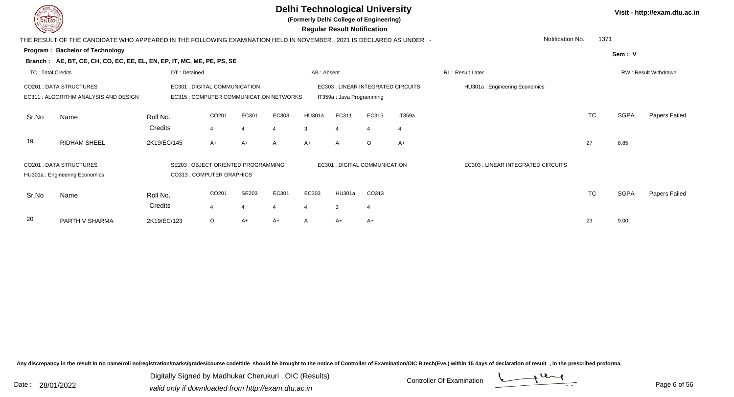# Delhi Technological University

**(Formerly Delhi College of Engineering)**

**Regular Result Notification**

Visit - http://exam.dtu.ac.in

THE RESULT OF THE CANDIDATE WHO APPEARED IN THE FOLLOWING EXAMINATION HELD IN NOVEMBER , 2021 IS DECLARED AS UNDER : -

Notification No. 1371

**Program : Bachelor of Technology**

**Sem : V**

**Branch : AE, BT, CE, CH, CO, EC, EE, EL, EN, EP, IT, MC, ME, PE, PS, SE**

TC : Total Credits | DT : Detained | AB : Absent | RL : Result Later | RW : Result Withdrawn

CO201 : DATA STRUCTURES
EC311 : ALGORITHM ANALYSIS AND DESIGN
EC301 : DIGITAL COMMUNICATION
EC315 : COMPUTER COMMUNICATION NETWORKS
EC303 : LINEAR INTEGRATED CIRCUITS
IT359a : Java Programming
HU301a : Engineering Economics

| Sr.No | Name | Roll No. | CO201 | EC301 | EC303 | HU301a | EC311 | EC315 | IT359a | TC | SGPA | Papers Failed |
|---|---|---|---|---|---|---|---|---|---|---|---|---|
| | | Credits | 4 | 4 | 4 | 3 | 4 | 4 | 4 | | | |
| 19 | RIDHAM SHEEL | 2K19/EC/145 | A+ | A+ | A | A+ | A | O | A+ | 27 | 8.85 | |

CO201 : DATA STRUCTURES
HU301a : Engineering Economics
SE203 : OBJECT ORIENTED PROGRAMMING
CO313 : COMPUTER GRAPHICS
EC301 : DIGITAL COMMUNICATION
EC303 : LINEAR INTEGRATED CIRCUITS

| Sr.No | Name | Roll No. | CO201 | SE203 | EC301 | EC303 | HU301a | CO313 | TC | SGPA | Papers Failed |
|---|---|---|---|---|---|---|---|---|---|---|---|
| | | Credits | 4 | 4 | 4 | 4 | 3 | 4 | | | |
| 20 | PARTH V SHARMA | 2K19/EC/123 | O | A+ | A+ | A | A+ | A+ | 23 | 9.00 | |

Any discrepancy in the result in r/o name/roll no/registration/marks/grades/course code/title should be brought to the notice of Controller of Examination/OIC B.tech(Eve.) within 15 days of declaration of result , in the prescribed proforma.

Date : 28/01/2022

Digitally Signed by Madhukar Cherukuri , OIC (Results)
valid only if downloaded from http://exam.dtu.ac.in

Controller Of Examination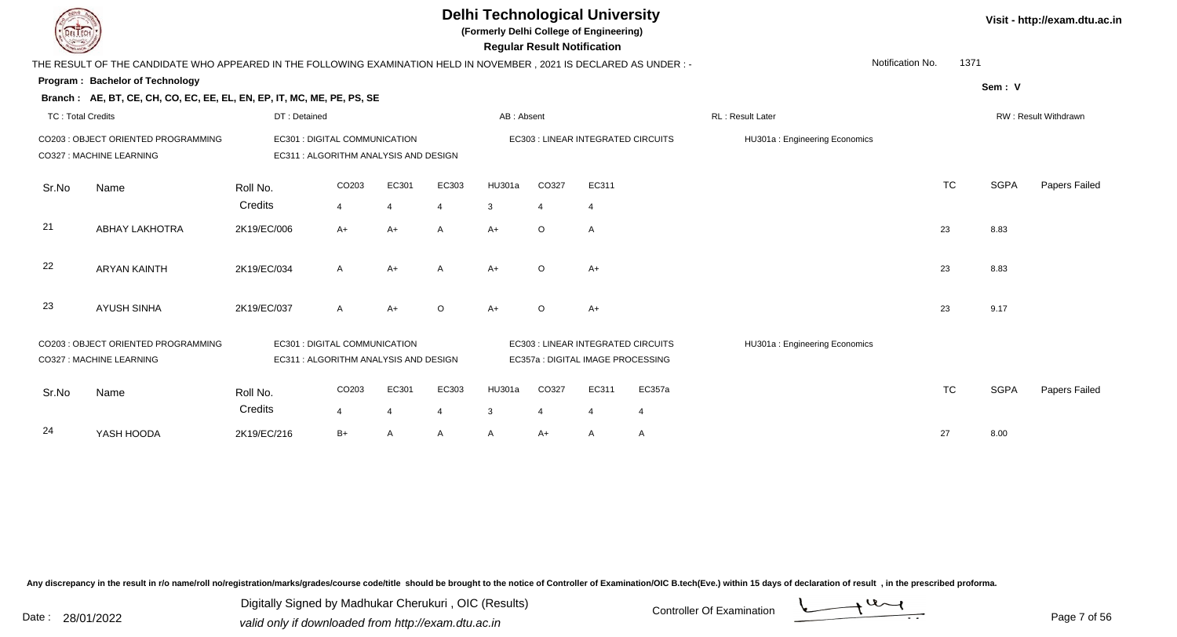# Delhi Technological University

(Formerly Delhi College of Engineering)

**Regular Result Notification**

Visit - http://exam.dtu.ac.in

THE RESULT OF THE CANDIDATE WHO APPEARED IN THE FOLLOWING EXAMINATION HELD IN NOVEMBER , 2021 IS DECLARED AS UNDER : -

Notification No. 1371

**Program : Bachelor of Technology**

Sem : V

**Branch : AE, BT, CE, CH, CO, EC, EE, EL, EN, EP, IT, MC, ME, PE, PS, SE**

TC : Total Credits | DT : Detained | AB : Absent | RL : Result Later | RW : Result Withdrawn

CO203 : OBJECT ORIENTED PROGRAMMING | EC301 : DIGITAL COMMUNICATION | EC303 : LINEAR INTEGRATED CIRCUITS | HU301a : Engineering Economics
CO327 : MACHINE LEARNING | EC311 : ALGORITHM ANALYSIS AND DESIGN

| Sr.No | Name | Roll No. | CO203 | EC301 | EC303 | HU301a | CO327 | EC311 | TC | SGPA | Papers Failed |
|---|---|---|---|---|---|---|---|---|---|---|---|
| | | Credits | 4 | 4 | 4 | 3 | 4 | 4 | | | |
| 21 | ABHAY LAKHOTRA | 2K19/EC/006 | A+ | A+ | A | A+ | O | A | 23 | 8.83 | |
| 22 | ARYAN KAINTH | 2K19/EC/034 | A | A+ | A | A+ | O | A+ | 23 | 8.83 | |
| 23 | AYUSH SINHA | 2K19/EC/037 | A | A+ | O | A+ | O | A+ | 23 | 9.17 | |

CO203 : OBJECT ORIENTED PROGRAMMING | EC301 : DIGITAL COMMUNICATION | EC303 : LINEAR INTEGRATED CIRCUITS | HU301a : Engineering Economics
CO327 : MACHINE LEARNING | EC311 : ALGORITHM ANALYSIS AND DESIGN | EC357a : DIGITAL IMAGE PROCESSING

| Sr.No | Name | Roll No. | CO203 | EC301 | EC303 | HU301a | CO327 | EC311 | EC357a | TC | SGPA | Papers Failed |
|---|---|---|---|---|---|---|---|---|---|---|---|---|
| | | Credits | 4 | 4 | 4 | 3 | 4 | 4 | 4 | | | |
| 24 | YASH HOODA | 2K19/EC/216 | B+ | A | A | A | A+ | A | A | 27 | 8.00 | |

Any discrepancy in the result in r/o name/roll no/registration/marks/grades/course code/title should be brought to the notice of Controller of Examination/OIC B.tech(Eve.) within 15 days of declaration of result , in the prescribed proforma.

Date : 28/01/2022

Digitally Signed by Madhukar Cherukuri , OIC (Results)
valid only if downloaded from http://exam.dtu.ac.in

Controller Of Examination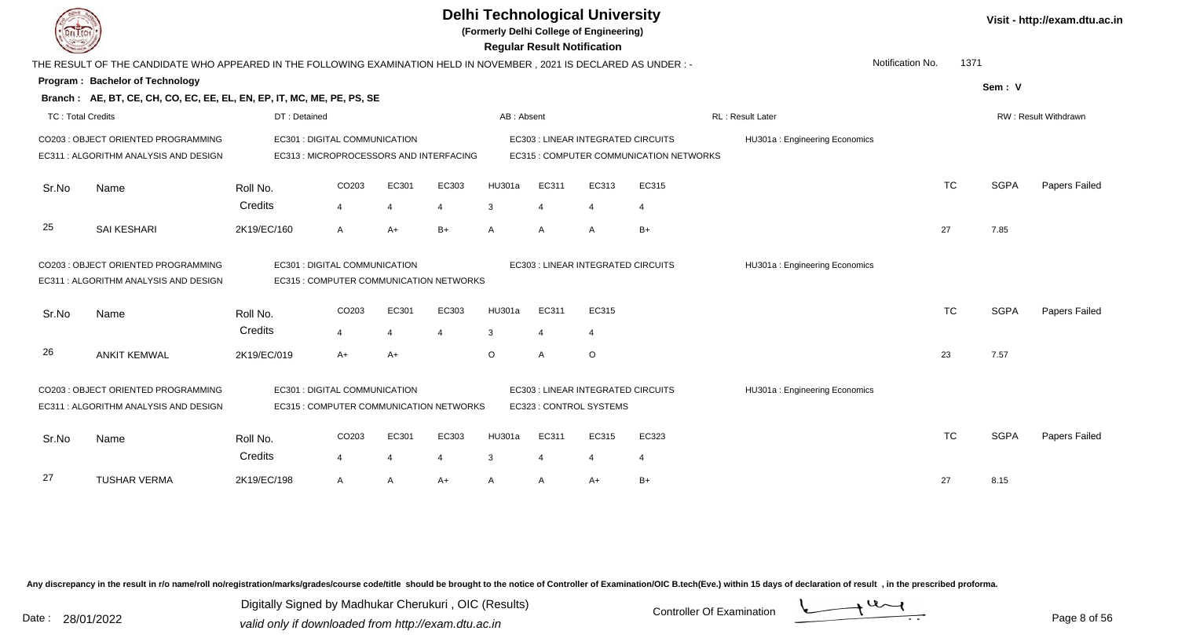# Delhi Technological University

**(Formerly Delhi College of Engineering)**

**Regular Result Notification**

Visit - http://exam.dtu.ac.in

THE RESULT OF THE CANDIDATE WHO APPEARED IN THE FOLLOWING EXAMINATION HELD IN NOVEMBER , 2021 IS DECLARED AS UNDER : -

Notification No. 1371

**Program : Bachelor of Technology**

Sem : V

**Branch : AE, BT, CE, CH, CO, EC, EE, EL, EN, EP, IT, MC, ME, PE, PS, SE**

TC : Total Credits | DT : Detained | AB : Absent | RL : Result Later | RW : Result Withdrawn

CO203 : OBJECT ORIENTED PROGRAMMING
EC311 : ALGORITHM ANALYSIS AND DESIGN
EC301 : DIGITAL COMMUNICATION
EC313 : MICROPROCESSORS AND INTERFACING
EC303 : LINEAR INTEGRATED CIRCUITS
EC315 : COMPUTER COMMUNICATION NETWORKS
HU301a : Engineering Economics

| Sr.No | Name | Roll No. | CO203 | EC301 | EC303 | HU301a | EC311 | EC313 | EC315 | TC | SGPA | Papers Failed |
|---|---|---|---|---|---|---|---|---|---|---|---|---|
| | | Credits | 4 | 4 | 4 | 3 | 4 | 4 | 4 | | | |
| 25 | SAI KESHARI | 2K19/EC/160 | A | A+ | B+ | A | A | A | B+ | 27 | 7.85 | |

CO203 : OBJECT ORIENTED PROGRAMMING
EC311 : ALGORITHM ANALYSIS AND DESIGN
EC301 : DIGITAL COMMUNICATION
EC315 : COMPUTER COMMUNICATION NETWORKS
EC303 : LINEAR INTEGRATED CIRCUITS
HU301a : Engineering Economics

| Sr.No | Name | Roll No. | CO203 | EC301 | EC303 | HU301a | EC311 | EC315 | TC | SGPA | Papers Failed |
|---|---|---|---|---|---|---|---|---|---|---|---|
| | | Credits | 4 | 4 | 4 | 3 | 4 | 4 | | | |
| 26 | ANKIT KEMWAL | 2K19/EC/019 | A+ | A+ | | O | A | O | 23 | 7.57 | |

CO203 : OBJECT ORIENTED PROGRAMMING
EC311 : ALGORITHM ANALYSIS AND DESIGN
EC301 : DIGITAL COMMUNICATION
EC315 : COMPUTER COMMUNICATION NETWORKS
EC303 : LINEAR INTEGRATED CIRCUITS
EC323 : CONTROL SYSTEMS
HU301a : Engineering Economics

| Sr.No | Name | Roll No. | CO203 | EC301 | EC303 | HU301a | EC311 | EC315 | EC323 | TC | SGPA | Papers Failed |
|---|---|---|---|---|---|---|---|---|---|---|---|---|
| | | Credits | 4 | 4 | 4 | 3 | 4 | 4 | 4 | | | |
| 27 | TUSHAR VERMA | 2K19/EC/198 | A | A | A+ | A | A | A+ | B+ | 27 | 8.15 | |

Any discrepancy in the result in r/o name/roll no/registration/marks/grades/course code/title should be brought to the notice of Controller of Examination/OIC B.tech(Eve.) within 15 days of declaration of result , in the prescribed proforma.

Date : 28/01/2022

Digitally Signed by Madhukar Cherukuri , OIC (Results)
valid only if downloaded from http://exam.dtu.ac.in

Controller Of Examination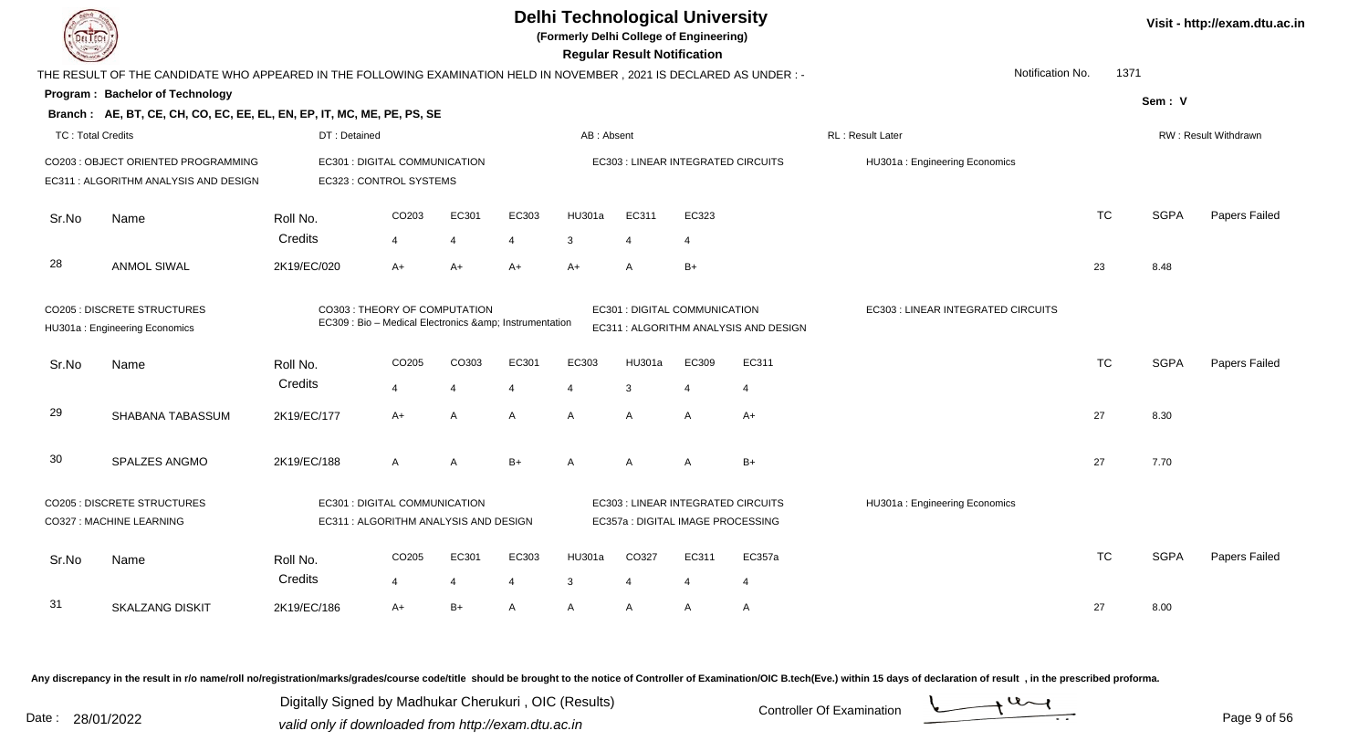# Delhi Technological University

(Formerly Delhi College of Engineering)

**Regular Result Notification**

Visit - http://exam.dtu.ac.in

THE RESULT OF THE CANDIDATE WHO APPEARED IN THE FOLLOWING EXAMINATION HELD IN NOVEMBER , 2021 IS DECLARED AS UNDER : -

Notification No. 1371

**Program : Bachelor of Technology**

Sem : V

**Branch : AE, BT, CE, CH, CO, EC, EE, EL, EN, EP, IT, MC, ME, PE, PS, SE**

TC : Total Credits | DT : Detained | AB : Absent | RL : Result Later | RW : Result Withdrawn

CO203 : OBJECT ORIENTED PROGRAMMING
EC311 : ALGORITHM ANALYSIS AND DESIGN
EC301 : DIGITAL COMMUNICATION
EC323 : CONTROL SYSTEMS
EC303 : LINEAR INTEGRATED CIRCUITS
HU301a : Engineering Economics

| Sr.No | Name | Roll No. | CO203 | EC301 | EC303 | HU301a | EC311 | EC323 | TC | SGPA | Papers Failed |
|---|---|---|---|---|---|---|---|---|---|---|---|
| | | Credits | 4 | 4 | 4 | 3 | 4 | 4 | | | |
| 28 | ANMOL SIWAL | 2K19/EC/020 | A+ | A+ | A+ | A+ | A | B+ | 23 | 8.48 | |

CO205 : DISCRETE STRUCTURES
HU301a : Engineering Economics
CO303 : THEORY OF COMPUTATION
EC309 : Bio – Medical Electronics &amp; Instrumentation
EC301 : DIGITAL COMMUNICATION
EC311 : ALGORITHM ANALYSIS AND DESIGN
EC303 : LINEAR INTEGRATED CIRCUITS

| Sr.No | Name | Roll No. | CO205 | CO303 | EC301 | EC303 | HU301a | EC309 | EC311 | TC | SGPA | Papers Failed |
|---|---|---|---|---|---|---|---|---|---|---|---|---|
| | | Credits | 4 | 4 | 4 | 4 | 3 | 4 | 4 | | | |
| 29 | SHABANA TABASSUM | 2K19/EC/177 | A+ | A | A | A | A | A | A+ | 27 | 8.30 | |
| 30 | SPALZES ANGMO | 2K19/EC/188 | A | A | B+ | A | A | A | B+ | 27 | 7.70 | |

CO205 : DISCRETE STRUCTURES
CO327 : MACHINE LEARNING
EC301 : DIGITAL COMMUNICATION
EC311 : ALGORITHM ANALYSIS AND DESIGN
EC303 : LINEAR INTEGRATED CIRCUITS
EC357a : DIGITAL IMAGE PROCESSING
HU301a : Engineering Economics

| Sr.No | Name | Roll No. | CO205 | EC301 | EC303 | HU301a | CO327 | EC311 | EC357a | TC | SGPA | Papers Failed |
|---|---|---|---|---|---|---|---|---|---|---|---|---|
| | | Credits | 4 | 4 | 4 | 3 | 4 | 4 | 4 | | | |
| 31 | SKALZANG DISKIT | 2K19/EC/186 | A+ | B+ | A | A | A | A | A | 27 | 8.00 | |

Any discrepancy in the result in r/o name/roll no/registration/marks/grades/course code/title should be brought to the notice of Controller of Examination/OIC B.tech(Eve.) within 15 days of declaration of result , in the prescribed proforma.

Date : 28/01/2022

Digitally Signed by Madhukar Cherukuri , OIC (Results)
valid only if downloaded from http://exam.dtu.ac.in

Controller Of Examination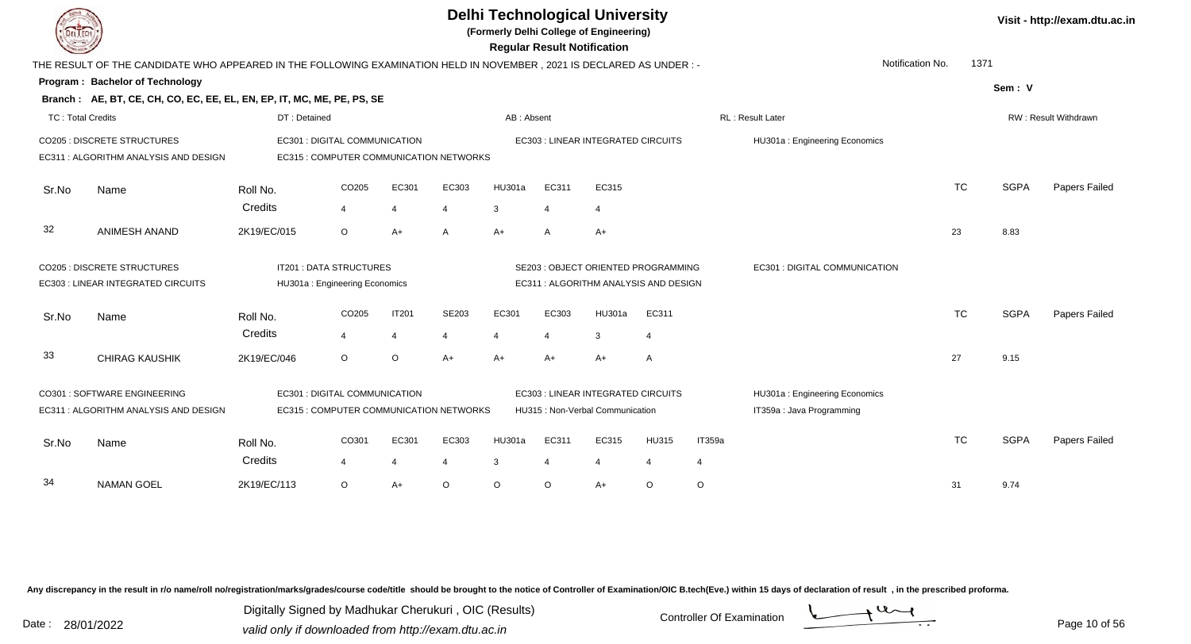# Delhi Technological University

**(Formerly Delhi College of Engineering)**

**Regular Result Notification**

Visit - http://exam.dtu.ac.in

THE RESULT OF THE CANDIDATE WHO APPEARED IN THE FOLLOWING EXAMINATION HELD IN NOVEMBER , 2021 IS DECLARED AS UNDER : -

Notification No. 1371

**Program : Bachelor of Technology**

Sem : V

**Branch : AE, BT, CE, CH, CO, EC, EE, EL, EN, EP, IT, MC, ME, PE, PS, SE**

TC : Total Credits | DT : Detained | AB : Absent | RL : Result Later | RW : Result Withdrawn

CO205 : DISCRETE STRUCTURES
EC301 : DIGITAL COMMUNICATION
EC303 : LINEAR INTEGRATED CIRCUITS
HU301a : Engineering Economics
EC311 : ALGORITHM ANALYSIS AND DESIGN
EC315 : COMPUTER COMMUNICATION NETWORKS

| Sr.No | Name | Roll No. | CO205 | EC301 | EC303 | HU301a | EC311 | EC315 | TC | SGPA | Papers Failed |
|---|---|---|---|---|---|---|---|---|---|---|---|
| | | Credits | 4 | 4 | 4 | 3 | 4 | 4 | | | |
| 32 | ANIMESH ANAND | 2K19/EC/015 | O | A+ | A | A+ | A | A+ | 23 | 8.83 | |

CO205 : DISCRETE STRUCTURES
IT201 : DATA STRUCTURES
SE203 : OBJECT ORIENTED PROGRAMMING
EC301 : DIGITAL COMMUNICATION
EC303 : LINEAR INTEGRATED CIRCUITS
HU301a : Engineering Economics
EC311 : ALGORITHM ANALYSIS AND DESIGN

| Sr.No | Name | Roll No. | CO205 | IT201 | SE203 | EC301 | EC303 | HU301a | EC311 | TC | SGPA | Papers Failed |
|---|---|---|---|---|---|---|---|---|---|---|---|---|
| | | Credits | 4 | 4 | 4 | 4 | 4 | 3 | 4 | | | |
| 33 | CHIRAG KAUSHIK | 2K19/EC/046 | O | O | A+ | A+ | A+ | A+ | A | 27 | 9.15 | |

CO301 : SOFTWARE ENGINEERING
EC301 : DIGITAL COMMUNICATION
EC303 : LINEAR INTEGRATED CIRCUITS
HU301a : Engineering Economics
EC311 : ALGORITHM ANALYSIS AND DESIGN
EC315 : COMPUTER COMMUNICATION NETWORKS
HU315 : Non-Verbal Communication
IT359a : Java Programming

| Sr.No | Name | Roll No. | CO301 | EC301 | EC303 | HU301a | EC311 | EC315 | HU315 | IT359a | TC | SGPA | Papers Failed |
|---|---|---|---|---|---|---|---|---|---|---|---|---|---|
| | | Credits | 4 | 4 | 4 | 3 | 4 | 4 | 4 | 4 | | | |
| 34 | NAMAN GOEL | 2K19/EC/113 | O | A+ | O | O | O | A+ | O | O | 31 | 9.74 | |

Any discrepancy in the result in r/o name/roll no/registration/marks/grades/course code/title should be brought to the notice of Controller of Examination/OIC B.tech(Eve.) within 15 days of declaration of result , in the prescribed proforma.

Date : 28/01/2022

Digitally Signed by Madhukar Cherukuri , OIC (Results)
valid only if downloaded from http://exam.dtu.ac.in

Controller Of Examination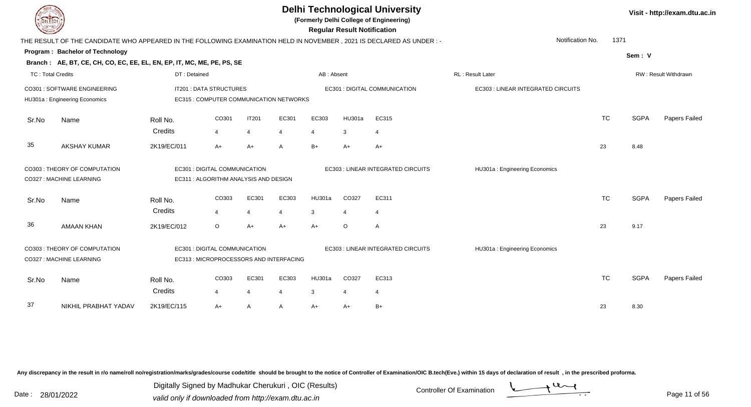# Delhi Technological University

**(Formerly Delhi College of Engineering)**

**Regular Result Notification**

Visit - http://exam.dtu.ac.in

THE RESULT OF THE CANDIDATE WHO APPEARED IN THE FOLLOWING EXAMINATION HELD IN NOVEMBER , 2021 IS DECLARED AS UNDER : -

Notification No. 1371

**Program : Bachelor of Technology**

Sem : V

**Branch : AE, BT, CE, CH, CO, EC, EE, EL, EN, EP, IT, MC, ME, PE, PS, SE**

TC : Total Credits | DT : Detained | AB : Absent | RL : Result Later | RW : Result Withdrawn

CO301 : SOFTWARE ENGINEERING | IT201 : DATA STRUCTURES | EC301 : DIGITAL COMMUNICATION | EC303 : LINEAR INTEGRATED CIRCUITS
HU301a : Engineering Economics | EC315 : COMPUTER COMMUNICATION NETWORKS

| Sr.No | Name | Roll No. | CO301 | IT201 | EC301 | EC303 | HU301a | EC315 | TC | SGPA | Papers Failed |
|---|---|---|---|---|---|---|---|---|---|---|---|
| | | Credits | 4 | 4 | 4 | 4 | 3 | 4 | | | |
| 35 | AKSHAY KUMAR | 2K19/EC/011 | A+ | A+ | A | B+ | A+ | A+ | 23 | 8.48 | |

CO303 : THEORY OF COMPUTATION | EC301 : DIGITAL COMMUNICATION | EC303 : LINEAR INTEGRATED CIRCUITS | HU301a : Engineering Economics
CO327 : MACHINE LEARNING | EC311 : ALGORITHM ANALYSIS AND DESIGN

| Sr.No | Name | Roll No. | CO303 | EC301 | EC303 | HU301a | CO327 | EC311 | TC | SGPA | Papers Failed |
|---|---|---|---|---|---|---|---|---|---|---|---|
| | | Credits | 4 | 4 | 4 | 3 | 4 | 4 | | | |
| 36 | AMAAN KHAN | 2K19/EC/012 | O | A+ | A+ | A+ | O | A | 23 | 9.17 | |

CO303 : THEORY OF COMPUTATION | EC301 : DIGITAL COMMUNICATION | EC303 : LINEAR INTEGRATED CIRCUITS | HU301a : Engineering Economics
CO327 : MACHINE LEARNING | EC313 : MICROPROCESSORS AND INTERFACING

| Sr.No | Name | Roll No. | CO303 | EC301 | EC303 | HU301a | CO327 | EC313 | TC | SGPA | Papers Failed |
|---|---|---|---|---|---|---|---|---|---|---|---|
| | | Credits | 4 | 4 | 4 | 3 | 4 | 4 | | | |
| 37 | NIKHIL PRABHAT YADAV | 2K19/EC/115 | A+ | A | A | A+ | A+ | B+ | 23 | 8.30 | |

Any discrepancy in the result in r/o name/roll no/registration/marks/grades/course code/title should be brought to the notice of Controller of Examination/OIC B.tech(Eve.) within 15 days of declaration of result , in the prescribed proforma.

Date : 28/01/2022

Digitally Signed by Madhukar Cherukuri , OIC (Results)
valid only if downloaded from http://exam.dtu.ac.in

Controller Of Examination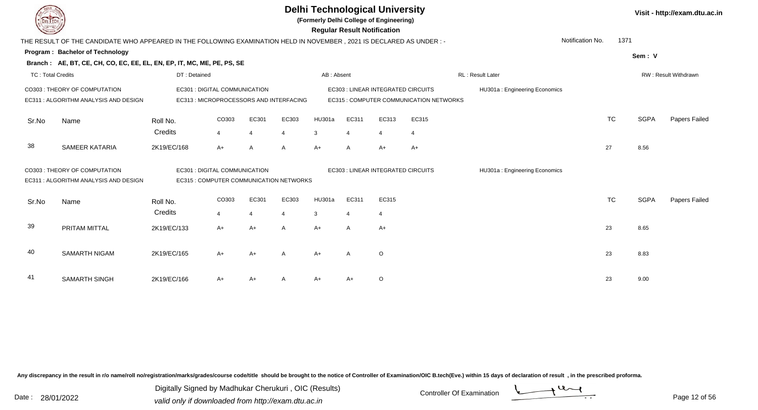# Delhi Technological University

**(Formerly Delhi College of Engineering)**

**Regular Result Notification**

Visit - http://exam.dtu.ac.in

THE RESULT OF THE CANDIDATE WHO APPEARED IN THE FOLLOWING EXAMINATION HELD IN NOVEMBER , 2021 IS DECLARED AS UNDER : -

Notification No. 1371

**Program : Bachelor of Technology**

Sem : V

**Branch : AE, BT, CE, CH, CO, EC, EE, EL, EN, EP, IT, MC, ME, PE, PS, SE**

TC : Total Credits | DT : Detained | AB : Absent | RL : Result Later | RW : Result Withdrawn

CO303 : THEORY OF COMPUTATION
EC301 : DIGITAL COMMUNICATION
EC303 : LINEAR INTEGRATED CIRCUITS
HU301a : Engineering Economics
EC311 : ALGORITHM ANALYSIS AND DESIGN
EC313 : MICROPROCESSORS AND INTERFACING
EC315 : COMPUTER COMMUNICATION NETWORKS

| Sr.No | Name | Roll No. | CO303 | EC301 | EC303 | HU301a | EC311 | EC313 | EC315 | TC | SGPA | Papers Failed |
|---|---|---|---|---|---|---|---|---|---|---|---|---|
| | | Credits | 4 | 4 | 4 | 3 | 4 | 4 | 4 | | | |
| 38 | SAMEER KATARIA | 2K19/EC/168 | A+ | A | A | A+ | A | A+ | A+ | 27 | 8.56 | |

CO303 : THEORY OF COMPUTATION
EC301 : DIGITAL COMMUNICATION
EC303 : LINEAR INTEGRATED CIRCUITS
HU301a : Engineering Economics
EC311 : ALGORITHM ANALYSIS AND DESIGN
EC315 : COMPUTER COMMUNICATION NETWORKS

| Sr.No | Name | Roll No. | CO303 | EC301 | EC303 | HU301a | EC311 | EC315 | TC | SGPA | Papers Failed |
|---|---|---|---|---|---|---|---|---|---|---|---|
| | | Credits | 4 | 4 | 4 | 3 | 4 | 4 | | | |
| 39 | PRITAM MITTAL | 2K19/EC/133 | A+ | A+ | A | A+ | A | A+ | 23 | 8.65 | |
| 40 | SAMARTH NIGAM | 2K19/EC/165 | A+ | A+ | A | A+ | A | O | 23 | 8.83 | |
| 41 | SAMARTH SINGH | 2K19/EC/166 | A+ | A+ | A | A+ | A+ | O | 23 | 9.00 | |

Any discrepancy in the result in r/o name/roll no/registration/marks/grades/course code/title should be brought to the notice of Controller of Examination/OIC B.tech(Eve.) within 15 days of declaration of result , in the prescribed proforma.

Date : 28/01/2022

Digitally Signed by Madhukar Cherukuri , OIC (Results)
valid only if downloaded from http://exam.dtu.ac.in

Controller Of Examination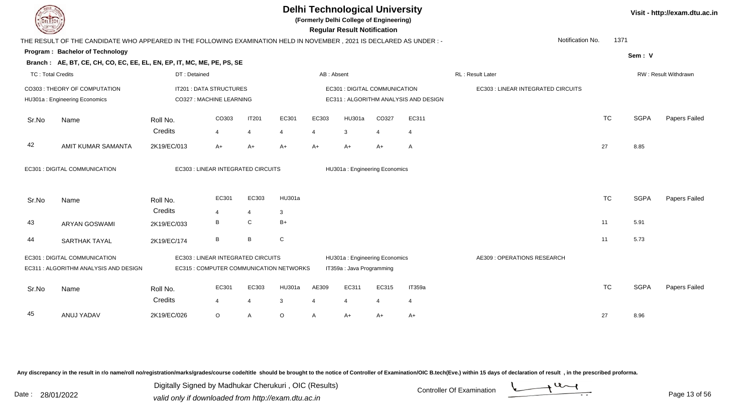# Delhi Technological University

**(Formerly Delhi College of Engineering)**

**Regular Result Notification**

Visit - http://exam.dtu.ac.in

THE RESULT OF THE CANDIDATE WHO APPEARED IN THE FOLLOWING EXAMINATION HELD IN NOVEMBER , 2021 IS DECLARED AS UNDER : -

Notification No. 1371

**Program : Bachelor of Technology**

Sem : V

**Branch : AE, BT, CE, CH, CO, EC, EE, EL, EN, EP, IT, MC, ME, PE, PS, SE**

TC : Total Credits | DT : Detained | AB : Absent | RL : Result Later | RW : Result Withdrawn

CO303 : THEORY OF COMPUTATION | IT201 : DATA STRUCTURES | EC301 : DIGITAL COMMUNICATION | EC303 : LINEAR INTEGRATED CIRCUITS
HU301a : Engineering Economics | CO327 : MACHINE LEARNING | EC311 : ALGORITHM ANALYSIS AND DESIGN

| Sr.No | Name | Roll No. | CO303 | IT201 | EC301 | EC303 | HU301a | CO327 | EC311 | TC | SGPA | Papers Failed |
|---|---|---|---|---|---|---|---|---|---|---|---|---|
| | | Credits | 4 | 4 | 4 | 4 | 3 | 4 | 4 | | | |
| 42 | AMIT KUMAR SAMANTA | 2K19/EC/013 | A+ | A+ | A+ | A+ | A+ | A+ | A | 27 | 8.85 | |

EC301 : DIGITAL COMMUNICATION | EC303 : LINEAR INTEGRATED CIRCUITS | HU301a : Engineering Economics

| Sr.No | Name | Roll No. | EC301 | EC303 | HU301a | TC | SGPA | Papers Failed |
|---|---|---|---|---|---|---|---|---|
| | | Credits | 4 | 4 | 3 | | | |
| 43 | ARYAN GOSWAMI | 2K19/EC/033 | B | C | B+ | 11 | 5.91 | |
| 44 | SARTHAK TAYAL | 2K19/EC/174 | B | B | C | 11 | 5.73 | |

EC301 : DIGITAL COMMUNICATION | EC303 : LINEAR INTEGRATED CIRCUITS | HU301a : Engineering Economics | AE309 : OPERATIONS RESEARCH
EC311 : ALGORITHM ANALYSIS AND DESIGN | EC315 : COMPUTER COMMUNICATION NETWORKS | IT359a : Java Programming

| Sr.No | Name | Roll No. | EC301 | EC303 | HU301a | AE309 | EC311 | EC315 | IT359a | TC | SGPA | Papers Failed |
|---|---|---|---|---|---|---|---|---|---|---|---|---|
| | | Credits | 4 | 4 | 3 | 4 | 4 | 4 | 4 | | | |
| 45 | ANUJ YADAV | 2K19/EC/026 | O | A | O | A | A+ | A+ | A+ | 27 | 8.96 | |

Any discrepancy in the result in r/o name/roll no/registration/marks/grades/course code/title should be brought to the notice of Controller of Examination/OIC B.tech(Eve.) within 15 days of declaration of result , in the prescribed proforma.

Date : 28/01/2022

Digitally Signed by Madhukar Cherukuri , OIC (Results)
valid only if downloaded from http://exam.dtu.ac.in

Controller Of Examination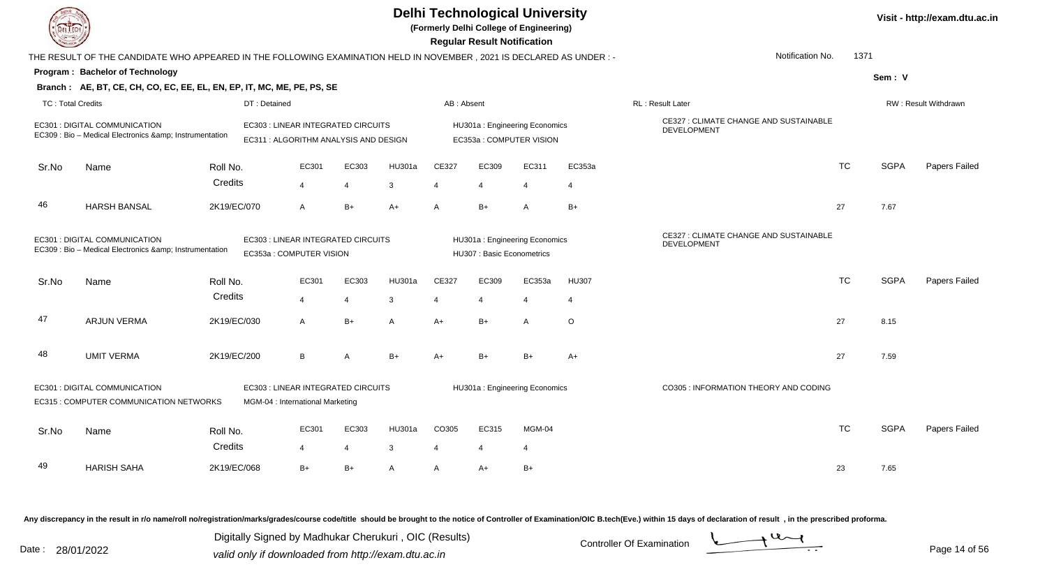# Delhi Technological University

(Formerly Delhi College of Engineering)

**Regular Result Notification**

Visit - http://exam.dtu.ac.in

THE RESULT OF THE CANDIDATE WHO APPEARED IN THE FOLLOWING EXAMINATION HELD IN NOVEMBER , 2021 IS DECLARED AS UNDER : -

Notification No. 1371

**Program : Bachelor of Technology**

Sem : V

**Branch : AE, BT, CE, CH, CO, EC, EE, EL, EN, EP, IT, MC, ME, PE, PS, SE**

TC : Total Credits | DT : Detained | AB : Absent | RL : Result Later | RW : Result Withdrawn

EC301 : DIGITAL COMMUNICATION
EC309 : Bio – Medical Electronics &amp; Instrumentation
EC303 : LINEAR INTEGRATED CIRCUITS
EC311 : ALGORITHM ANALYSIS AND DESIGN
HU301a : Engineering Economics
EC353a : COMPUTER VISION
CE327 : CLIMATE CHANGE AND SUSTAINABLE DEVELOPMENT

| Sr.No | Name | Roll No. | EC301 | EC303 | HU301a | CE327 | EC309 | EC311 | EC353a | TC | SGPA | Papers Failed |
|---|---|---|---|---|---|---|---|---|---|---|---|---|
| | | Credits | 4 | 4 | 3 | 4 | 4 | 4 | 4 | | | |
| 46 | HARSH BANSAL | 2K19/EC/070 | A | B+ | A+ | A | B+ | A | B+ | 27 | 7.67 | |

EC301 : DIGITAL COMMUNICATION
EC309 : Bio – Medical Electronics &amp; Instrumentation
EC303 : LINEAR INTEGRATED CIRCUITS
EC353a : COMPUTER VISION
HU301a : Engineering Economics
HU307 : Basic Econometrics
CE327 : CLIMATE CHANGE AND SUSTAINABLE DEVELOPMENT

| Sr.No | Name | Roll No. | EC301 | EC303 | HU301a | CE327 | EC309 | EC353a | HU307 | TC | SGPA | Papers Failed |
|---|---|---|---|---|---|---|---|---|---|---|---|---|
| | | Credits | 4 | 4 | 3 | 4 | 4 | 4 | 4 | | | |
| 47 | ARJUN VERMA | 2K19/EC/030 | A | B+ | A | A+ | B+ | A | O | 27 | 8.15 | |
| 48 | UMIT VERMA | 2K19/EC/200 | B | A | B+ | A+ | B+ | B+ | A+ | 27 | 7.59 | |

EC301 : DIGITAL COMMUNICATION
EC315 : COMPUTER COMMUNICATION NETWORKS
EC303 : LINEAR INTEGRATED CIRCUITS
MGM-04 : International Marketing
HU301a : Engineering Economics
CO305 : INFORMATION THEORY AND CODING

| Sr.No | Name | Roll No. | EC301 | EC303 | HU301a | CO305 | EC315 | MGM-04 | TC | SGPA | Papers Failed |
|---|---|---|---|---|---|---|---|---|---|---|---|
| | | Credits | 4 | 4 | 3 | 4 | 4 | 4 | | | |
| 49 | HARISH SAHA | 2K19/EC/068 | B+ | B+ | A | A | A+ | B+ | 23 | 7.65 | |

Any discrepancy in the result in r/o name/roll no/registration/marks/grades/course code/title should be brought to the notice of Controller of Examination/OIC B.tech(Eve.) within 15 days of declaration of result , in the prescribed proforma.

Date : 28/01/2022

Digitally Signed by Madhukar Cherukuri , OIC (Results)
valid only if downloaded from http://exam.dtu.ac.in

Controller Of Examination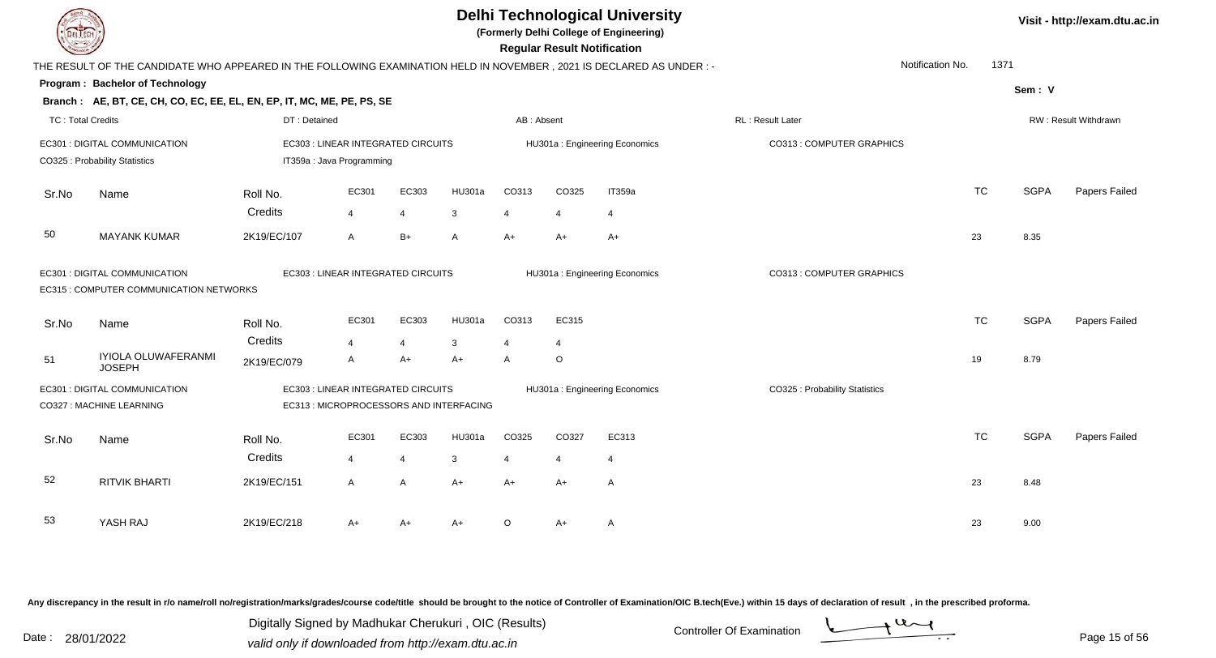# Delhi Technological University

**(Formerly Delhi College of Engineering)**

**Regular Result Notification**

Visit - http://exam.dtu.ac.in

THE RESULT OF THE CANDIDATE WHO APPEARED IN THE FOLLOWING EXAMINATION HELD IN NOVEMBER , 2021 IS DECLARED AS UNDER : -

Notification No. 1371

**Program : Bachelor of Technology**

Sem : V

**Branch : AE, BT, CE, CH, CO, EC, EE, EL, EN, EP, IT, MC, ME, PE, PS, SE**

TC : Total Credits | DT : Detained | AB : Absent | RL : Result Later | RW : Result Withdrawn

EC301 : DIGITAL COMMUNICATION | EC303 : LINEAR INTEGRATED CIRCUITS | HU301a : Engineering Economics | CO313 : COMPUTER GRAPHICS | CO325 : Probability Statistics | IT359a : Java Programming

| Sr.No | Name | Roll No. | EC301 | EC303 | HU301a | CO313 | CO325 | IT359a | TC | SGPA | Papers Failed |
|---|---|---|---|---|---|---|---|---|---|---|---|
| | | Credits | 4 | 4 | 3 | 4 | 4 | 4 | | | |
| 50 | MAYANK KUMAR | 2K19/EC/107 | A | B+ | A | A+ | A+ | A+ | 23 | 8.35 | |

EC301 : DIGITAL COMMUNICATION | EC303 : LINEAR INTEGRATED CIRCUITS | HU301a : Engineering Economics | CO313 : COMPUTER GRAPHICS | EC315 : COMPUTER COMMUNICATION NETWORKS

| Sr.No | Name | Roll No. | EC301 | EC303 | HU301a | CO313 | EC315 | TC | SGPA | Papers Failed |
|---|---|---|---|---|---|---|---|---|---|---|
| | | Credits | 4 | 4 | 3 | 4 | 4 | | | |
| 51 | IYIOLA OLUWAFERANMI JOSEPH | 2K19/EC/079 | A | A+ | A+ | A | O | 19 | 8.79 | |

EC301 : DIGITAL COMMUNICATION | EC303 : LINEAR INTEGRATED CIRCUITS | HU301a : Engineering Economics | CO325 : Probability Statistics | CO327 : MACHINE LEARNING | EC313 : MICROPROCESSORS AND INTERFACING

| Sr.No | Name | Roll No. | EC301 | EC303 | HU301a | CO325 | CO327 | EC313 | TC | SGPA | Papers Failed |
|---|---|---|---|---|---|---|---|---|---|---|---|
| | | Credits | 4 | 4 | 3 | 4 | 4 | 4 | | | |
| 52 | RITVIK BHARTI | 2K19/EC/151 | A | A | A+ | A+ | A+ | A | 23 | 8.48 | |
| 53 | YASH RAJ | 2K19/EC/218 | A+ | A+ | A+ | O | A+ | A | 23 | 9.00 | |

Any discrepancy in the result in r/o name/roll no/registration/marks/grades/course code/title should be brought to the notice of Controller of Examination/OIC B.tech(Eve.) within 15 days of declaration of result , in the prescribed proforma.

Date : 28/01/2022

Digitally Signed by Madhukar Cherukuri , OIC (Results)
valid only if downloaded from http://exam.dtu.ac.in

Controller Of Examination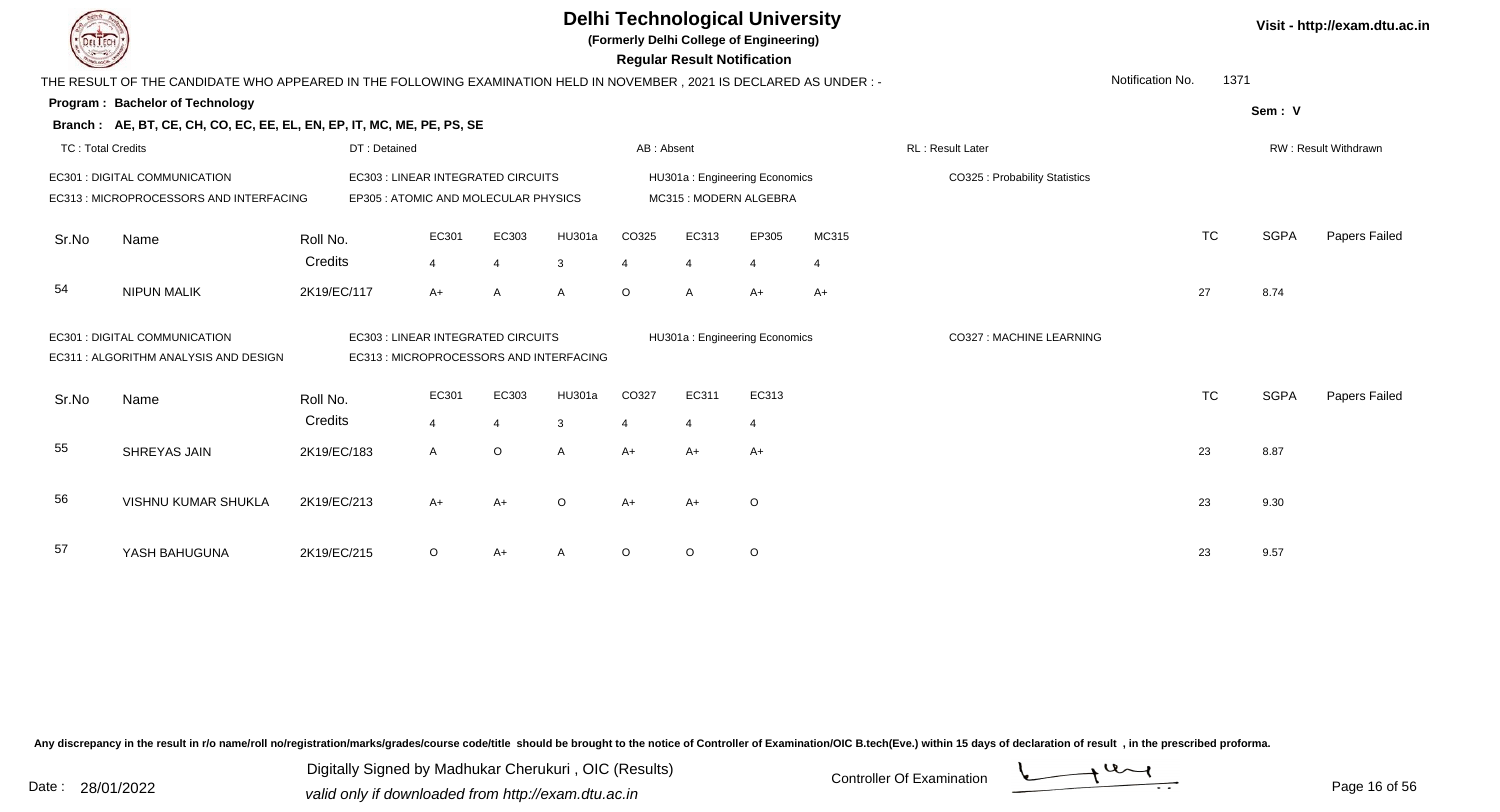# Delhi Technological University

**(Formerly Delhi College of Engineering)**

**Regular Result Notification**

Visit - http://exam.dtu.ac.in

THE RESULT OF THE CANDIDATE WHO APPEARED IN THE FOLLOWING EXAMINATION HELD IN NOVEMBER , 2021 IS DECLARED AS UNDER : -

Notification No. 1371

**Program : Bachelor of Technology**

Sem : V

**Branch : AE, BT, CE, CH, CO, EC, EE, EL, EN, EP, IT, MC, ME, PE, PS, SE**

TC : Total Credits | DT : Detained | AB : Absent | RL : Result Later | RW : Result Withdrawn

EC301 : DIGITAL COMMUNICATION
EC303 : LINEAR INTEGRATED CIRCUITS
HU301a : Engineering Economics
CO325 : Probability Statistics
EC313 : MICROPROCESSORS AND INTERFACING
EP305 : ATOMIC AND MOLECULAR PHYSICS
MC315 : MODERN ALGEBRA

| Sr.No | Name | Roll No. | EC301 | EC303 | HU301a | CO325 | EC313 | EP305 | MC315 | TC | SGPA | Papers Failed |
|---|---|---|---|---|---|---|---|---|---|---|---|---|
| | | Credits | 4 | 4 | 3 | 4 | 4 | 4 | 4 | | | |
| 54 | NIPUN MALIK | 2K19/EC/117 | A+ | A | A | O | A | A+ | A+ | 27 | 8.74 | |

EC301 : DIGITAL COMMUNICATION
EC303 : LINEAR INTEGRATED CIRCUITS
HU301a : Engineering Economics
CO327 : MACHINE LEARNING
EC311 : ALGORITHM ANALYSIS AND DESIGN
EC313 : MICROPROCESSORS AND INTERFACING

| Sr.No | Name | Roll No. | EC301 | EC303 | HU301a | CO327 | EC311 | EC313 | TC | SGPA | Papers Failed |
|---|---|---|---|---|---|---|---|---|---|---|---|
| | | Credits | 4 | 4 | 3 | 4 | 4 | 4 | | | |
| 55 | SHREYAS JAIN | 2K19/EC/183 | A | O | A | A+ | A+ | A+ | 23 | 8.87 | |
| 56 | VISHNU KUMAR SHUKLA | 2K19/EC/213 | A+ | A+ | O | A+ | A+ | O | 23 | 9.30 | |
| 57 | YASH BAHUGUNA | 2K19/EC/215 | O | A+ | A | O | O | O | 23 | 9.57 | |

Any discrepancy in the result in r/o name/roll no/registration/marks/grades/course code/title should be brought to the notice of Controller of Examination/OIC B.tech(Eve.) within 15 days of declaration of result , in the prescribed proforma.

Date : 28/01/2022

Digitally Signed by Madhukar Cherukuri , OIC (Results)
valid only if downloaded from http://exam.dtu.ac.in

Controller Of Examination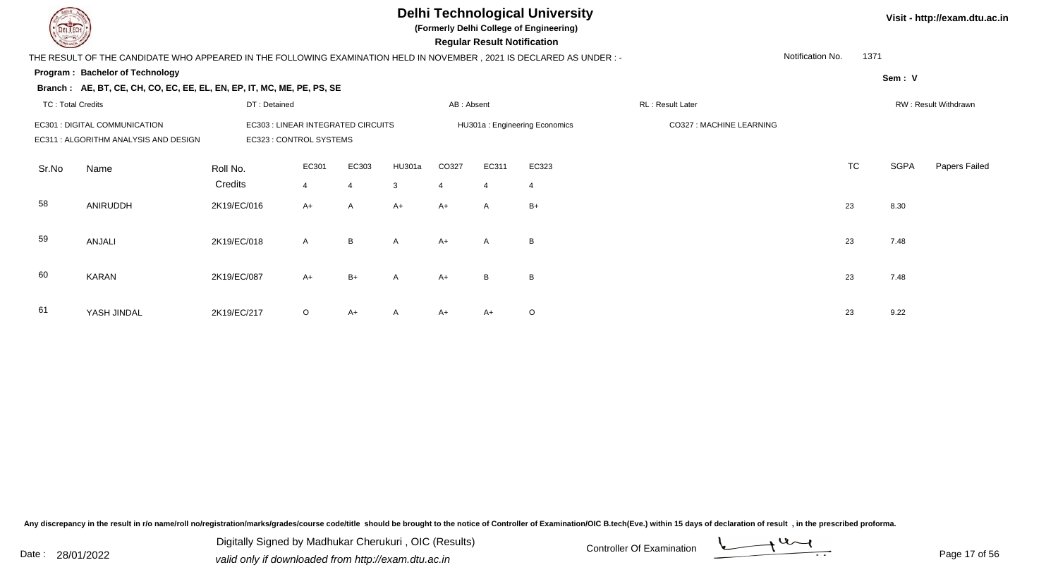# Delhi Technological University

**(Formerly Delhi College of Engineering)**

**Regular Result Notification**

Visit - http://exam.dtu.ac.in

THE RESULT OF THE CANDIDATE WHO APPEARED IN THE FOLLOWING EXAMINATION HELD IN NOVEMBER , 2021 IS DECLARED AS UNDER : -

Notification No. 1371

**Program : Bachelor of Technology**

**Sem : V**

**Branch : AE, BT, CE, CH, CO, EC, EE, EL, EN, EP, IT, MC, ME, PE, PS, SE**

TC : Total Credits | DT : Detained | AB : Absent | RL : Result Later | RW : Result Withdrawn

EC301 : DIGITAL COMMUNICATION | EC303 : LINEAR INTEGRATED CIRCUITS | HU301a : Engineering Economics | CO327 : MACHINE LEARNING

EC311 : ALGORITHM ANALYSIS AND DESIGN | EC323 : CONTROL SYSTEMS

| Sr.No | Name | Roll No. | EC301 | EC303 | HU301a | CO327 | EC311 | EC323 | TC | SGPA | Papers Failed |
|---|---|---|---|---|---|---|---|---|---|---|---|
| | | Credits | 4 | 4 | 3 | 4 | 4 | 4 | | | |
| 58 | ANIRUDDH | 2K19/EC/016 | A+ | A | A+ | A+ | A | B+ | 23 | 8.30 | |
| 59 | ANJALI | 2K19/EC/018 | A | B | A | A+ | A | B | 23 | 7.48 | |
| 60 | KARAN | 2K19/EC/087 | A+ | B+ | A | A+ | B | B | 23 | 7.48 | |
| 61 | YASH JINDAL | 2K19/EC/217 | O | A+ | A | A+ | A+ | O | 23 | 9.22 | |

Any discrepancy in the result in r/o name/roll no/registration/marks/grades/course code/title should be brought to the notice of Controller of Examination/OIC B.tech(Eve.) within 15 days of declaration of result , in the prescribed proforma.

Date : 28/01/2022

Digitally Signed by Madhukar Cherukuri , OIC (Results)
valid only if downloaded from http://exam.dtu.ac.in

Controller Of Examination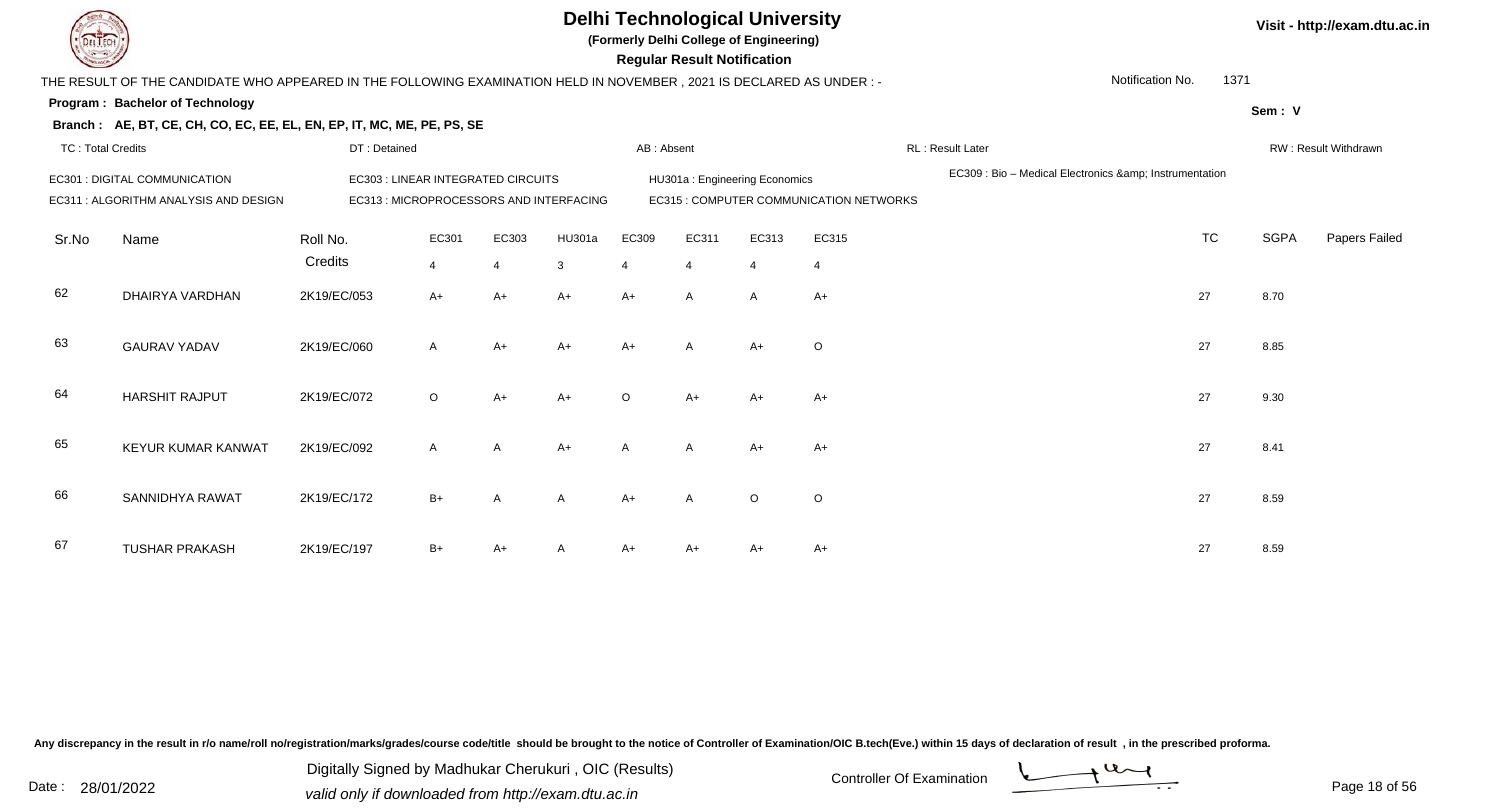# Delhi Technological University

**(Formerly Delhi College of Engineering)**

**Regular Result Notification**

Visit - http://exam.dtu.ac.in

THE RESULT OF THE CANDIDATE WHO APPEARED IN THE FOLLOWING EXAMINATION HELD IN NOVEMBER , 2021 IS DECLARED AS UNDER : -

Notification No. 1371

**Program : Bachelor of Technology**

**Sem : V**

**Branch : AE, BT, CE, CH, CO, EC, EE, EL, EN, EP, IT, MC, ME, PE, PS, SE**

TC : Total Credits | DT : Detained | AB : Absent | RL : Result Later | RW : Result Withdrawn

EC301 : DIGITAL COMMUNICATION
EC303 : LINEAR INTEGRATED CIRCUITS
HU301a : Engineering Economics
EC309 : Bio – Medical Electronics &amp; Instrumentation
EC311 : ALGORITHM ANALYSIS AND DESIGN
EC313 : MICROPROCESSORS AND INTERFACING
EC315 : COMPUTER COMMUNICATION NETWORKS

| Sr.No | Name | Roll No. | EC301 | EC303 | HU301a | EC309 | EC311 | EC313 | EC315 | TC | SGPA | Papers Failed |
|---|---|---|---|---|---|---|---|---|---|---|---|---|
| | | Credits | 4 | 4 | 3 | 4 | 4 | 4 | 4 | | | |
| 62 | DHAIRYA VARDHAN | 2K19/EC/053 | A+ | A+ | A+ | A+ | A | A | A+ | 27 | 8.70 | |
| 63 | GAURAV YADAV | 2K19/EC/060 | A | A+ | A+ | A+ | A | A+ | O | 27 | 8.85 | |
| 64 | HARSHIT RAJPUT | 2K19/EC/072 | O | A+ | A+ | O | A+ | A+ | A+ | 27 | 9.30 | |
| 65 | KEYUR KUMAR KANWAT | 2K19/EC/092 | A | A | A+ | A | A | A+ | A+ | 27 | 8.41 | |
| 66 | SANNIDHYA RAWAT | 2K19/EC/172 | B+ | A | A | A+ | A | O | O | 27 | 8.59 | |
| 67 | TUSHAR PRAKASH | 2K19/EC/197 | B+ | A+ | A | A+ | A+ | A+ | A+ | 27 | 8.59 | |

Any discrepancy in the result in r/o name/roll no/registration/marks/grades/course code/title should be brought to the notice of Controller of Examination/OIC B.tech(Eve.) within 15 days of declaration of result , in the prescribed proforma.

Date : 28/01/2022

Digitally Signed by Madhukar Cherukuri , OIC (Results)
valid only if downloaded from http://exam.dtu.ac.in

Controller Of Examination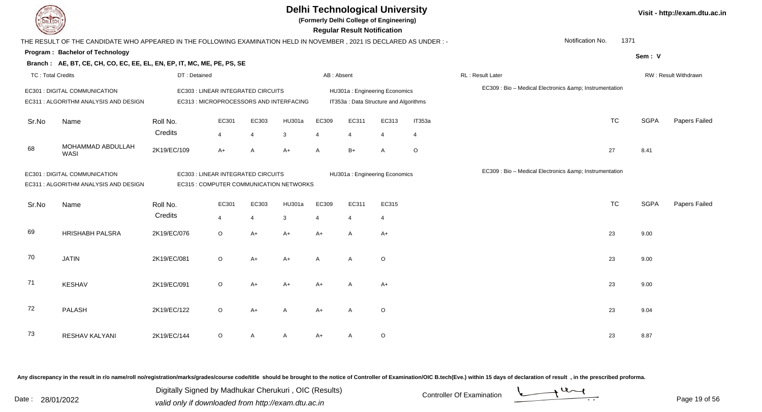# Delhi Technological University

**(Formerly Delhi College of Engineering)**

**Regular Result Notification**

Visit - http://exam.dtu.ac.in

THE RESULT OF THE CANDIDATE WHO APPEARED IN THE FOLLOWING EXAMINATION HELD IN NOVEMBER , 2021 IS DECLARED AS UNDER : -

Notification No. 1371

**Program : Bachelor of Technology**

Sem : V

**Branch : AE, BT, CE, CH, CO, EC, EE, EL, EN, EP, IT, MC, ME, PE, PS, SE**

TC : Total Credits | DT : Detained | AB : Absent | RL : Result Later | RW : Result Withdrawn

EC301 : DIGITAL COMMUNICATION
EC303 : LINEAR INTEGRATED CIRCUITS
HU301a : Engineering Economics
EC309 : Bio – Medical Electronics &amp; Instrumentation
EC311 : ALGORITHM ANALYSIS AND DESIGN
EC313 : MICROPROCESSORS AND INTERFACING
IT353a : Data Structure and Algorithms

| Sr.No | Name | Roll No. | EC301 | EC303 | HU301a | EC309 | EC311 | EC313 | IT353a | TC | SGPA | Papers Failed |
|---|---|---|---|---|---|---|---|---|---|---|---|---|
| | | Credits | 4 | 4 | 3 | 4 | 4 | 4 | 4 | | | |
| 68 | MOHAMMAD ABDULLAH WASI | 2K19/EC/109 | A+ | A | A+ | A | B+ | A | O | 27 | 8.41 | |

EC301 : DIGITAL COMMUNICATION
EC303 : LINEAR INTEGRATED CIRCUITS
HU301a : Engineering Economics
EC309 : Bio – Medical Electronics &amp; Instrumentation
EC311 : ALGORITHM ANALYSIS AND DESIGN
EC315 : COMPUTER COMMUNICATION NETWORKS

| Sr.No | Name | Roll No. | EC301 | EC303 | HU301a | EC309 | EC311 | EC315 | TC | SGPA | Papers Failed |
|---|---|---|---|---|---|---|---|---|---|---|---|
| | | Credits | 4 | 4 | 3 | 4 | 4 | 4 | | | |
| 69 | HRISHABH PALSRA | 2K19/EC/076 | O | A+ | A+ | A+ | A | A+ | 23 | 9.00 | |
| 70 | JATIN | 2K19/EC/081 | O | A+ | A+ | A | A | O | 23 | 9.00 | |
| 71 | KESHAV | 2K19/EC/091 | O | A+ | A+ | A+ | A | A+ | 23 | 9.00 | |
| 72 | PALASH | 2K19/EC/122 | O | A+ | A | A+ | A | O | 23 | 9.04 | |
| 73 | RESHAV KALYANI | 2K19/EC/144 | O | A | A | A+ | A | O | 23 | 8.87 | |

Any discrepancy in the result in r/o name/roll no/registration/marks/grades/course code/title should be brought to the notice of Controller of Examination/OIC B.tech(Eve.) within 15 days of declaration of result , in the prescribed proforma.

Date : 28/01/2022

Digitally Signed by Madhukar Cherukuri , OIC (Results)
valid only if downloaded from http://exam.dtu.ac.in

Controller Of Examination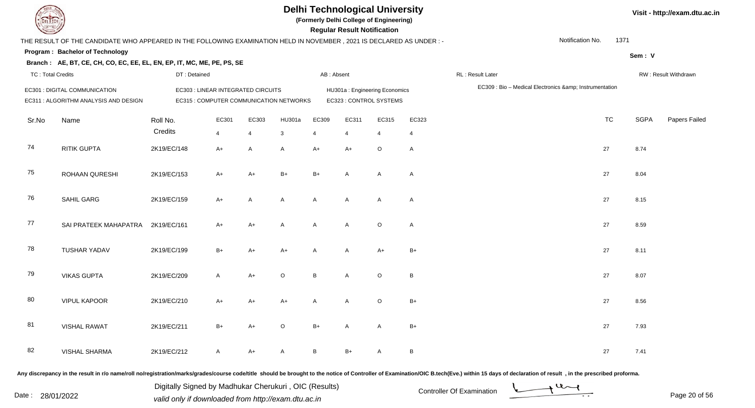# Delhi Technological University

**(Formerly Delhi College of Engineering)**

**Regular Result Notification**

Visit - http://exam.dtu.ac.in

THE RESULT OF THE CANDIDATE WHO APPEARED IN THE FOLLOWING EXAMINATION HELD IN NOVEMBER , 2021 IS DECLARED AS UNDER : -

Notification No. 1371

**Program : Bachelor of Technology**

**Sem : V**

**Branch : AE, BT, CE, CH, CO, EC, EE, EL, EN, EP, IT, MC, ME, PE, PS, SE**

TC : Total Credits | DT : Detained | AB : Absent | RL : Result Later | RW : Result Withdrawn

EC301 : DIGITAL COMMUNICATION
EC311 : ALGORITHM ANALYSIS AND DESIGN
EC303 : LINEAR INTEGRATED CIRCUITS
EC315 : COMPUTER COMMUNICATION NETWORKS
HU301a : Engineering Economics
EC323 : CONTROL SYSTEMS
EC309 : Bio – Medical Electronics &amp; Instrumentation

| Sr.No | Name | Roll No. | EC301 | EC303 | HU301a | EC309 | EC311 | EC315 | EC323 | TC | SGPA | Papers Failed |
|---|---|---|---|---|---|---|---|---|---|---|---|---|
| | | Credits | 4 | 4 | 3 | 4 | 4 | 4 | 4 | | | |
| 74 | RITIK GUPTA | 2K19/EC/148 | A+ | A | A | A+ | A+ | O | A | 27 | 8.74 | |
| 75 | ROHAAN QURESHI | 2K19/EC/153 | A+ | A+ | B+ | B+ | A | A | A | 27 | 8.04 | |
| 76 | SAHIL GARG | 2K19/EC/159 | A+ | A | A | A | A | A | A | 27 | 8.15 | |
| 77 | SAI PRATEEK MAHAPATRA | 2K19/EC/161 | A+ | A+ | A | A | A | O | A | 27 | 8.59 | |
| 78 | TUSHAR YADAV | 2K19/EC/199 | B+ | A+ | A+ | A | A | A+ | B+ | 27 | 8.11 | |
| 79 | VIKAS GUPTA | 2K19/EC/209 | A | A+ | O | B | A | O | B | 27 | 8.07 | |
| 80 | VIPUL KAPOOR | 2K19/EC/210 | A+ | A+ | A+ | A | A | O | B+ | 27 | 8.56 | |
| 81 | VISHAL RAWAT | 2K19/EC/211 | B+ | A+ | O | B+ | A | A | B+ | 27 | 7.93 | |
| 82 | VISHAL SHARMA | 2K19/EC/212 | A | A+ | A | B | B+ | A | B | 27 | 7.41 | |

Any discrepancy in the result in r/o name/roll no/registration/marks/grades/course code/title should be brought to the notice of Controller of Examination/OIC B.tech(Eve.) within 15 days of declaration of result , in the prescribed proforma.

Date : 28/01/2022

Digitally Signed by Madhukar Cherukuri , OIC (Results)
valid only if downloaded from http://exam.dtu.ac.in

Controller Of Examination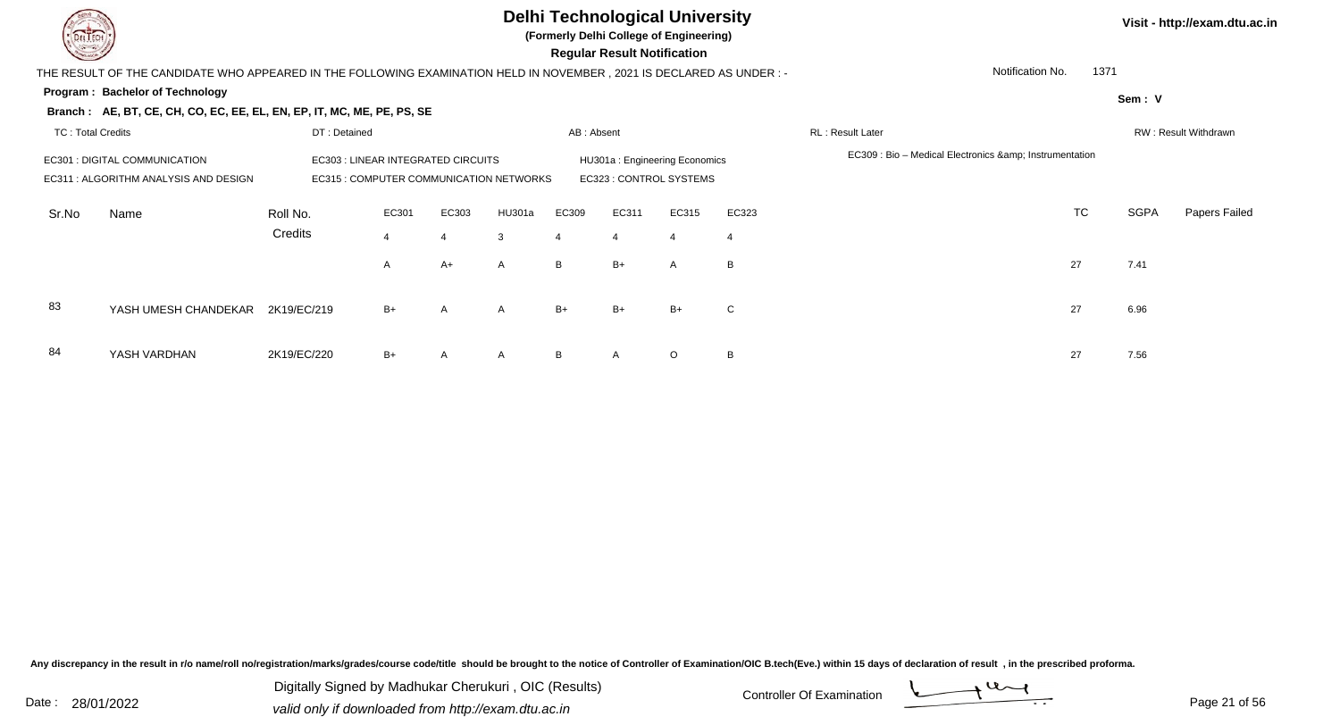# Delhi Technological University

**(Formerly Delhi College of Engineering)**

**Regular Result Notification**

Visit - http://exam.dtu.ac.in

THE RESULT OF THE CANDIDATE WHO APPEARED IN THE FOLLOWING EXAMINATION HELD IN NOVEMBER , 2021 IS DECLARED AS UNDER : -

Notification No. 1371

**Program : Bachelor of Technology**

Sem : V

**Branch : AE, BT, CE, CH, CO, EC, EE, EL, EN, EP, IT, MC, ME, PE, PS, SE**

TC : Total Credits | DT : Detained | AB : Absent | RL : Result Later | RW : Result Withdrawn

EC301 : DIGITAL COMMUNICATION
EC303 : LINEAR INTEGRATED CIRCUITS
HU301a : Engineering Economics
EC309 : Bio – Medical Electronics &amp; Instrumentation
EC311 : ALGORITHM ANALYSIS AND DESIGN
EC315 : COMPUTER COMMUNICATION NETWORKS
EC323 : CONTROL SYSTEMS

| Sr.No | Name | Roll No. | EC301 | EC303 | HU301a | EC309 | EC311 | EC315 | EC323 | TC | SGPA | Papers Failed |
|---|---|---|---|---|---|---|---|---|---|---|---|---|
| | | Credits | 4 | 4 | 3 | 4 | 4 | 4 | 4 | | | |
| | | | A | A+ | A | B | B+ | A | B | 27 | 7.41 | |
| 83 | YASH UMESH CHANDEKAR | 2K19/EC/219 | B+ | A | A | B+ | B+ | B+ | C | 27 | 6.96 | |
| 84 | YASH VARDHAN | 2K19/EC/220 | B+ | A | A | B | A | O | B | 27 | 7.56 | |

Any discrepancy in the result in r/o name/roll no/registration/marks/grades/course code/title should be brought to the notice of Controller of Examination/OIC B.tech(Eve.) within 15 days of declaration of result , in the prescribed proforma.

Date : 28/01/2022

Digitally Signed by Madhukar Cherukuri , OIC (Results)
valid only if downloaded from http://exam.dtu.ac.in

Controller Of Examination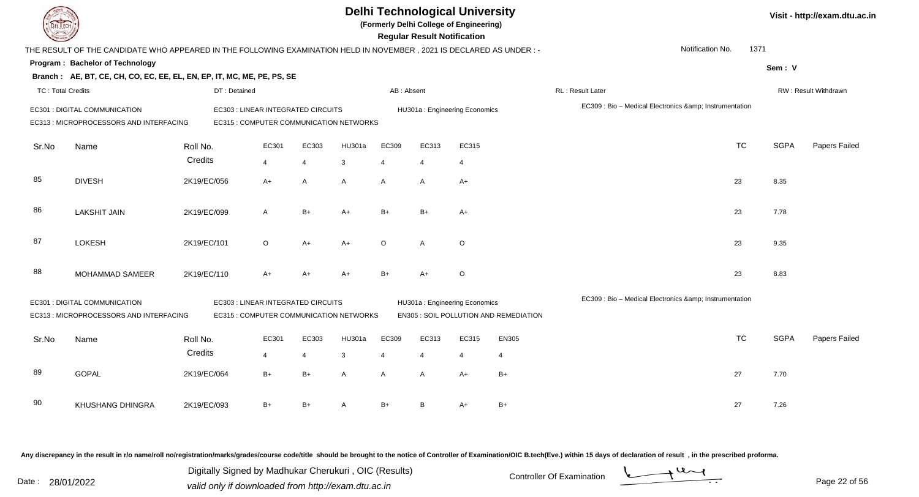# Delhi Technological University

**(Formerly Delhi College of Engineering)**

**Regular Result Notification**

Visit - http://exam.dtu.ac.in

THE RESULT OF THE CANDIDATE WHO APPEARED IN THE FOLLOWING EXAMINATION HELD IN NOVEMBER , 2021 IS DECLARED AS UNDER : -

Notification No. 1371

**Program : Bachelor of Technology**

Sem : V

**Branch : AE, BT, CE, CH, CO, EC, EE, EL, EN, EP, IT, MC, ME, PE, PS, SE**

TC : Total Credits | DT : Detained | AB : Absent | RL : Result Later | RW : Result Withdrawn

EC301 : DIGITAL COMMUNICATION
EC303 : LINEAR INTEGRATED CIRCUITS
HU301a : Engineering Economics
EC309 : Bio – Medical Electronics &amp; Instrumentation
EC313 : MICROPROCESSORS AND INTERFACING
EC315 : COMPUTER COMMUNICATION NETWORKS

| Sr.No | Name | Roll No. | EC301 | EC303 | HU301a | EC309 | EC313 | EC315 | TC | SGPA | Papers Failed |
|---|---|---|---|---|---|---|---|---|---|---|---|
| | | Credits | 4 | 4 | 3 | 4 | 4 | 4 | | | |
| 85 | DIVESH | 2K19/EC/056 | A+ | A | A | A | A | A+ | 23 | 8.35 | |
| 86 | LAKSHIT JAIN | 2K19/EC/099 | A | B+ | A+ | B+ | B+ | A+ | 23 | 7.78 | |
| 87 | LOKESH | 2K19/EC/101 | O | A+ | A+ | O | A | O | 23 | 9.35 | |
| 88 | MOHAMMAD SAMEER | 2K19/EC/110 | A+ | A+ | A+ | B+ | A+ | O | 23 | 8.83 | |

EC301 : DIGITAL COMMUNICATION
EC303 : LINEAR INTEGRATED CIRCUITS
HU301a : Engineering Economics
EC309 : Bio – Medical Electronics &amp; Instrumentation
EC313 : MICROPROCESSORS AND INTERFACING
EC315 : COMPUTER COMMUNICATION NETWORKS
EN305 : SOIL POLLUTION AND REMEDIATION

| Sr.No | Name | Roll No. | EC301 | EC303 | HU301a | EC309 | EC313 | EC315 | EN305 | TC | SGPA | Papers Failed |
|---|---|---|---|---|---|---|---|---|---|---|---|---|
| | | Credits | 4 | 4 | 3 | 4 | 4 | 4 | 4 | | | |
| 89 | GOPAL | 2K19/EC/064 | B+ | B+ | A | A | A | A+ | B+ | 27 | 7.70 | |
| 90 | KHUSHANG DHINGRA | 2K19/EC/093 | B+ | B+ | A | B+ | B | A+ | B+ | 27 | 7.26 | |

Any discrepancy in the result in r/o name/roll no/registration/marks/grades/course code/title should be brought to the notice of Controller of Examination/OIC B.tech(Eve.) within 15 days of declaration of result , in the prescribed proforma.

Date : 28/01/2022

Digitally Signed by Madhukar Cherukuri , OIC (Results)
valid only if downloaded from http://exam.dtu.ac.in

Controller Of Examination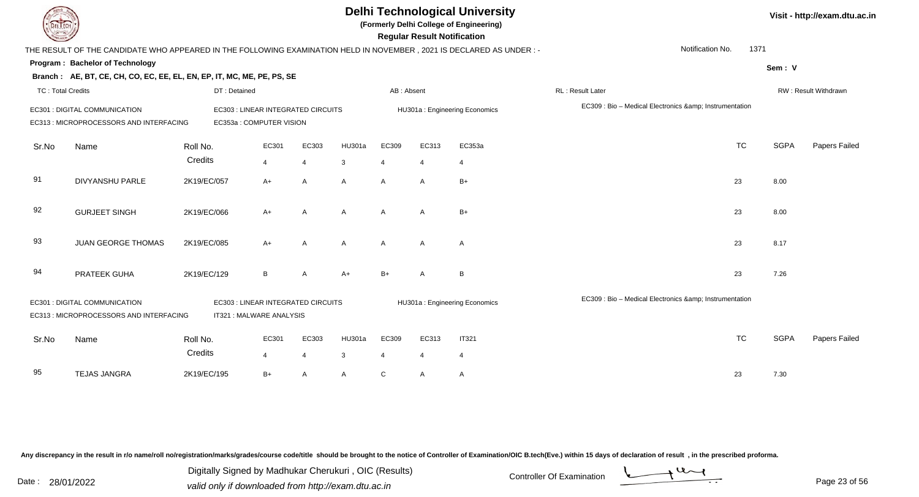# Delhi Technological University

**(Formerly Delhi College of Engineering)**

**Regular Result Notification**

Visit - http://exam.dtu.ac.in

THE RESULT OF THE CANDIDATE WHO APPEARED IN THE FOLLOWING EXAMINATION HELD IN NOVEMBER , 2021 IS DECLARED AS UNDER : -

Notification No. 1371

**Program : Bachelor of Technology**

Sem : V

**Branch : AE, BT, CE, CH, CO, EC, EE, EL, EN, EP, IT, MC, ME, PE, PS, SE**

TC : Total Credits | DT : Detained | AB : Absent | RL : Result Later | RW : Result Withdrawn

EC301 : DIGITAL COMMUNICATION
EC303 : LINEAR INTEGRATED CIRCUITS
HU301a : Engineering Economics
EC309 : Bio – Medical Electronics &amp; Instrumentation
EC313 : MICROPROCESSORS AND INTERFACING
EC353a : COMPUTER VISION

| Sr.No | Name | Roll No. | EC301 | EC303 | HU301a | EC309 | EC313 | EC353a | TC | SGPA | Papers Failed |
|---|---|---|---|---|---|---|---|---|---|---|---|
| | | Credits | 4 | 4 | 3 | 4 | 4 | 4 | | | |
| 91 | DIVYANSHU PARLE | 2K19/EC/057 | A+ | A | A | A | A | B+ | 23 | 8.00 | |
| 92 | GURJEET SINGH | 2K19/EC/066 | A+ | A | A | A | A | B+ | 23 | 8.00 | |
| 93 | JUAN GEORGE THOMAS | 2K19/EC/085 | A+ | A | A | A | A | A | 23 | 8.17 | |
| 94 | PRATEEK GUHA | 2K19/EC/129 | B | A | A+ | B+ | A | B | 23 | 7.26 | |

EC301 : DIGITAL COMMUNICATION
EC303 : LINEAR INTEGRATED CIRCUITS
HU301a : Engineering Economics
EC309 : Bio – Medical Electronics &amp; Instrumentation
EC313 : MICROPROCESSORS AND INTERFACING
IT321 : MALWARE ANALYSIS

| Sr.No | Name | Roll No. | EC301 | EC303 | HU301a | EC309 | EC313 | IT321 | TC | SGPA | Papers Failed |
|---|---|---|---|---|---|---|---|---|---|---|---|
| | | Credits | 4 | 4 | 3 | 4 | 4 | 4 | | | |
| 95 | TEJAS JANGRA | 2K19/EC/195 | B+ | A | A | C | A | A | 23 | 7.30 | |

Any discrepancy in the result in r/o name/roll no/registration/marks/grades/course code/title should be brought to the notice of Controller of Examination/OIC B.tech(Eve.) within 15 days of declaration of result , in the prescribed proforma.

Date : 28/01/2022

Digitally Signed by Madhukar Cherukuri , OIC (Results)
valid only if downloaded from http://exam.dtu.ac.in

Controller Of Examination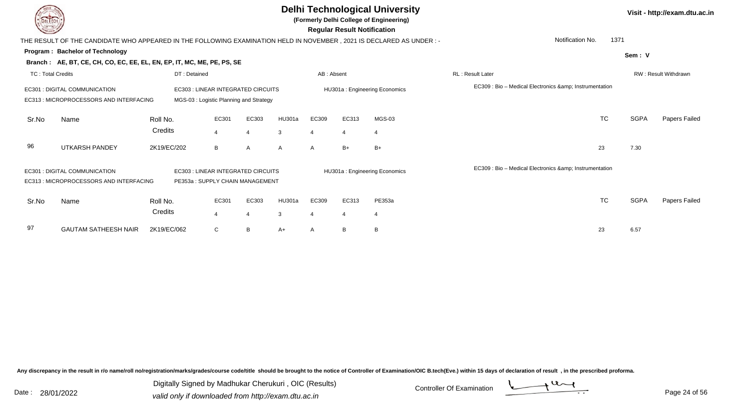# Delhi Technological University

**(Formerly Delhi College of Engineering)**

**Regular Result Notification**

Visit - http://exam.dtu.ac.in

THE RESULT OF THE CANDIDATE WHO APPEARED IN THE FOLLOWING EXAMINATION HELD IN NOVEMBER , 2021 IS DECLARED AS UNDER : -

Notification No. 1371

**Program : Bachelor of Technology**

Sem : V

**Branch : AE, BT, CE, CH, CO, EC, EE, EL, EN, EP, IT, MC, ME, PE, PS, SE**

TC : Total Credits | DT : Detained | AB : Absent | RL : Result Later | RW : Result Withdrawn

EC301 : DIGITAL COMMUNICATION
EC303 : LINEAR INTEGRATED CIRCUITS
HU301a : Engineering Economics
EC309 : Bio – Medical Electronics &amp; Instrumentation
EC313 : MICROPROCESSORS AND INTERFACING
MGS-03 : Logistic Planning and Strategy

| Sr.No | Name | Roll No. | EC301 | EC303 | HU301a | EC309 | EC313 | MGS-03 | TC | SGPA | Papers Failed |
|---|---|---|---|---|---|---|---|---|---|---|---|
| | | Credits | 4 | 4 | 3 | 4 | 4 | 4 | | | |
| 96 | UTKARSH PANDEY | 2K19/EC/202 | B | A | A | A | B+ | B+ | 23 | 7.30 | |

EC301 : DIGITAL COMMUNICATION
EC303 : LINEAR INTEGRATED CIRCUITS
HU301a : Engineering Economics
EC309 : Bio – Medical Electronics &amp; Instrumentation
EC313 : MICROPROCESSORS AND INTERFACING
PE353a : SUPPLY CHAIN MANAGEMENT

| Sr.No | Name | Roll No. | EC301 | EC303 | HU301a | EC309 | EC313 | PE353a | TC | SGPA | Papers Failed |
|---|---|---|---|---|---|---|---|---|---|---|---|
| | | Credits | 4 | 4 | 3 | 4 | 4 | 4 | | | |
| 97 | GAUTAM SATHEESH NAIR | 2K19/EC/062 | C | B | A+ | A | B | B | 23 | 6.57 | |

Any discrepancy in the result in r/o name/roll no/registration/marks/grades/course code/title should be brought to the notice of Controller of Examination/OIC B.tech(Eve.) within 15 days of declaration of result , in the prescribed proforma.

Date : 28/01/2022

Digitally Signed by Madhukar Cherukuri , OIC (Results)
valid only if downloaded from http://exam.dtu.ac.in

Controller Of Examination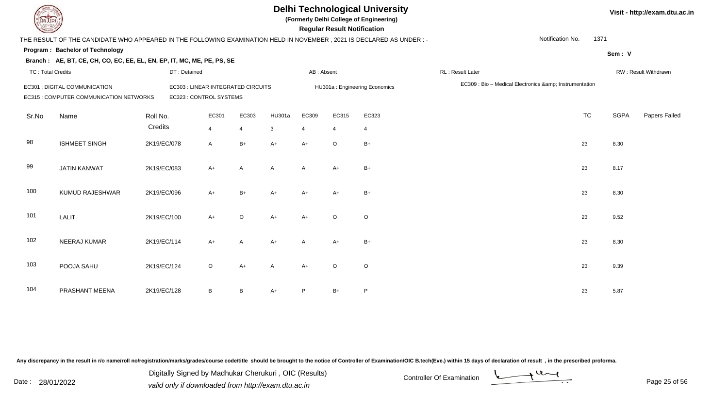# Delhi Technological University

**(Formerly Delhi College of Engineering)**

**Regular Result Notification**

Visit - http://exam.dtu.ac.in

THE RESULT OF THE CANDIDATE WHO APPEARED IN THE FOLLOWING EXAMINATION HELD IN NOVEMBER , 2021 IS DECLARED AS UNDER : -

Notification No. 1371

**Program : Bachelor of Technology**

**Sem : V**

**Branch : AE, BT, CE, CH, CO, EC, EE, EL, EN, EP, IT, MC, ME, PE, PS, SE**

TC : Total Credits | DT : Detained | AB : Absent | RL : Result Later | RW : Result Withdrawn

EC301 : DIGITAL COMMUNICATION
EC303 : LINEAR INTEGRATED CIRCUITS
HU301a : Engineering Economics
EC309 : Bio – Medical Electronics &amp; Instrumentation
EC315 : COMPUTER COMMUNICATION NETWORKS
EC323 : CONTROL SYSTEMS

| Sr.No | Name | Roll No. | EC301 | EC303 | HU301a | EC309 | EC315 | EC323 | TC | SGPA | Papers Failed |
|---|---|---|---|---|---|---|---|---|---|---|---|
| | | Credits | 4 | 4 | 3 | 4 | 4 | 4 | | | |
| 98 | ISHMEET SINGH | 2K19/EC/078 | A | B+ | A+ | A+ | O | B+ | 23 | 8.30 | |
| 99 | JATIN KANWAT | 2K19/EC/083 | A+ | A | A | A | A+ | B+ | 23 | 8.17 | |
| 100 | KUMUD RAJESHWAR | 2K19/EC/096 | A+ | B+ | A+ | A+ | A+ | B+ | 23 | 8.30 | |
| 101 | LALIT | 2K19/EC/100 | A+ | O | A+ | A+ | O | O | 23 | 9.52 | |
| 102 | NEERAJ KUMAR | 2K19/EC/114 | A+ | A | A+ | A | A+ | B+ | 23 | 8.30 | |
| 103 | POOJA SAHU | 2K19/EC/124 | O | A+ | A | A+ | O | O | 23 | 9.39 | |
| 104 | PRASHANT MEENA | 2K19/EC/128 | B | B | A+ | P | B+ | P | 23 | 5.87 | |

Any discrepancy in the result in r/o name/roll no/registration/marks/grades/course code/title should be brought to the notice of Controller of Examination/OIC B.tech(Eve.) within 15 days of declaration of result , in the prescribed proforma.

Date : 28/01/2022

Digitally Signed by Madhukar Cherukuri , OIC (Results)
valid only if downloaded from http://exam.dtu.ac.in

Controller Of Examination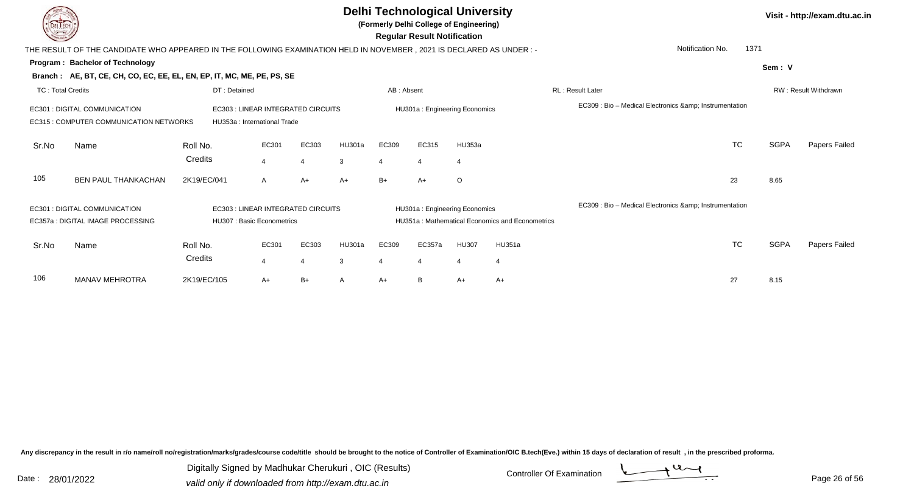# Delhi Technological University

**(Formerly Delhi College of Engineering)**

**Regular Result Notification**

Visit - http://exam.dtu.ac.in

THE RESULT OF THE CANDIDATE WHO APPEARED IN THE FOLLOWING EXAMINATION HELD IN NOVEMBER , 2021 IS DECLARED AS UNDER : -

Notification No. 1371

**Program : Bachelor of Technology**

Sem : V

**Branch : AE, BT, CE, CH, CO, EC, EE, EL, EN, EP, IT, MC, ME, PE, PS, SE**

TC : Total Credits | DT : Detained | AB : Absent | RL : Result Later | RW : Result Withdrawn

EC301 : DIGITAL COMMUNICATION
EC303 : LINEAR INTEGRATED CIRCUITS
HU301a : Engineering Economics
EC309 : Bio – Medical Electronics &amp; Instrumentation
EC315 : COMPUTER COMMUNICATION NETWORKS
HU353a : International Trade

| Sr.No | Name | Roll No. | EC301 | EC303 | HU301a | EC309 | EC315 | HU353a | TC | SGPA | Papers Failed |
|---|---|---|---|---|---|---|---|---|---|---|---|
| | | Credits | 4 | 4 | 3 | 4 | 4 | 4 | | | |
| 105 | BEN PAUL THANKACHAN | 2K19/EC/041 | A | A+ | A+ | B+ | A+ | O | 23 | 8.65 | |

EC301 : DIGITAL COMMUNICATION
EC303 : LINEAR INTEGRATED CIRCUITS
HU301a : Engineering Economics
EC309 : Bio – Medical Electronics &amp; Instrumentation
EC357a : DIGITAL IMAGE PROCESSING
HU307 : Basic Econometrics
HU351a : Mathematical Economics and Econometrics

| Sr.No | Name | Roll No. | EC301 | EC303 | HU301a | EC309 | EC357a | HU307 | HU351a | TC | SGPA | Papers Failed |
|---|---|---|---|---|---|---|---|---|---|---|---|---|
| | | Credits | 4 | 4 | 3 | 4 | 4 | 4 | 4 | | | |
| 106 | MANAV MEHROTRA | 2K19/EC/105 | A+ | B+ | A | A+ | B | A+ | A+ | 27 | 8.15 | |

Any discrepancy in the result in r/o name/roll no/registration/marks/grades/course code/title should be brought to the notice of Controller of Examination/OIC B.tech(Eve.) within 15 days of declaration of result , in the prescribed proforma.

Date : 28/01/2022

Digitally Signed by Madhukar Cherukuri , OIC (Results)
valid only if downloaded from http://exam.dtu.ac.in

Controller Of Examination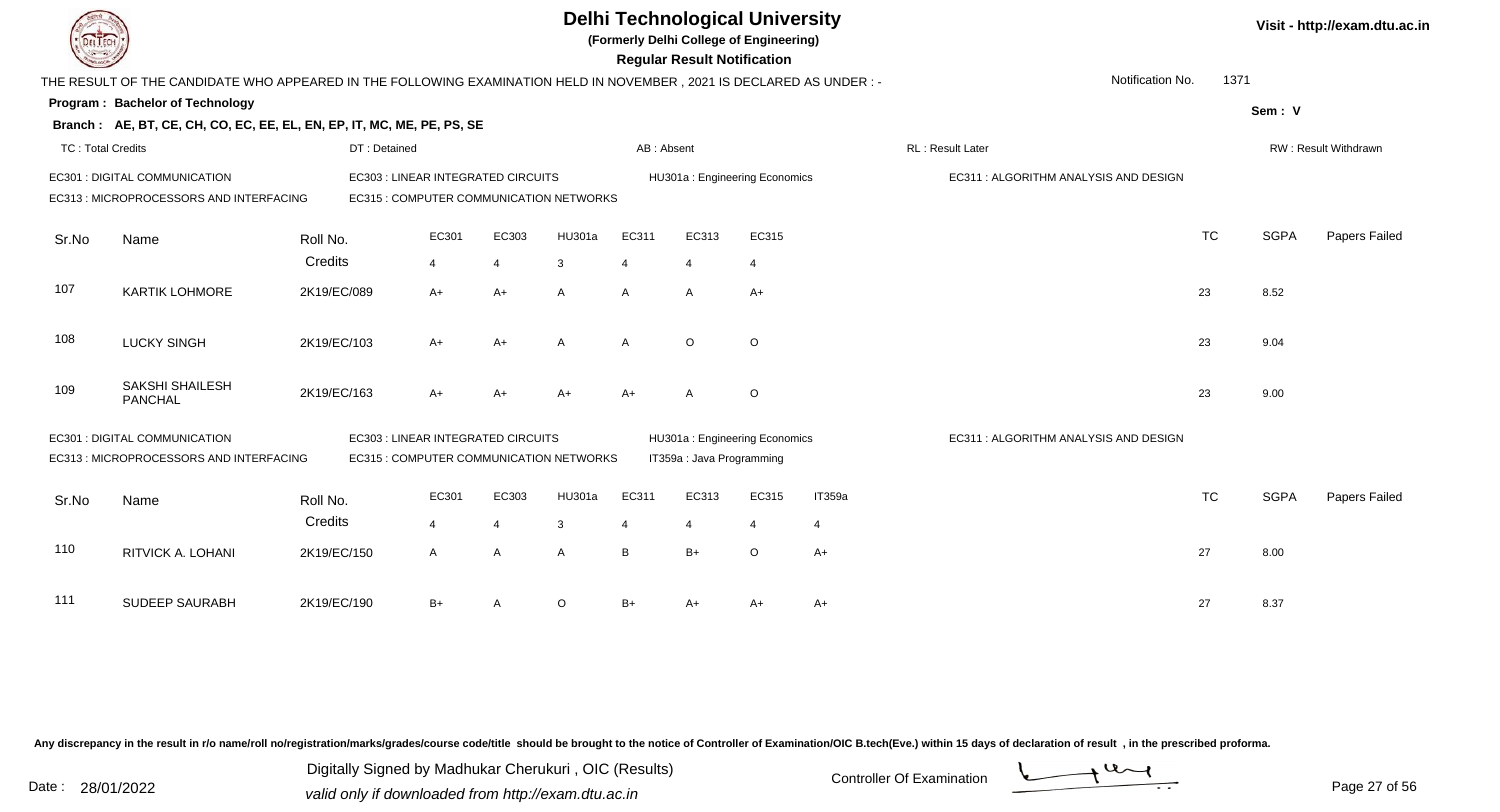# Delhi Technological University

**(Formerly Delhi College of Engineering)**

**Regular Result Notification**

THE RESULT OF THE CANDIDATE WHO APPEARED IN THE FOLLOWING EXAMINATION HELD IN NOVEMBER , 2021 IS DECLARED AS UNDER : -

Notification No. 1371

**Program : Bachelor of Technology**

**Sem : V**

**Branch : AE, BT, CE, CH, CO, EC, EE, EL, EN, EP, IT, MC, ME, PE, PS, SE**

TC : Total Credits | DT : Detained | AB : Absent | RL : Result Later | RW : Result Withdrawn

EC301 : DIGITAL COMMUNICATION
EC303 : LINEAR INTEGRATED CIRCUITS
HU301a : Engineering Economics
EC311 : ALGORITHM ANALYSIS AND DESIGN
EC313 : MICROPROCESSORS AND INTERFACING
EC315 : COMPUTER COMMUNICATION NETWORKS

| Sr.No | Name | Roll No. | EC301 | EC303 | HU301a | EC311 | EC313 | EC315 | TC | SGPA | Papers Failed |
|---|---|---|---|---|---|---|---|---|---|---|---|
| | | Credits | 4 | 4 | 3 | 4 | 4 | 4 | | | |
| 107 | KARTIK LOHMORE | 2K19/EC/089 | A+ | A+ | A | A | A | A+ | 23 | 8.52 | |
| 108 | LUCKY SINGH | 2K19/EC/103 | A+ | A+ | A | A | O | O | 23 | 9.04 | |
| 109 | SAKSHI SHAILESH PANCHAL | 2K19/EC/163 | A+ | A+ | A+ | A+ | A | O | 23 | 9.00 | |

EC301 : DIGITAL COMMUNICATION
EC303 : LINEAR INTEGRATED CIRCUITS
HU301a : Engineering Economics
EC311 : ALGORITHM ANALYSIS AND DESIGN
EC313 : MICROPROCESSORS AND INTERFACING
EC315 : COMPUTER COMMUNICATION NETWORKS
IT359a : Java Programming

| Sr.No | Name | Roll No. | EC301 | EC303 | HU301a | EC311 | EC313 | EC315 | IT359a | TC | SGPA | Papers Failed |
|---|---|---|---|---|---|---|---|---|---|---|---|---|
| | | Credits | 4 | 4 | 3 | 4 | 4 | 4 | 4 | | | |
| 110 | RITVICK A. LOHANI | 2K19/EC/150 | A | A | A | B | B+ | O | A+ | 27 | 8.00 | |
| 111 | SUDEEP SAURABH | 2K19/EC/190 | B+ | A | O | B+ | A+ | A+ | A+ | 27 | 8.37 | |

Any discrepancy in the result in r/o name/roll no/registration/marks/grades/course code/title should be brought to the notice of Controller of Examination/OIC B.tech(Eve.) within 15 days of declaration of result , in the prescribed proforma.

Date : 28/01/2022

Digitally Signed by Madhukar Cherukuri , OIC (Results)
valid only if downloaded from http://exam.dtu.ac.in

Controller Of Examination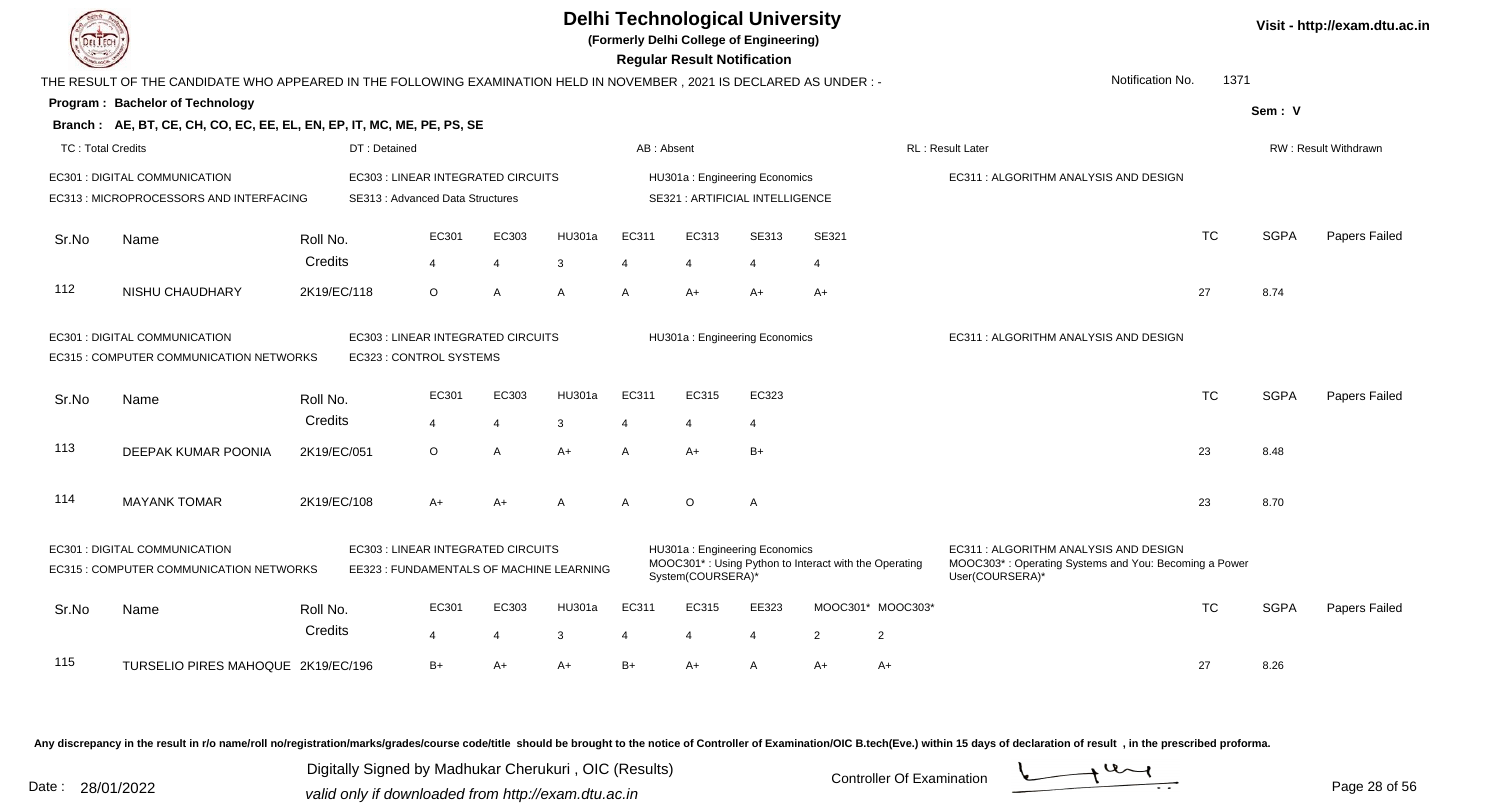# Delhi Technological University

**(Formerly Delhi College of Engineering)**

**Regular Result Notification**

Visit - http://exam.dtu.ac.in

THE RESULT OF THE CANDIDATE WHO APPEARED IN THE FOLLOWING EXAMINATION HELD IN NOVEMBER , 2021 IS DECLARED AS UNDER : -

Notification No. 1371

**Program : Bachelor of Technology**

Sem : V

**Branch : AE, BT, CE, CH, CO, EC, EE, EL, EN, EP, IT, MC, ME, PE, PS, SE**

TC : Total Credits | DT : Detained | AB : Absent | RL : Result Later | RW : Result Withdrawn

EC301 : DIGITAL COMMUNICATION
EC303 : LINEAR INTEGRATED CIRCUITS
HU301a : Engineering Economics
EC311 : ALGORITHM ANALYSIS AND DESIGN
EC313 : MICROPROCESSORS AND INTERFACING
SE313 : Advanced Data Structures
SE321 : ARTIFICIAL INTELLIGENCE

| Sr.No | Name | Roll No. | EC301 | EC303 | HU301a | EC311 | EC313 | SE313 | SE321 | TC | SGPA | Papers Failed |
|---|---|---|---|---|---|---|---|---|---|---|---|---|
| | | Credits | 4 | 4 | 3 | 4 | 4 | 4 | 4 | | | |
| 112 | NISHU CHAUDHARY | 2K19/EC/118 | O | A | A | A | A+ | A+ | A+ | 27 | 8.74 | |

EC301 : DIGITAL COMMUNICATION
EC303 : LINEAR INTEGRATED CIRCUITS
HU301a : Engineering Economics
EC311 : ALGORITHM ANALYSIS AND DESIGN
EC315 : COMPUTER COMMUNICATION NETWORKS
EC323 : CONTROL SYSTEMS

| Sr.No | Name | Roll No. | EC301 | EC303 | HU301a | EC311 | EC315 | EC323 | TC | SGPA | Papers Failed |
|---|---|---|---|---|---|---|---|---|---|---|---|
| | | Credits | 4 | 4 | 3 | 4 | 4 | 4 | | | |
| 113 | DEEPAK KUMAR POONIA | 2K19/EC/051 | O | A | A+ | A | A+ | B+ | 23 | 8.48 | |
| 114 | MAYANK TOMAR | 2K19/EC/108 | A+ | A+ | A | A | O | A | 23 | 8.70 | |

EC301 : DIGITAL COMMUNICATION
EC303 : LINEAR INTEGRATED CIRCUITS
HU301a : Engineering Economics
EC311 : ALGORITHM ANALYSIS AND DESIGN
EC315 : COMPUTER COMMUNICATION NETWORKS
EE323 : FUNDAMENTALS OF MACHINE LEARNING
MOOC301* : Using Python to Interact with the Operating System(COURSERA)*
MOOC303* : Operating Systems and You: Becoming a Power User(COURSERA)*

| Sr.No | Name | Roll No. | EC301 | EC303 | HU301a | EC311 | EC315 | EE323 | MOOC301* | MOOC303* | TC | SGPA | Papers Failed |
|---|---|---|---|---|---|---|---|---|---|---|---|---|---|
| | | Credits | 4 | 4 | 3 | 4 | 4 | 4 | 2 | 2 | | | |
| 115 | TURSELIO PIRES MAHOQUE | 2K19/EC/196 | B+ | A+ | A+ | B+ | A+ | A | A+ | A+ | 27 | 8.26 | |

Any discrepancy in the result in r/o name/roll no/registration/marks/grades/course code/title should be brought to the notice of Controller of Examination/OIC B.tech(Eve.) within 15 days of declaration of result , in the prescribed proforma.

Date : 28/01/2022

Digitally Signed by Madhukar Cherukuri , OIC (Results)
valid only if downloaded from http://exam.dtu.ac.in

Controller Of Examination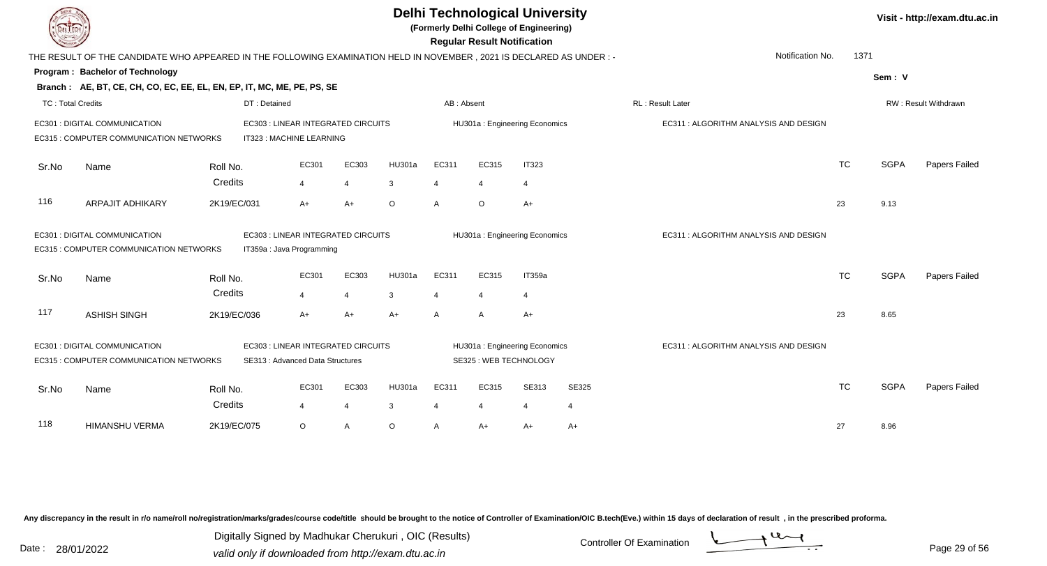# Delhi Technological University

**(Formerly Delhi College of Engineering)**

**Regular Result Notification**

THE RESULT OF THE CANDIDATE WHO APPEARED IN THE FOLLOWING EXAMINATION HELD IN NOVEMBER , 2021 IS DECLARED AS UNDER : - Notification No. 1371

**Program : Bachelor of Technology** Sem : V

**Branch : AE, BT, CE, CH, CO, EC, EE, EL, EN, EP, IT, MC, ME, PE, PS, SE**

TC : Total Credits | DT : Detained | AB : Absent | RL : Result Later | RW : Result Withdrawn

EC301 : DIGITAL COMMUNICATION | EC303 : LINEAR INTEGRATED CIRCUITS | HU301a : Engineering Economics | EC311 : ALGORITHM ANALYSIS AND DESIGN | EC315 : COMPUTER COMMUNICATION NETWORKS | IT323 : MACHINE LEARNING

| Sr.No | Name | Roll No. | EC301 | EC303 | HU301a | EC311 | EC315 | IT323 | TC | SGPA | Papers Failed |
|---|---|---|---|---|---|---|---|---|---|---|---|
| | | Credits | 4 | 4 | 3 | 4 | 4 | 4 | | | |
| 116 | ARPAJIT ADHIKARY | 2K19/EC/031 | A+ | A+ | O | A | O | A+ | 23 | 9.13 | |

EC301 : DIGITAL COMMUNICATION | EC303 : LINEAR INTEGRATED CIRCUITS | HU301a : Engineering Economics | EC311 : ALGORITHM ANALYSIS AND DESIGN | EC315 : COMPUTER COMMUNICATION NETWORKS | IT359a : Java Programming

| Sr.No | Name | Roll No. | EC301 | EC303 | HU301a | EC311 | EC315 | IT359a | TC | SGPA | Papers Failed |
|---|---|---|---|---|---|---|---|---|---|---|---|
| | | Credits | 4 | 4 | 3 | 4 | 4 | 4 | | | |
| 117 | ASHISH SINGH | 2K19/EC/036 | A+ | A+ | A+ | A | A | A+ | 23 | 8.65 | |

EC301 : DIGITAL COMMUNICATION | EC303 : LINEAR INTEGRATED CIRCUITS | HU301a : Engineering Economics | EC311 : ALGORITHM ANALYSIS AND DESIGN | EC315 : COMPUTER COMMUNICATION NETWORKS | SE313 : Advanced Data Structures | SE325 : WEB TECHNOLOGY

| Sr.No | Name | Roll No. | EC301 | EC303 | HU301a | EC311 | EC315 | SE313 | SE325 | TC | SGPA | Papers Failed |
|---|---|---|---|---|---|---|---|---|---|---|---|---|
| | | Credits | 4 | 4 | 3 | 4 | 4 | 4 | 4 | | | |
| 118 | HIMANSHU VERMA | 2K19/EC/075 | O | A | O | A | A+ | A+ | A+ | 27 | 8.96 | |

Any discrepancy in the result in r/o name/roll no/registration/marks/grades/course code/title should be brought to the notice of Controller of Examination/OIC B.tech(Eve.) within 15 days of declaration of result , in the prescribed proforma.

Date : 28/01/2022

Digitally Signed by Madhukar Cherukuri , OIC (Results)
valid only if downloaded from http://exam.dtu.ac.in

Controller Of Examination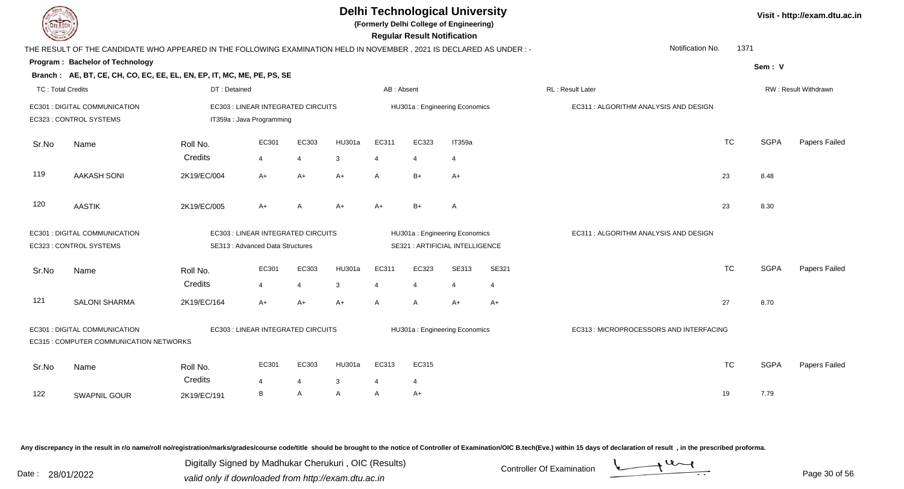# Delhi Technological University

**(Formerly Delhi College of Engineering)**

**Regular Result Notification**

Visit - http://exam.dtu.ac.in

THE RESULT OF THE CANDIDATE WHO APPEARED IN THE FOLLOWING EXAMINATION HELD IN NOVEMBER , 2021 IS DECLARED AS UNDER : -

Notification No. 1371

**Program : Bachelor of Technology**

Sem : V

**Branch : AE, BT, CE, CH, CO, EC, EE, EL, EN, EP, IT, MC, ME, PE, PS, SE**

TC : Total Credits | DT : Detained | AB : Absent | RL : Result Later | RW : Result Withdrawn

EC301 : DIGITAL COMMUNICATION | EC303 : LINEAR INTEGRATED CIRCUITS | HU301a : Engineering Economics | EC311 : ALGORITHM ANALYSIS AND DESIGN
EC323 : CONTROL SYSTEMS | IT359a : Java Programming

| Sr.No | Name | Roll No. | EC301 | EC303 | HU301a | EC311 | EC323 | IT359a | TC | SGPA | Papers Failed |
|---|---|---|---|---|---|---|---|---|---|---|---|
| | | Credits | 4 | 4 | 3 | 4 | 4 | 4 | | | |
| 119 | AAKASH SONI | 2K19/EC/004 | A+ | A+ | A+ | A | B+ | A+ | 23 | 8.48 | |
| 120 | AASTIK | 2K19/EC/005 | A+ | A | A+ | A+ | B+ | A | 23 | 8.30 | |

EC301 : DIGITAL COMMUNICATION | EC303 : LINEAR INTEGRATED CIRCUITS | HU301a : Engineering Economics | EC311 : ALGORITHM ANALYSIS AND DESIGN
EC323 : CONTROL SYSTEMS | SE313 : Advanced Data Structures | SE321 : ARTIFICIAL INTELLIGENCE

| Sr.No | Name | Roll No. | EC301 | EC303 | HU301a | EC311 | EC323 | SE313 | SE321 | TC | SGPA | Papers Failed |
|---|---|---|---|---|---|---|---|---|---|---|---|---|
| | | Credits | 4 | 4 | 3 | 4 | 4 | 4 | 4 | | | |
| 121 | SALONI SHARMA | 2K19/EC/164 | A+ | A+ | A+ | A | A | A+ | A+ | 27 | 8.70 | |

EC301 : DIGITAL COMMUNICATION | EC303 : LINEAR INTEGRATED CIRCUITS | HU301a : Engineering Economics | EC313 : MICROPROCESSORS AND INTERFACING
EC315 : COMPUTER COMMUNICATION NETWORKS

| Sr.No | Name | Roll No. | EC301 | EC303 | HU301a | EC313 | EC315 | TC | SGPA | Papers Failed |
|---|---|---|---|---|---|---|---|---|---|---|
| | | Credits | 4 | 4 | 3 | 4 | 4 | | | |
| 122 | SWAPNIL GOUR | 2K19/EC/191 | B | A | A | A | A+ | 19 | 7.79 | |

Any discrepancy in the result in r/o name/roll no/registration/marks/grades/course code/title should be brought to the notice of Controller of Examination/OIC B.tech(Eve.) within 15 days of declaration of result , in the prescribed proforma.

Date : 28/01/2022

Digitally Signed by Madhukar Cherukuri , OIC (Results)
valid only if downloaded from http://exam.dtu.ac.in

Controller Of Examination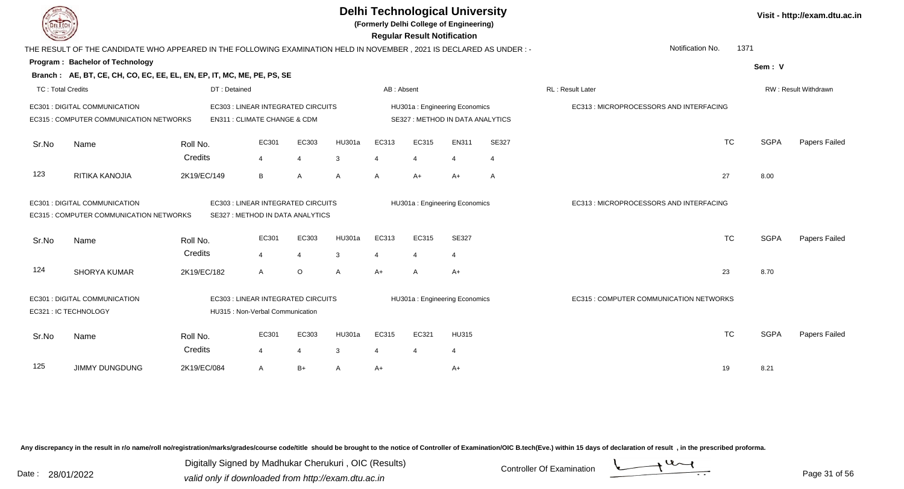# Delhi Technological University

**(Formerly Delhi College of Engineering)**

**Regular Result Notification**

Visit - http://exam.dtu.ac.in

THE RESULT OF THE CANDIDATE WHO APPEARED IN THE FOLLOWING EXAMINATION HELD IN NOVEMBER , 2021 IS DECLARED AS UNDER : -

Notification No. 1371

**Program : Bachelor of Technology**

Sem : V

**Branch : AE, BT, CE, CH, CO, EC, EE, EL, EN, EP, IT, MC, ME, PE, PS, SE**

TC : Total Credits | DT : Detained | AB : Absent | RL : Result Later | RW : Result Withdrawn

EC301 : DIGITAL COMMUNICATION
EC303 : LINEAR INTEGRATED CIRCUITS
HU301a : Engineering Economics
EC313 : MICROPROCESSORS AND INTERFACING
EC315 : COMPUTER COMMUNICATION NETWORKS
EN311 : CLIMATE CHANGE & CDM
SE327 : METHOD IN DATA ANALYTICS

| Sr.No | Name | Roll No. | EC301 | EC303 | HU301a | EC313 | EC315 | EN311 | SE327 | TC | SGPA | Papers Failed |
|---|---|---|---|---|---|---|---|---|---|---|---|---|
| | | Credits | 4 | 4 | 3 | 4 | 4 | 4 | 4 | | | |
| 123 | RITIKA KANOJIA | 2K19/EC/149 | B | A | A | A | A+ | A+ | A | 27 | 8.00 | |

EC301 : DIGITAL COMMUNICATION
EC303 : LINEAR INTEGRATED CIRCUITS
HU301a : Engineering Economics
EC313 : MICROPROCESSORS AND INTERFACING
EC315 : COMPUTER COMMUNICATION NETWORKS
SE327 : METHOD IN DATA ANALYTICS

| Sr.No | Name | Roll No. | EC301 | EC303 | HU301a | EC313 | EC315 | SE327 | TC | SGPA | Papers Failed |
|---|---|---|---|---|---|---|---|---|---|---|---|
| | | Credits | 4 | 4 | 3 | 4 | 4 | 4 | | | |
| 124 | SHORYA KUMAR | 2K19/EC/182 | A | O | A | A+ | A | A+ | 23 | 8.70 | |

EC301 : DIGITAL COMMUNICATION
EC303 : LINEAR INTEGRATED CIRCUITS
HU301a : Engineering Economics
EC315 : COMPUTER COMMUNICATION NETWORKS
EC321 : IC TECHNOLOGY
HU315 : Non-Verbal Communication

| Sr.No | Name | Roll No. | EC301 | EC303 | HU301a | EC315 | EC321 | HU315 | TC | SGPA | Papers Failed |
|---|---|---|---|---|---|---|---|---|---|---|---|
| | | Credits | 4 | 4 | 3 | 4 | 4 | 4 | | | |
| 125 | JIMMY DUNGDUNG | 2K19/EC/084 | A | B+ | A | A+ | | A+ | 19 | 8.21 | |

Any discrepancy in the result in r/o name/roll no/registration/marks/grades/course code/title should be brought to the notice of Controller of Examination/OIC B.tech(Eve.) within 15 days of declaration of result , in the prescribed proforma.

Date : 28/01/2022

Digitally Signed by Madhukar Cherukuri , OIC (Results)
valid only if downloaded from http://exam.dtu.ac.in

Controller Of Examination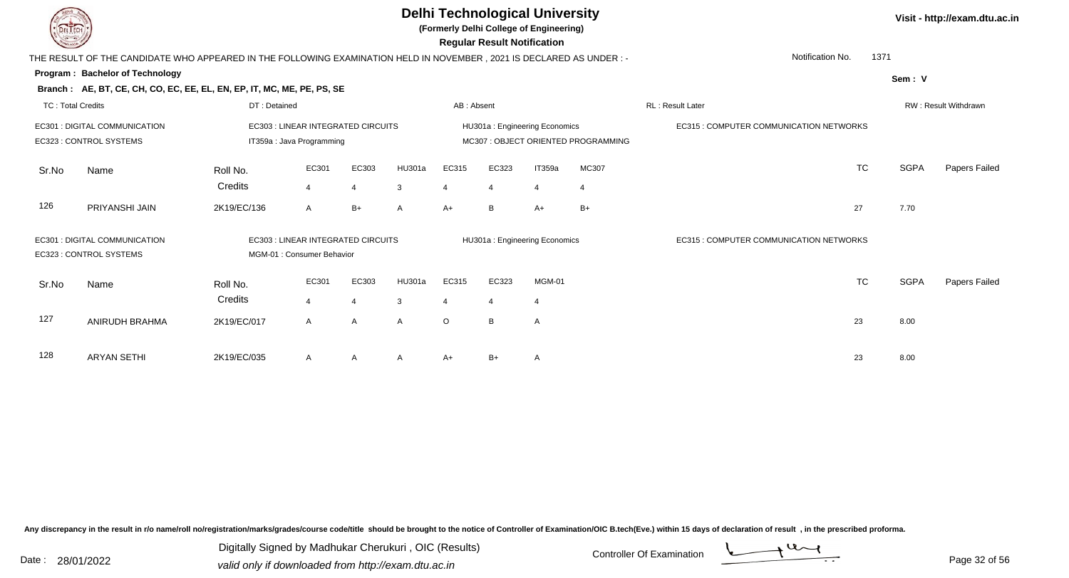# Delhi Technological University

**(Formerly Delhi College of Engineering)**

**Regular Result Notification**

Visit - http://exam.dtu.ac.in

THE RESULT OF THE CANDIDATE WHO APPEARED IN THE FOLLOWING EXAMINATION HELD IN NOVEMBER , 2021 IS DECLARED AS UNDER : -

Notification No. 1371

**Program : Bachelor of Technology**

Sem : V

**Branch : AE, BT, CE, CH, CO, EC, EE, EL, EN, EP, IT, MC, ME, PE, PS, SE**

TC : Total Credits | DT : Detained | AB : Absent | RL : Result Later | RW : Result Withdrawn

EC301 : DIGITAL COMMUNICATION
EC303 : LINEAR INTEGRATED CIRCUITS
HU301a : Engineering Economics
EC315 : COMPUTER COMMUNICATION NETWORKS
EC323 : CONTROL SYSTEMS
IT359a : Java Programming
MC307 : OBJECT ORIENTED PROGRAMMING

| Sr.No | Name | Roll No. | EC301 | EC303 | HU301a | EC315 | EC323 | IT359a | MC307 | TC | SGPA | Papers Failed |
|---|---|---|---|---|---|---|---|---|---|---|---|---|
| | | Credits | 4 | 4 | 3 | 4 | 4 | 4 | 4 | | | |
| 126 | PRIYANSHI JAIN | 2K19/EC/136 | A | B+ | A | A+ | B | A+ | B+ | 27 | 7.70 | |

EC301 : DIGITAL COMMUNICATION
EC303 : LINEAR INTEGRATED CIRCUITS
HU301a : Engineering Economics
EC315 : COMPUTER COMMUNICATION NETWORKS
EC323 : CONTROL SYSTEMS
MGM-01 : Consumer Behavior

| Sr.No | Name | Roll No. | EC301 | EC303 | HU301a | EC315 | EC323 | MGM-01 | TC | SGPA | Papers Failed |
|---|---|---|---|---|---|---|---|---|---|---|---|
| | | Credits | 4 | 4 | 3 | 4 | 4 | 4 | | | |
| 127 | ANIRUDH BRAHMA | 2K19/EC/017 | A | A | A | O | B | A | 23 | 8.00 | |
| 128 | ARYAN SETHI | 2K19/EC/035 | A | A | A | A+ | B+ | A | 23 | 8.00 | |

Any discrepancy in the result in r/o name/roll no/registration/marks/grades/course code/title should be brought to the notice of Controller of Examination/OIC B.tech(Eve.) within 15 days of declaration of result , in the prescribed proforma.

Date : 28/01/2022

Digitally Signed by Madhukar Cherukuri , OIC (Results)
valid only if downloaded from http://exam.dtu.ac.in

Controller Of Examination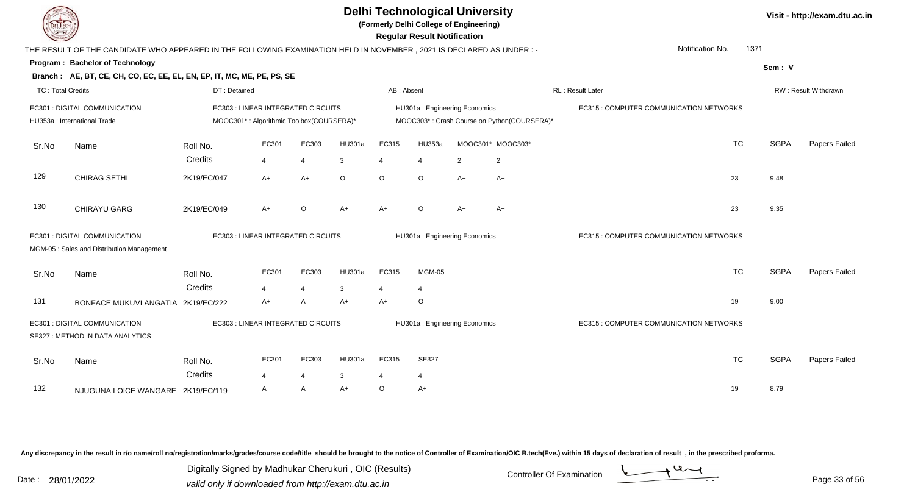# Delhi Technological University

**(Formerly Delhi College of Engineering)**

**Regular Result Notification**

Visit - http://exam.dtu.ac.in

THE RESULT OF THE CANDIDATE WHO APPEARED IN THE FOLLOWING EXAMINATION HELD IN NOVEMBER , 2021 IS DECLARED AS UNDER : -

Notification No. 1371

**Program : Bachelor of Technology**

Sem : V

**Branch : AE, BT, CE, CH, CO, EC, EE, EL, EN, EP, IT, MC, ME, PE, PS, SE**

TC : Total Credits | DT : Detained | AB : Absent | RL : Result Later | RW : Result Withdrawn

EC301 : DIGITAL COMMUNICATION | EC303 : LINEAR INTEGRATED CIRCUITS | HU301a : Engineering Economics | EC315 : COMPUTER COMMUNICATION NETWORKS
HU353a : International Trade | MOOC301* : Algorithmic Toolbox(COURSERA)* | MOOC303* : Crash Course on Python(COURSERA)*

| Sr.No | Name | Roll No. | EC301 | EC303 | HU301a | EC315 | HU353a | MOOC301* | MOOC303* | TC | SGPA | Papers Failed |
|---|---|---|---|---|---|---|---|---|---|---|---|---|
| | | Credits | 4 | 4 | 3 | 4 | 4 | 2 | 2 | | | |
| 129 | CHIRAG SETHI | 2K19/EC/047 | A+ | A+ | O | O | O | A+ | A+ | 23 | 9.48 | |
| 130 | CHIRAYU GARG | 2K19/EC/049 | A+ | O | A+ | A+ | O | A+ | A+ | 23 | 9.35 | |

EC301 : DIGITAL COMMUNICATION | EC303 : LINEAR INTEGRATED CIRCUITS | HU301a : Engineering Economics | EC315 : COMPUTER COMMUNICATION NETWORKS
MGM-05 : Sales and Distribution Management

| Sr.No | Name | Roll No. | EC301 | EC303 | HU301a | EC315 | MGM-05 | TC | SGPA | Papers Failed |
|---|---|---|---|---|---|---|---|---|---|---|
| | | Credits | 4 | 4 | 3 | 4 | 4 | | | |
| 131 | BONFACE MUKUVI ANGATIA | 2K19/EC/222 | A+ | A | A+ | A+ | O | 19 | 9.00 | |

EC301 : DIGITAL COMMUNICATION | EC303 : LINEAR INTEGRATED CIRCUITS | HU301a : Engineering Economics | EC315 : COMPUTER COMMUNICATION NETWORKS
SE327 : METHOD IN DATA ANALYTICS

| Sr.No | Name | Roll No. | EC301 | EC303 | HU301a | EC315 | SE327 | TC | SGPA | Papers Failed |
|---|---|---|---|---|---|---|---|---|---|---|
| | | Credits | 4 | 4 | 3 | 4 | 4 | | | |
| 132 | NJUGUNA LOICE WANGARE | 2K19/EC/119 | A | A | A+ | O | A+ | 19 | 8.79 | |

Any discrepancy in the result in r/o name/roll no/registration/marks/grades/course code/title should be brought to the notice of Controller of Examination/OIC B.tech(Eve.) within 15 days of declaration of result , in the prescribed proforma.

Date : 28/01/2022

Digitally Signed by Madhukar Cherukuri , OIC (Results)
valid only if downloaded from http://exam.dtu.ac.in

Controller Of Examination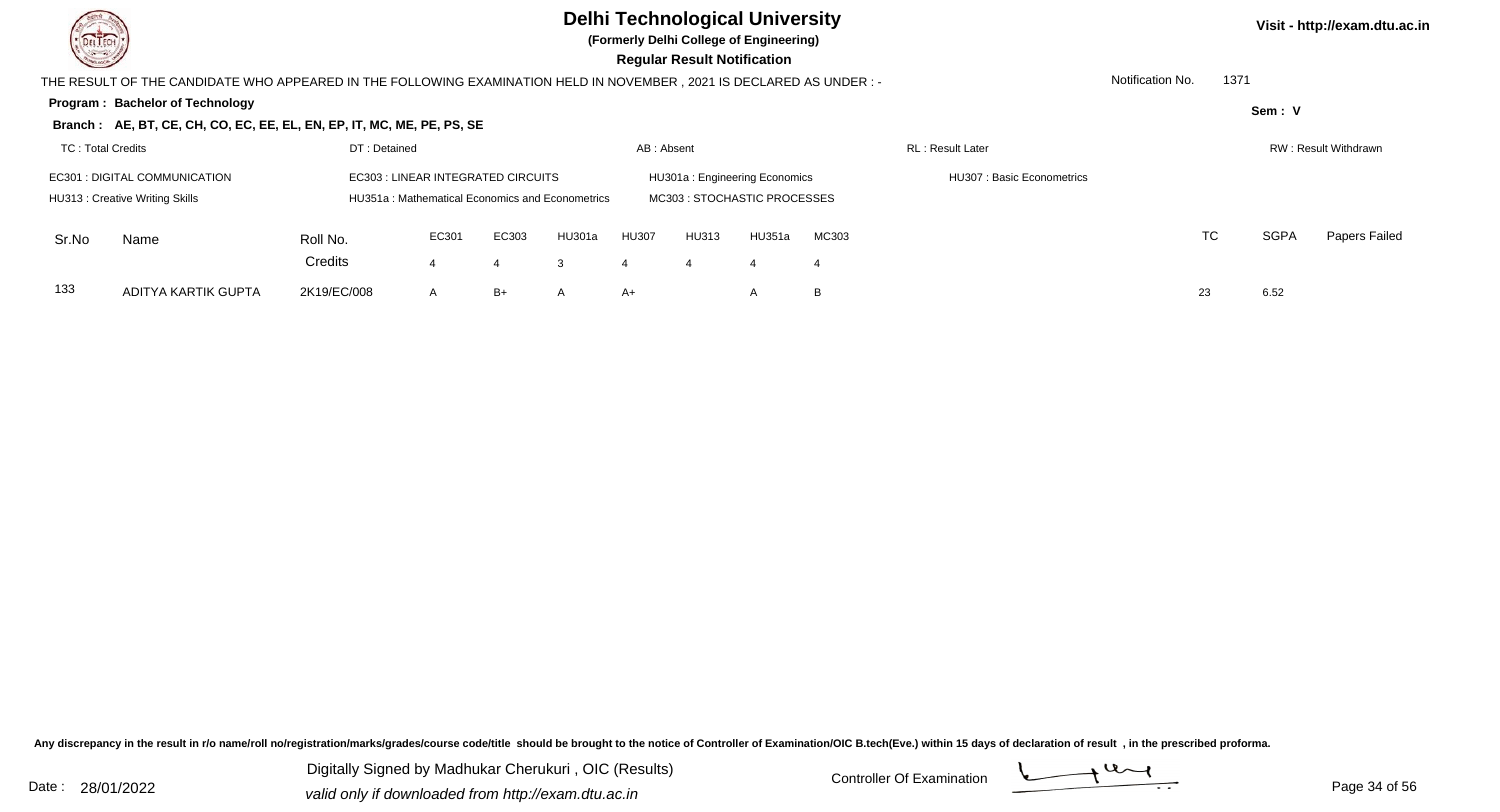# Delhi Technological University

**(Formerly Delhi College of Engineering)**

**Regular Result Notification**

Visit - http://exam.dtu.ac.in

THE RESULT OF THE CANDIDATE WHO APPEARED IN THE FOLLOWING EXAMINATION HELD IN NOVEMBER , 2021 IS DECLARED AS UNDER : -

Notification No. 1371

**Program : Bachelor of Technology**

Sem : V

**Branch : AE, BT, CE, CH, CO, EC, EE, EL, EN, EP, IT, MC, ME, PE, PS, SE**

TC : Total Credits | DT : Detained | AB : Absent | RL : Result Later | RW : Result Withdrawn

EC301 : DIGITAL COMMUNICATION | EC303 : LINEAR INTEGRATED CIRCUITS | HU301a : Engineering Economics | HU307 : Basic Econometrics

HU313 : Creative Writing Skills | HU351a : Mathematical Economics and Econometrics | MC303 : STOCHASTIC PROCESSES

| Sr.No | Name | Roll No. | EC301 | EC303 | HU301a | HU307 | HU313 | HU351a | MC303 | TC | SGPA | Papers Failed |
|---|---|---|---|---|---|---|---|---|---|---|---|---|
| | | Credits | 4 | 4 | 3 | 4 | 4 | 4 | 4 | | | |
| 133 | ADITYA KARTIK GUPTA | 2K19/EC/008 | A | B+ | A | A+ | | A | B | 23 | 6.52 | |

Any discrepancy in the result in r/o name/roll no/registration/marks/grades/course code/title should be brought to the notice of Controller of Examination/OIC B.tech(Eve.) within 15 days of declaration of result , in the prescribed proforma.

Date : 28/01/2022

Digitally Signed by Madhukar Cherukuri , OIC (Results)
valid only if downloaded from http://exam.dtu.ac.in

Controller Of Examination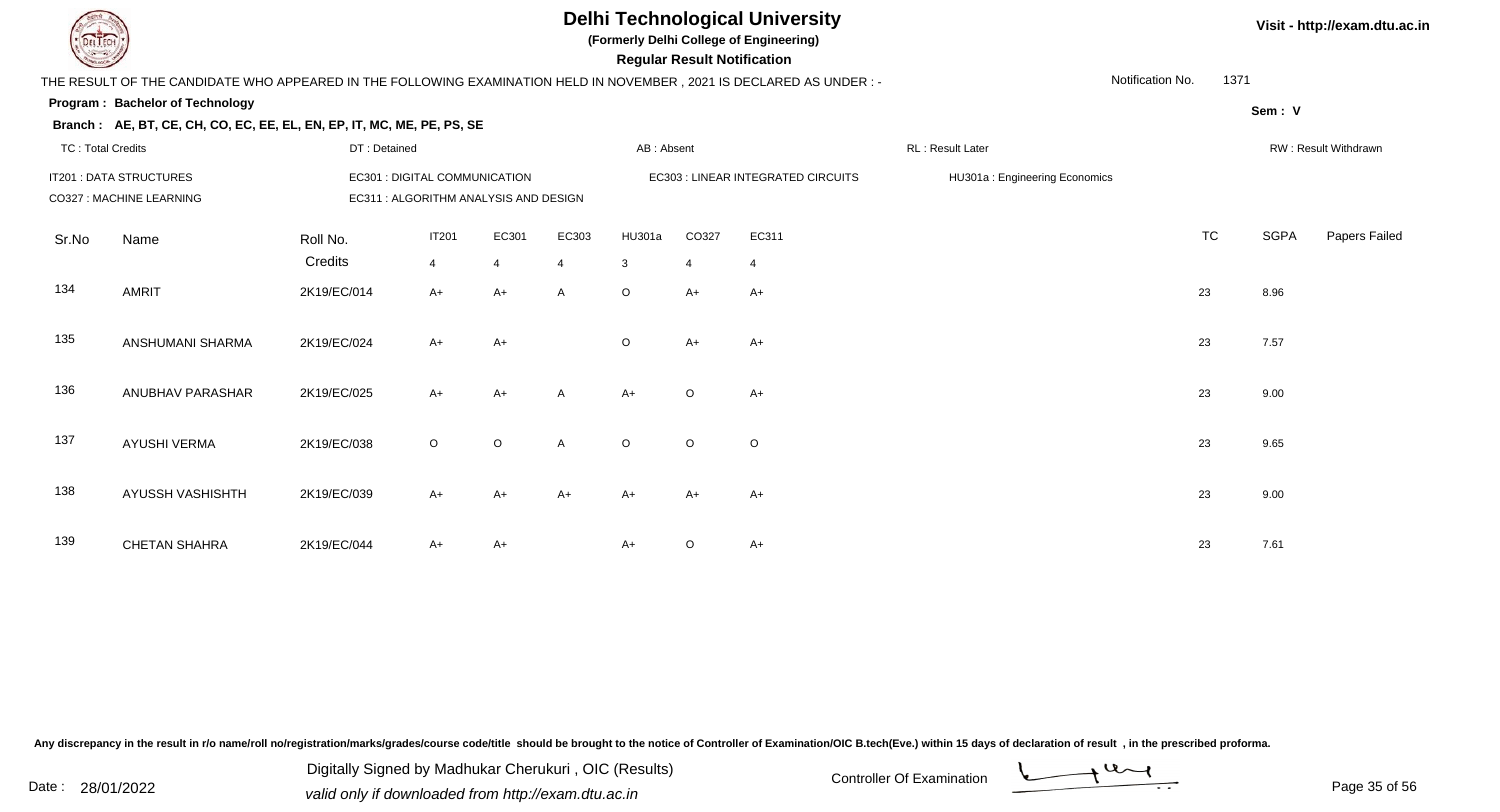# Delhi Technological University

**(Formerly Delhi College of Engineering)**

**Regular Result Notification**

Visit - http://exam.dtu.ac.in

THE RESULT OF THE CANDIDATE WHO APPEARED IN THE FOLLOWING EXAMINATION HELD IN NOVEMBER , 2021 IS DECLARED AS UNDER : -

Notification No. 1371

**Program : Bachelor of Technology**

Sem : V

**Branch : AE, BT, CE, CH, CO, EC, EE, EL, EN, EP, IT, MC, ME, PE, PS, SE**

TC : Total Credits | DT : Detained | AB : Absent | RL : Result Later | RW : Result Withdrawn

IT201 : DATA STRUCTURES | EC301 : DIGITAL COMMUNICATION | EC303 : LINEAR INTEGRATED CIRCUITS | HU301a : Engineering Economics

CO327 : MACHINE LEARNING | EC311 : ALGORITHM ANALYSIS AND DESIGN

| Sr.No | Name | Roll No. | IT201 | EC301 | EC303 | HU301a | CO327 | EC311 | TC | SGPA | Papers Failed |
|---|---|---|---|---|---|---|---|---|---|---|---|
| | | Credits | 4 | 4 | 4 | 3 | 4 | 4 | | | |
| 134 | AMRIT | 2K19/EC/014 | A+ | A+ | A | O | A+ | A+ | 23 | 8.96 | |
| 135 | ANSHUMANI SHARMA | 2K19/EC/024 | A+ | A+ | | O | A+ | A+ | 23 | 7.57 | |
| 136 | ANUBHAV PARASHAR | 2K19/EC/025 | A+ | A+ | A | A+ | O | A+ | 23 | 9.00 | |
| 137 | AYUSHI VERMA | 2K19/EC/038 | O | O | A | O | O | O | 23 | 9.65 | |
| 138 | AYUSSH VASHISHTH | 2K19/EC/039 | A+ | A+ | A+ | A+ | A+ | A+ | 23 | 9.00 | |
| 139 | CHETAN SHAHRA | 2K19/EC/044 | A+ | A+ | | A+ | O | A+ | 23 | 7.61 | |

Any discrepancy in the result in r/o name/roll no/registration/marks/grades/course code/title should be brought to the notice of Controller of Examination/OIC B.tech(Eve.) within 15 days of declaration of result , in the prescribed proforma.

Date : 28/01/2022

Digitally Signed by Madhukar Cherukuri , OIC (Results)
valid only if downloaded from http://exam.dtu.ac.in

Controller Of Examination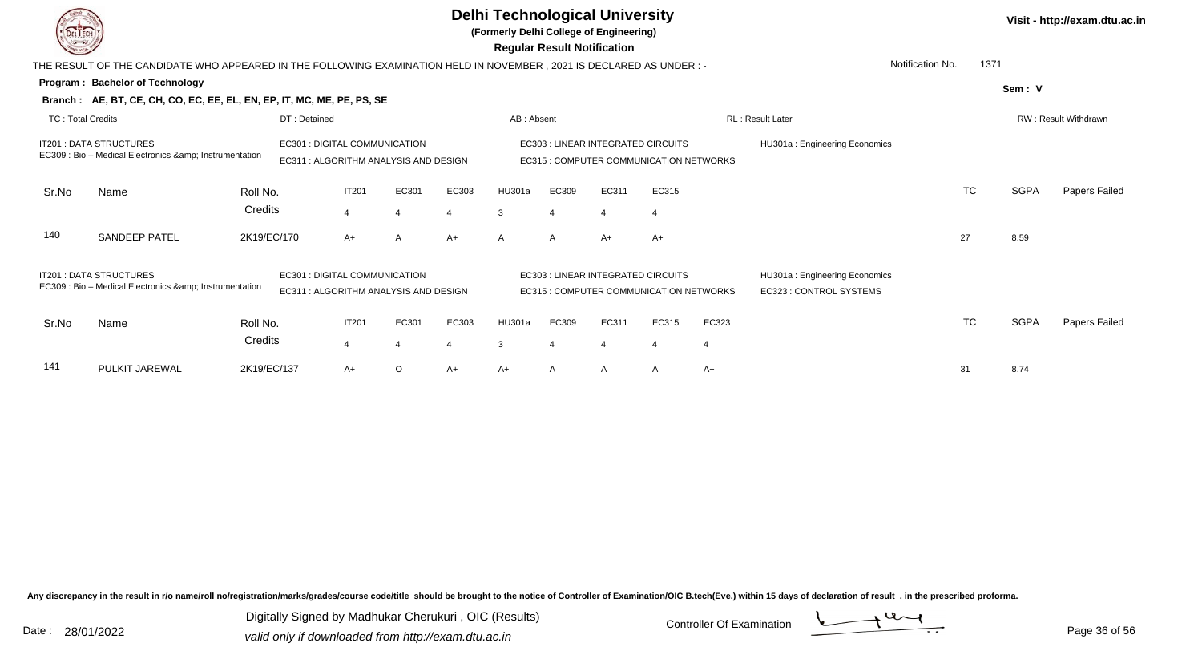# Delhi Technological University

**(Formerly Delhi College of Engineering)**

**Regular Result Notification**

Visit - http://exam.dtu.ac.in

THE RESULT OF THE CANDIDATE WHO APPEARED IN THE FOLLOWING EXAMINATION HELD IN NOVEMBER , 2021 IS DECLARED AS UNDER : - Notification No. 1371

**Program : Bachelor of Technology** Sem : V

**Branch : AE, BT, CE, CH, CO, EC, EE, EL, EN, EP, IT, MC, ME, PE, PS, SE**

TC : Total Credits | DT : Detained | AB : Absent | RL : Result Later | RW : Result Withdrawn

IT201 : DATA STRUCTURES
EC309 : Bio – Medical Electronics &amp; Instrumentation
EC301 : DIGITAL COMMUNICATION
EC311 : ALGORITHM ANALYSIS AND DESIGN
EC303 : LINEAR INTEGRATED CIRCUITS
EC315 : COMPUTER COMMUNICATION NETWORKS
HU301a : Engineering Economics

| Sr.No | Name | Roll No. | IT201 | EC301 | EC303 | HU301a | EC309 | EC311 | EC315 | TC | SGPA | Papers Failed |
|---|---|---|---|---|---|---|---|---|---|---|---|---|
| | | Credits | 4 | 4 | 4 | 3 | 4 | 4 | 4 | | | |
| 140 | SANDEEP PATEL | 2K19/EC/170 | A+ | A | A+ | A | A | A+ | A+ | 27 | 8.59 | |

IT201 : DATA STRUCTURES
EC309 : Bio – Medical Electronics &amp; Instrumentation
EC301 : DIGITAL COMMUNICATION
EC311 : ALGORITHM ANALYSIS AND DESIGN
EC303 : LINEAR INTEGRATED CIRCUITS
EC315 : COMPUTER COMMUNICATION NETWORKS
HU301a : Engineering Economics
EC323 : CONTROL SYSTEMS

| Sr.No | Name | Roll No. | IT201 | EC301 | EC303 | HU301a | EC309 | EC311 | EC315 | EC323 | TC | SGPA | Papers Failed |
|---|---|---|---|---|---|---|---|---|---|---|---|---|---|
| | | Credits | 4 | 4 | 4 | 3 | 4 | 4 | 4 | 4 | | | |
| 141 | PULKIT JAREWAL | 2K19/EC/137 | A+ | O | A+ | A+ | A | A | A | A+ | 31 | 8.74 | |

Any discrepancy in the result in r/o name/roll no/registration/marks/grades/course code/title should be brought to the notice of Controller of Examination/OIC B.tech(Eve.) within 15 days of declaration of result , in the prescribed proforma.

Date : 28/01/2022

Digitally Signed by Madhukar Cherukuri , OIC (Results)
valid only if downloaded from http://exam.dtu.ac.in

Controller Of Examination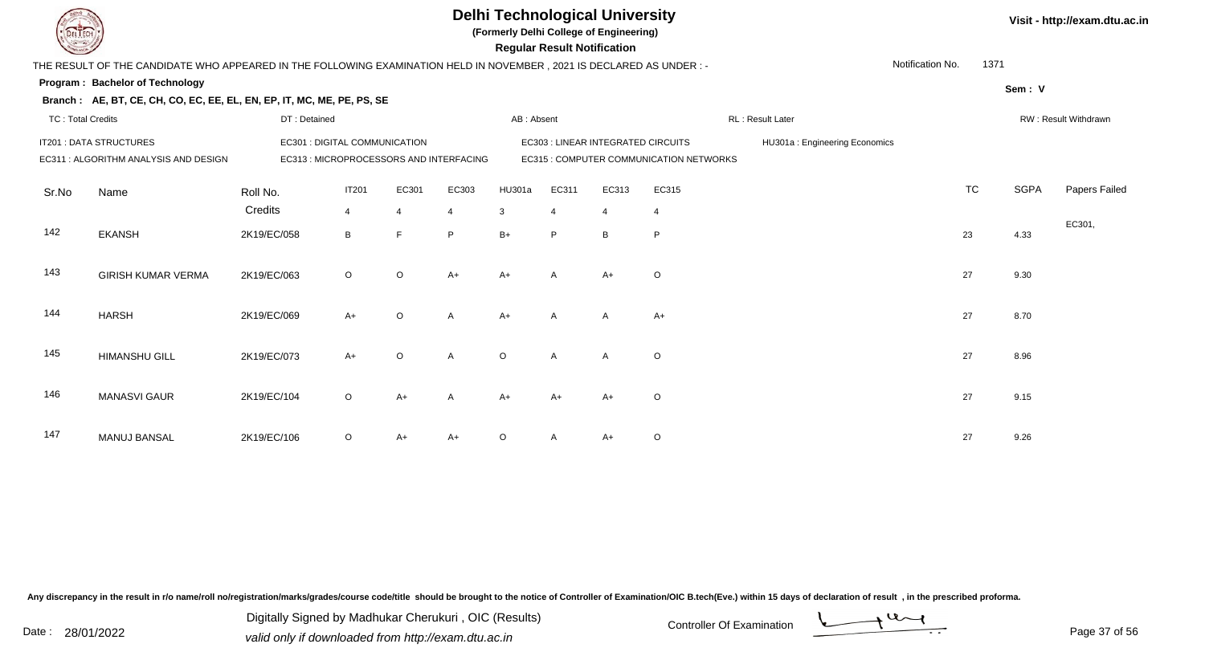# Delhi Technological University

**(Formerly Delhi College of Engineering)**

**Regular Result Notification**

Visit - http://exam.dtu.ac.in

THE RESULT OF THE CANDIDATE WHO APPEARED IN THE FOLLOWING EXAMINATION HELD IN NOVEMBER , 2021 IS DECLARED AS UNDER : -

Notification No. 1371

**Program : Bachelor of Technology**

Sem : V

**Branch : AE, BT, CE, CH, CO, EC, EE, EL, EN, EP, IT, MC, ME, PE, PS, SE**

TC : Total Credits | DT : Detained | AB : Absent | RL : Result Later | RW : Result Withdrawn

IT201 : DATA STRUCTURES
EC301 : DIGITAL COMMUNICATION
EC303 : LINEAR INTEGRATED CIRCUITS
HU301a : Engineering Economics
EC311 : ALGORITHM ANALYSIS AND DESIGN
EC313 : MICROPROCESSORS AND INTERFACING
EC315 : COMPUTER COMMUNICATION NETWORKS

| Sr.No | Name | Roll No. | IT201 | EC301 | EC303 | HU301a | EC311 | EC313 | EC315 | TC | SGPA | Papers Failed |
|---|---|---|---|---|---|---|---|---|---|---|---|---|
| | | Credits | 4 | 4 | 4 | 3 | 4 | 4 | 4 | | | |
| 142 | EKANSH | 2K19/EC/058 | B | F | P | B+ | P | B | P | 23 | 4.33 | EC301, |
| 143 | GIRISH KUMAR VERMA | 2K19/EC/063 | O | O | A+ | A+ | A | A+ | O | 27 | 9.30 | |
| 144 | HARSH | 2K19/EC/069 | A+ | O | A | A+ | A | A | A+ | 27 | 8.70 | |
| 145 | HIMANSHU GILL | 2K19/EC/073 | A+ | O | A | O | A | A | O | 27 | 8.96 | |
| 146 | MANASVI GAUR | 2K19/EC/104 | O | A+ | A | A+ | A+ | A+ | O | 27 | 9.15 | |
| 147 | MANUJ BANSAL | 2K19/EC/106 | O | A+ | A+ | O | A | A+ | O | 27 | 9.26 | |

Any discrepancy in the result in r/o name/roll no/registration/marks/grades/course code/title should be brought to the notice of Controller of Examination/OIC B.tech(Eve.) within 15 days of declaration of result , in the prescribed proforma.

Date : 28/01/2022

Digitally Signed by Madhukar Cherukuri , OIC (Results)
valid only if downloaded from http://exam.dtu.ac.in

Controller Of Examination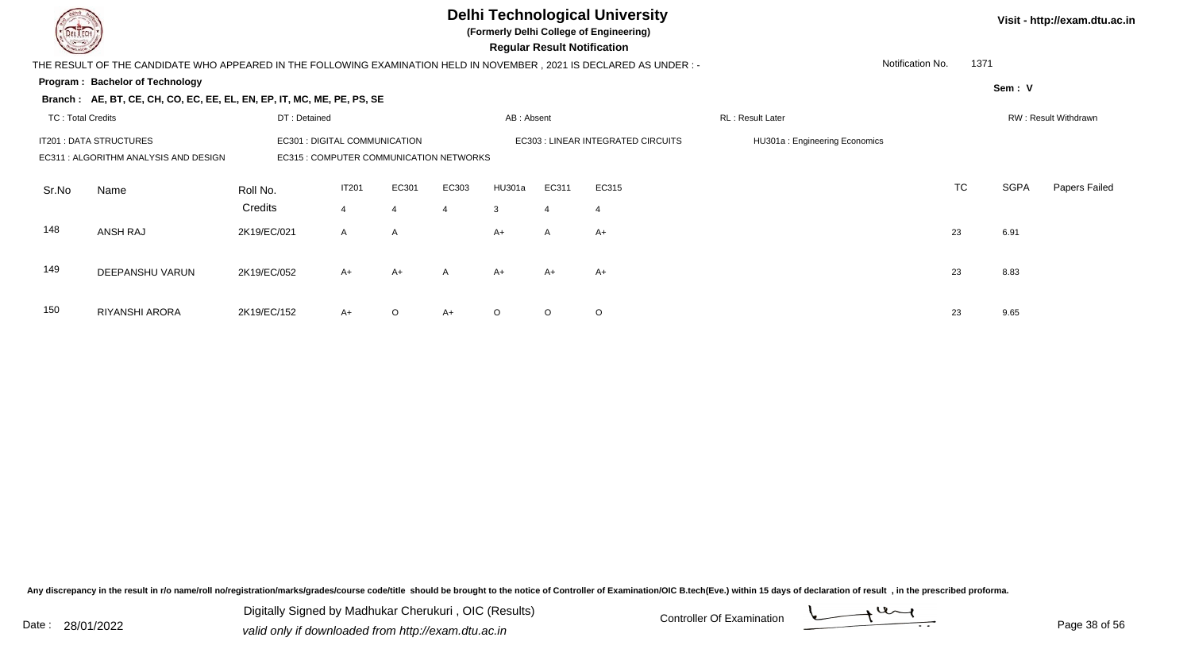# Delhi Technological University

**(Formerly Delhi College of Engineering)**

**Regular Result Notification**

Visit - http://exam.dtu.ac.in

THE RESULT OF THE CANDIDATE WHO APPEARED IN THE FOLLOWING EXAMINATION HELD IN NOVEMBER , 2021 IS DECLARED AS UNDER : -

Notification No. 1371

**Program : Bachelor of Technology**

Sem : V

**Branch : AE, BT, CE, CH, CO, EC, EE, EL, EN, EP, IT, MC, ME, PE, PS, SE**

TC : Total Credits | DT : Detained | AB : Absent | RL : Result Later | RW : Result Withdrawn

IT201 : DATA STRUCTURES | EC301 : DIGITAL COMMUNICATION | EC303 : LINEAR INTEGRATED CIRCUITS | HU301a : Engineering Economics

EC311 : ALGORITHM ANALYSIS AND DESIGN | EC315 : COMPUTER COMMUNICATION NETWORKS

| Sr.No | Name | Roll No. | IT201 | EC301 | EC303 | HU301a | EC311 | EC315 | TC | SGPA | Papers Failed |
|---|---|---|---|---|---|---|---|---|---|---|---|
| | | Credits | 4 | 4 | 4 | 3 | 4 | 4 | | | |
| 148 | ANSH RAJ | 2K19/EC/021 | A | A | | A+ | A | A+ | 23 | 6.91 | |
| 149 | DEEPANSHU VARUN | 2K19/EC/052 | A+ | A+ | A | A+ | A+ | A+ | 23 | 8.83 | |
| 150 | RIYANSHI ARORA | 2K19/EC/152 | A+ | O | A+ | O | O | O | 23 | 9.65 | |

Any discrepancy in the result in r/o name/roll no/registration/marks/grades/course code/title should be brought to the notice of Controller of Examination/OIC B.tech(Eve.) within 15 days of declaration of result , in the prescribed proforma.

Date : 28/01/2022

Digitally Signed by Madhukar Cherukuri , OIC (Results)

valid only if downloaded from http://exam.dtu.ac.in

Controller Of Examination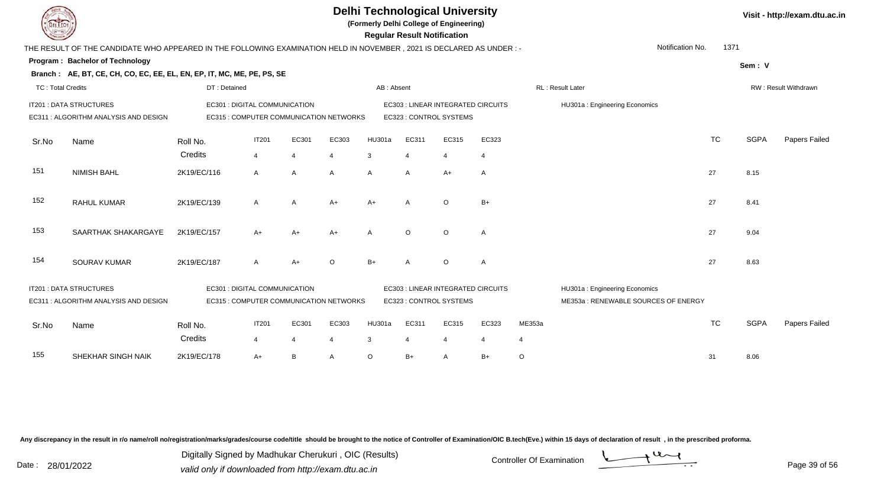# Delhi Technological University

**(Formerly Delhi College of Engineering)**

**Regular Result Notification**

THE RESULT OF THE CANDIDATE WHO APPEARED IN THE FOLLOWING EXAMINATION HELD IN NOVEMBER , 2021 IS DECLARED AS UNDER : -

Notification No. 1371

**Program : Bachelor of Technology**

Sem : V

**Branch : AE, BT, CE, CH, CO, EC, EE, EL, EN, EP, IT, MC, ME, PE, PS, SE**

TC : Total Credits | DT : Detained | AB : Absent | RL : Result Later | RW : Result Withdrawn

IT201 : DATA STRUCTURES
EC301 : DIGITAL COMMUNICATION
EC303 : LINEAR INTEGRATED CIRCUITS
HU301a : Engineering Economics
EC311 : ALGORITHM ANALYSIS AND DESIGN
EC315 : COMPUTER COMMUNICATION NETWORKS
EC323 : CONTROL SYSTEMS

| Sr.No | Name | Roll No. | IT201 | EC301 | EC303 | HU301a | EC311 | EC315 | EC323 | TC | SGPA | Papers Failed |
|---|---|---|---|---|---|---|---|---|---|---|---|---|
| | | Credits | 4 | 4 | 4 | 3 | 4 | 4 | 4 | | | |
| 151 | NIMISH BAHL | 2K19/EC/116 | A | A | A | A | A | A+ | A | 27 | 8.15 | |
| 152 | RAHUL KUMAR | 2K19/EC/139 | A | A | A+ | A+ | A | O | B+ | 27 | 8.41 | |
| 153 | SAARTHAK SHAKARGAYE | 2K19/EC/157 | A+ | A+ | A+ | A | O | O | A | 27 | 9.04 | |
| 154 | SOURAV KUMAR | 2K19/EC/187 | A | A+ | O | B+ | A | O | A | 27 | 8.63 | |

IT201 : DATA STRUCTURES
EC301 : DIGITAL COMMUNICATION
EC303 : LINEAR INTEGRATED CIRCUITS
HU301a : Engineering Economics
EC311 : ALGORITHM ANALYSIS AND DESIGN
EC315 : COMPUTER COMMUNICATION NETWORKS
EC323 : CONTROL SYSTEMS
ME353a : RENEWABLE SOURCES OF ENERGY

| Sr.No | Name | Roll No. | IT201 | EC301 | EC303 | HU301a | EC311 | EC315 | EC323 | ME353a | TC | SGPA | Papers Failed |
|---|---|---|---|---|---|---|---|---|---|---|---|---|---|
| | | Credits | 4 | 4 | 4 | 3 | 4 | 4 | 4 | 4 | | | |
| 155 | SHEKHAR SINGH NAIK | 2K19/EC/178 | A+ | B | A | O | B+ | A | B+ | O | 31 | 8.06 | |

Any discrepancy in the result in r/o name/roll no/registration/marks/grades/course code/title should be brought to the notice of Controller of Examination/OIC B.tech(Eve.) within 15 days of declaration of result , in the prescribed proforma.

Date : 28/01/2022

Digitally Signed by Madhukar Cherukuri , OIC (Results)
valid only if downloaded from http://exam.dtu.ac.in

Controller Of Examination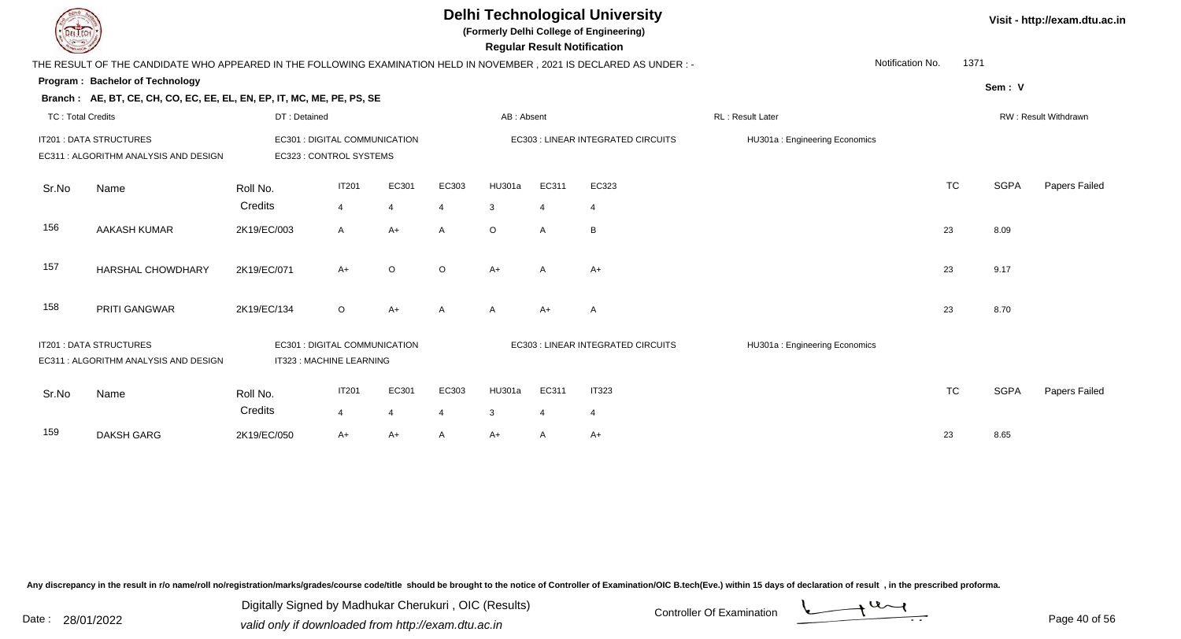# Delhi Technological University

**(Formerly Delhi College of Engineering)**

**Regular Result Notification**

Visit - http://exam.dtu.ac.in

THE RESULT OF THE CANDIDATE WHO APPEARED IN THE FOLLOWING EXAMINATION HELD IN NOVEMBER , 2021 IS DECLARED AS UNDER : -

Notification No. 1371

**Program : Bachelor of Technology**

**Sem : V**

**Branch : AE, BT, CE, CH, CO, EC, EE, EL, EN, EP, IT, MC, ME, PE, PS, SE**

TC : Total Credits | DT : Detained | AB : Absent | RL : Result Later | RW : Result Withdrawn

IT201 : DATA STRUCTURES
EC311 : ALGORITHM ANALYSIS AND DESIGN
EC301 : DIGITAL COMMUNICATION
EC323 : CONTROL SYSTEMS
EC303 : LINEAR INTEGRATED CIRCUITS
HU301a : Engineering Economics

| Sr.No | Name | Roll No. | IT201 | EC301 | EC303 | HU301a | EC311 | EC323 | TC | SGPA | Papers Failed |
|---|---|---|---|---|---|---|---|---|---|---|---|
| | | Credits | 4 | 4 | 4 | 3 | 4 | 4 | | | |
| 156 | AAKASH KUMAR | 2K19/EC/003 | A | A+ | A | O | A | B | 23 | 8.09 | |
| 157 | HARSHAL CHOWDHARY | 2K19/EC/071 | A+ | O | O | A+ | A | A+ | 23 | 9.17 | |
| 158 | PRITI GANGWAR | 2K19/EC/134 | O | A+ | A | A | A+ | A | 23 | 8.70 | |

IT201 : DATA STRUCTURES
EC311 : ALGORITHM ANALYSIS AND DESIGN
EC301 : DIGITAL COMMUNICATION
IT323 : MACHINE LEARNING
EC303 : LINEAR INTEGRATED CIRCUITS
HU301a : Engineering Economics

| Sr.No | Name | Roll No. | IT201 | EC301 | EC303 | HU301a | EC311 | IT323 | TC | SGPA | Papers Failed |
|---|---|---|---|---|---|---|---|---|---|---|---|
| | | Credits | 4 | 4 | 4 | 3 | 4 | 4 | | | |
| 159 | DAKSH GARG | 2K19/EC/050 | A+ | A+ | A | A+ | A | A+ | 23 | 8.65 | |

Any discrepancy in the result in r/o name/roll no/registration/marks/grades/course code/title should be brought to the notice of Controller of Examination/OIC B.tech(Eve.) within 15 days of declaration of result , in the prescribed proforma.

Date : 28/01/2022

Digitally Signed by Madhukar Cherukuri , OIC (Results)
valid only if downloaded from http://exam.dtu.ac.in

Controller Of Examination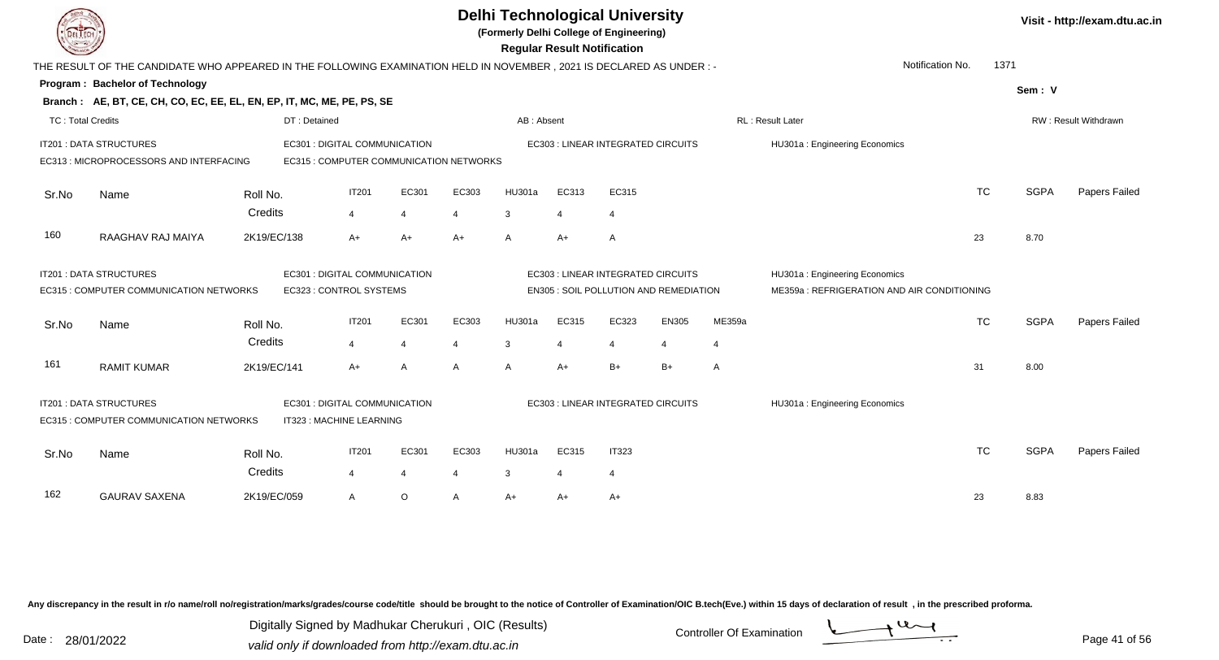# Delhi Technological University

**(Formerly Delhi College of Engineering)**

**Regular Result Notification**

Visit - http://exam.dtu.ac.in

THE RESULT OF THE CANDIDATE WHO APPEARED IN THE FOLLOWING EXAMINATION HELD IN NOVEMBER , 2021 IS DECLARED AS UNDER : -

Notification No. 1371

**Program : Bachelor of Technology**

Sem : V

**Branch : AE, BT, CE, CH, CO, EC, EE, EL, EN, EP, IT, MC, ME, PE, PS, SE**

TC : Total Credits | DT : Detained | AB : Absent | RL : Result Later | RW : Result Withdrawn

IT201 : DATA STRUCTURES
EC301 : DIGITAL COMMUNICATION
EC303 : LINEAR INTEGRATED CIRCUITS
HU301a : Engineering Economics
EC313 : MICROPROCESSORS AND INTERFACING
EC315 : COMPUTER COMMUNICATION NETWORKS

| Sr.No | Name | Roll No. | IT201 | EC301 | EC303 | HU301a | EC313 | EC315 | TC | SGPA | Papers Failed |
|---|---|---|---|---|---|---|---|---|---|---|---|
| | | Credits | 4 | 4 | 4 | 3 | 4 | 4 | | | |
| 160 | RAAGHAV RAJ MAIYA | 2K19/EC/138 | A+ | A+ | A+ | A | A+ | A | 23 | 8.70 | |

IT201 : DATA STRUCTURES
EC301 : DIGITAL COMMUNICATION
EC303 : LINEAR INTEGRATED CIRCUITS
HU301a : Engineering Economics
EC315 : COMPUTER COMMUNICATION NETWORKS
EC323 : CONTROL SYSTEMS
EN305 : SOIL POLLUTION AND REMEDIATION
ME359a : REFRIGERATION AND AIR CONDITIONING

| Sr.No | Name | Roll No. | IT201 | EC301 | EC303 | HU301a | EC315 | EC323 | EN305 | ME359a | TC | SGPA | Papers Failed |
|---|---|---|---|---|---|---|---|---|---|---|---|---|---|
| | | Credits | 4 | 4 | 4 | 3 | 4 | 4 | 4 | 4 | | | |
| 161 | RAMIT KUMAR | 2K19/EC/141 | A+ | A | A | A | A+ | B+ | B+ | A | 31 | 8.00 | |

IT201 : DATA STRUCTURES
EC301 : DIGITAL COMMUNICATION
EC303 : LINEAR INTEGRATED CIRCUITS
HU301a : Engineering Economics
EC315 : COMPUTER COMMUNICATION NETWORKS
IT323 : MACHINE LEARNING

| Sr.No | Name | Roll No. | IT201 | EC301 | EC303 | HU301a | EC315 | IT323 | TC | SGPA | Papers Failed |
|---|---|---|---|---|---|---|---|---|---|---|---|
| | | Credits | 4 | 4 | 4 | 3 | 4 | 4 | | | |
| 162 | GAURAV SAXENA | 2K19/EC/059 | A | O | A | A+ | A+ | A+ | 23 | 8.83 | |

Any discrepancy in the result in r/o name/roll no/registration/marks/grades/course code/title should be brought to the notice of Controller of Examination/OIC B.tech(Eve.) within 15 days of declaration of result , in the prescribed proforma.

Date : 28/01/2022

Digitally Signed by Madhukar Cherukuri , OIC (Results)
valid only if downloaded from http://exam.dtu.ac.in

Controller Of Examination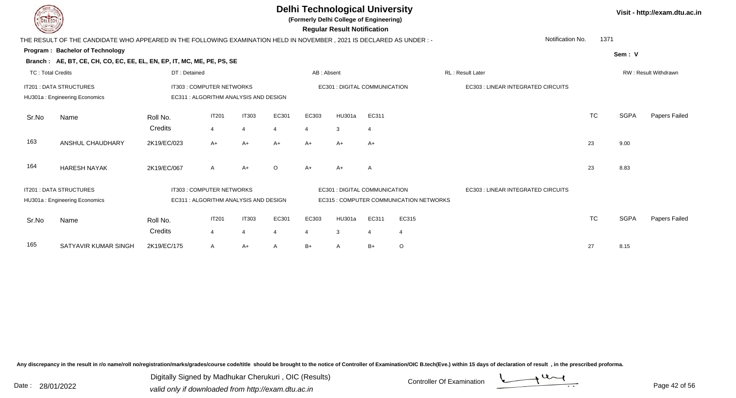# Delhi Technological University

**(Formerly Delhi College of Engineering)**

**Regular Result Notification**

Visit - http://exam.dtu.ac.in

THE RESULT OF THE CANDIDATE WHO APPEARED IN THE FOLLOWING EXAMINATION HELD IN NOVEMBER , 2021 IS DECLARED AS UNDER : -

Notification No. 1371

**Program : Bachelor of Technology**

**Sem : V**

**Branch : AE, BT, CE, CH, CO, EC, EE, EL, EN, EP, IT, MC, ME, PE, PS, SE**

TC : Total Credits | DT : Detained | AB : Absent | RL : Result Later | RW : Result Withdrawn

IT201 : DATA STRUCTURES | IT303 : COMPUTER NETWORKS | EC301 : DIGITAL COMMUNICATION | EC303 : LINEAR INTEGRATED CIRCUITS | HU301a : Engineering Economics | EC311 : ALGORITHM ANALYSIS AND DESIGN

| Sr.No | Name | Roll No. | IT201 | IT303 | EC301 | EC303 | HU301a | EC311 | TC | SGPA | Papers Failed |
|---|---|---|---|---|---|---|---|---|---|---|---|
| | | Credits | 4 | 4 | 4 | 4 | 3 | 4 | | | |
| 163 | ANSHUL CHAUDHARY | 2K19/EC/023 | A+ | A+ | A+ | A+ | A+ | A+ | 23 | 9.00 | |
| 164 | HARESH NAYAK | 2K19/EC/067 | A | A+ | O | A+ | A+ | A | 23 | 8.83 | |

IT201 : DATA STRUCTURES | IT303 : COMPUTER NETWORKS | EC301 : DIGITAL COMMUNICATION | EC303 : LINEAR INTEGRATED CIRCUITS | HU301a : Engineering Economics | EC311 : ALGORITHM ANALYSIS AND DESIGN | EC315 : COMPUTER COMMUNICATION NETWORKS

| Sr.No | Name | Roll No. | IT201 | IT303 | EC301 | EC303 | HU301a | EC311 | EC315 | TC | SGPA | Papers Failed |
|---|---|---|---|---|---|---|---|---|---|---|---|---|
| | | Credits | 4 | 4 | 4 | 4 | 3 | 4 | 4 | | | |
| 165 | SATYAVIR KUMAR SINGH | 2K19/EC/175 | A | A+ | A | B+ | A | B+ | O | 27 | 8.15 | |

Any discrepancy in the result in r/o name/roll no/registration/marks/grades/course code/title should be brought to the notice of Controller of Examination/OIC B.tech(Eve.) within 15 days of declaration of result , in the prescribed proforma.

Date : 28/01/2022

Digitally Signed by Madhukar Cherukuri , OIC (Results)
valid only if downloaded from http://exam.dtu.ac.in

Controller Of Examination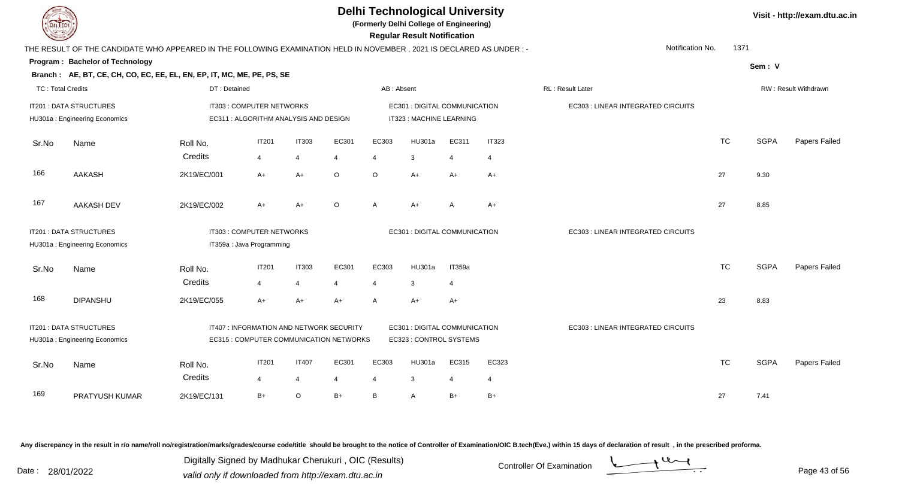# Delhi Technological University

**(Formerly Delhi College of Engineering)**

**Regular Result Notification**

Visit - http://exam.dtu.ac.in

THE RESULT OF THE CANDIDATE WHO APPEARED IN THE FOLLOWING EXAMINATION HELD IN NOVEMBER , 2021 IS DECLARED AS UNDER : -

Notification No. 1371

**Program : Bachelor of Technology**

Sem : V

**Branch : AE, BT, CE, CH, CO, EC, EE, EL, EN, EP, IT, MC, ME, PE, PS, SE**

TC : Total Credits | DT : Detained | AB : Absent | RL : Result Later | RW : Result Withdrawn

IT201 : DATA STRUCTURES | IT303 : COMPUTER NETWORKS | EC301 : DIGITAL COMMUNICATION | EC303 : LINEAR INTEGRATED CIRCUITS
HU301a : Engineering Economics | EC311 : ALGORITHM ANALYSIS AND DESIGN | IT323 : MACHINE LEARNING

| Sr.No | Name | Roll No. | IT201 | IT303 | EC301 | EC303 | HU301a | EC311 | IT323 | TC | SGPA | Papers Failed |
|---|---|---|---|---|---|---|---|---|---|---|---|---|
| | | Credits | 4 | 4 | 4 | 4 | 3 | 4 | 4 | | | |
| 166 | AAKASH | 2K19/EC/001 | A+ | A+ | O | O | A+ | A+ | A+ | 27 | 9.30 | |
| 167 | AAKASH DEV | 2K19/EC/002 | A+ | A+ | O | A | A+ | A | A+ | 27 | 8.85 | |

IT201 : DATA STRUCTURES | IT303 : COMPUTER NETWORKS | EC301 : DIGITAL COMMUNICATION | EC303 : LINEAR INTEGRATED CIRCUITS
HU301a : Engineering Economics | IT359a : Java Programming

| Sr.No | Name | Roll No. | IT201 | IT303 | EC301 | EC303 | HU301a | IT359a | TC | SGPA | Papers Failed |
|---|---|---|---|---|---|---|---|---|---|---|---|
| | | Credits | 4 | 4 | 4 | 4 | 3 | 4 | | | |
| 168 | DIPANSHU | 2K19/EC/055 | A+ | A+ | A+ | A | A+ | A+ | 23 | 8.83 | |

IT201 : DATA STRUCTURES | IT407 : INFORMATION AND NETWORK SECURITY | EC301 : DIGITAL COMMUNICATION | EC303 : LINEAR INTEGRATED CIRCUITS
HU301a : Engineering Economics | EC315 : COMPUTER COMMUNICATION NETWORKS | EC323 : CONTROL SYSTEMS

| Sr.No | Name | Roll No. | IT201 | IT407 | EC301 | EC303 | HU301a | EC315 | EC323 | TC | SGPA | Papers Failed |
|---|---|---|---|---|---|---|---|---|---|---|---|---|
| | | Credits | 4 | 4 | 4 | 4 | 3 | 4 | 4 | | | |
| 169 | PRATYUSH KUMAR | 2K19/EC/131 | B+ | O | B+ | B | A | B+ | B+ | 27 | 7.41 | |

Any discrepancy in the result in r/o name/roll no/registration/marks/grades/course code/title should be brought to the notice of Controller of Examination/OIC B.tech(Eve.) within 15 days of declaration of result , in the prescribed proforma.

Date : 28/01/2022

Digitally Signed by Madhukar Cherukuri , OIC (Results)
valid only if downloaded from http://exam.dtu.ac.in

Controller Of Examination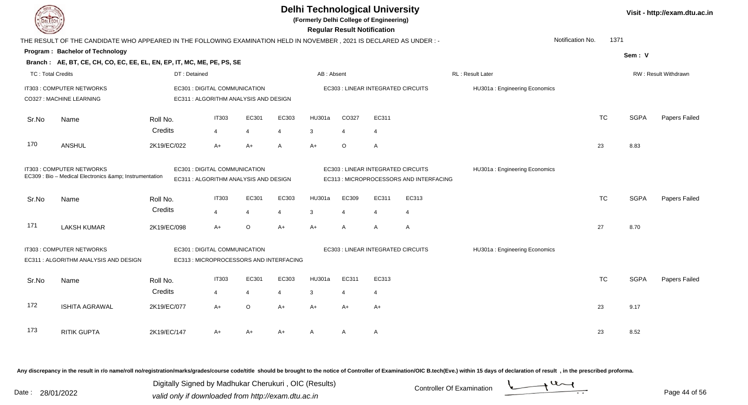# Delhi Technological University

(Formerly Delhi College of Engineering)

**Regular Result Notification**

Visit - http://exam.dtu.ac.in

THE RESULT OF THE CANDIDATE WHO APPEARED IN THE FOLLOWING EXAMINATION HELD IN NOVEMBER , 2021 IS DECLARED AS UNDER : -

Notification No. 1371

**Program : Bachelor of Technology**

Sem : V

**Branch : AE, BT, CE, CH, CO, EC, EE, EL, EN, EP, IT, MC, ME, PE, PS, SE**

TC : Total Credits | DT : Detained | AB : Absent | RL : Result Later | RW : Result Withdrawn

IT303 : COMPUTER NETWORKS
EC301 : DIGITAL COMMUNICATION
EC303 : LINEAR INTEGRATED CIRCUITS
HU301a : Engineering Economics
CO327 : MACHINE LEARNING
EC311 : ALGORITHM ANALYSIS AND DESIGN

| Sr.No | Name | Roll No. | IT303 | EC301 | EC303 | HU301a | CO327 | EC311 | TC | SGPA | Papers Failed |
|---|---|---|---|---|---|---|---|---|---|---|---|
| | | Credits | 4 | 4 | 4 | 3 | 4 | 4 | | | |
| 170 | ANSHUL | 2K19/EC/022 | A+ | A+ | A | A+ | O | A | 23 | 8.83 | |

IT303 : COMPUTER NETWORKS
EC301 : DIGITAL COMMUNICATION
EC303 : LINEAR INTEGRATED CIRCUITS
HU301a : Engineering Economics
EC309 : Bio – Medical Electronics &amp; Instrumentation
EC311 : ALGORITHM ANALYSIS AND DESIGN
EC313 : MICROPROCESSORS AND INTERFACING

| Sr.No | Name | Roll No. | IT303 | EC301 | EC303 | HU301a | EC309 | EC311 | EC313 | TC | SGPA | Papers Failed |
|---|---|---|---|---|---|---|---|---|---|---|---|---|
| | | Credits | 4 | 4 | 4 | 3 | 4 | 4 | 4 | | | |
| 171 | LAKSH KUMAR | 2K19/EC/098 | A+ | O | A+ | A+ | A | A | A | 27 | 8.70 | |

IT303 : COMPUTER NETWORKS
EC301 : DIGITAL COMMUNICATION
EC303 : LINEAR INTEGRATED CIRCUITS
HU301a : Engineering Economics
EC311 : ALGORITHM ANALYSIS AND DESIGN
EC313 : MICROPROCESSORS AND INTERFACING

| Sr.No | Name | Roll No. | IT303 | EC301 | EC303 | HU301a | EC311 | EC313 | TC | SGPA | Papers Failed |
|---|---|---|---|---|---|---|---|---|---|---|---|
| | | Credits | 4 | 4 | 4 | 3 | 4 | 4 | | | |
| 172 | ISHITA AGRAWAL | 2K19/EC/077 | A+ | O | A+ | A+ | A+ | A+ | 23 | 9.17 | |
| 173 | RITIK GUPTA | 2K19/EC/147 | A+ | A+ | A+ | A | A | A | 23 | 8.52 | |

Any discrepancy in the result in r/o name/roll no/registration/marks/grades/course code/title should be brought to the notice of Controller of Examination/OIC B.tech(Eve.) within 15 days of declaration of result , in the prescribed proforma.

Date : 28/01/2022

Digitally Signed by Madhukar Cherukuri , OIC (Results)
valid only if downloaded from http://exam.dtu.ac.in

Controller Of Examination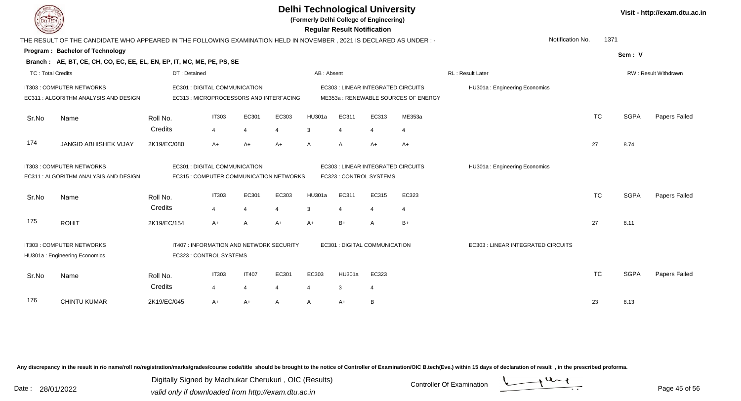# Delhi Technological University

**(Formerly Delhi College of Engineering)**

**Regular Result Notification**

Visit - http://exam.dtu.ac.in

THE RESULT OF THE CANDIDATE WHO APPEARED IN THE FOLLOWING EXAMINATION HELD IN NOVEMBER , 2021 IS DECLARED AS UNDER : -

Notification No. 1371

**Program : Bachelor of Technology**

**Sem : V**

**Branch : AE, BT, CE, CH, CO, EC, EE, EL, EN, EP, IT, MC, ME, PE, PS, SE**

TC : Total Credits | DT : Detained | AB : Absent | RL : Result Later | RW : Result Withdrawn

IT303 : COMPUTER NETWORKS
EC311 : ALGORITHM ANALYSIS AND DESIGN
EC301 : DIGITAL COMMUNICATION
EC313 : MICROPROCESSORS AND INTERFACING
EC303 : LINEAR INTEGRATED CIRCUITS
ME353a : RENEWABLE SOURCES OF ENERGY
HU301a : Engineering Economics

| Sr.No | Name | Roll No. | IT303 | EC301 | EC303 | HU301a | EC311 | EC313 | ME353a | TC | SGPA | Papers Failed |
|---|---|---|---|---|---|---|---|---|---|---|---|---|
| | | Credits | 4 | 4 | 4 | 3 | 4 | 4 | 4 | | | |
| 174 | JANGID ABHISHEK VIJAY | 2K19/EC/080 | A+ | A+ | A+ | A | A | A+ | A+ | 27 | 8.74 | |

IT303 : COMPUTER NETWORKS
EC311 : ALGORITHM ANALYSIS AND DESIGN
EC301 : DIGITAL COMMUNICATION
EC315 : COMPUTER COMMUNICATION NETWORKS
EC303 : LINEAR INTEGRATED CIRCUITS
EC323 : CONTROL SYSTEMS
HU301a : Engineering Economics

| Sr.No | Name | Roll No. | IT303 | EC301 | EC303 | HU301a | EC311 | EC315 | EC323 | TC | SGPA | Papers Failed |
|---|---|---|---|---|---|---|---|---|---|---|---|---|
| | | Credits | 4 | 4 | 4 | 3 | 4 | 4 | 4 | | | |
| 175 | ROHIT | 2K19/EC/154 | A+ | A | A+ | A+ | B+ | A | B+ | 27 | 8.11 | |

IT303 : COMPUTER NETWORKS
HU301a : Engineering Economics
IT407 : INFORMATION AND NETWORK SECURITY
EC323 : CONTROL SYSTEMS
EC301 : DIGITAL COMMUNICATION
EC303 : LINEAR INTEGRATED CIRCUITS

| Sr.No | Name | Roll No. | IT303 | IT407 | EC301 | EC303 | HU301a | EC323 | TC | SGPA | Papers Failed |
|---|---|---|---|---|---|---|---|---|---|---|---|
| | | Credits | 4 | 4 | 4 | 4 | 3 | 4 | | | |
| 176 | CHINTU KUMAR | 2K19/EC/045 | A+ | A+ | A | A | A+ | B | 23 | 8.13 | |

Any discrepancy in the result in r/o name/roll no/registration/marks/grades/course code/title should be brought to the notice of Controller of Examination/OIC B.tech(Eve.) within 15 days of declaration of result , in the prescribed proforma.

Date : 28/01/2022

Digitally Signed by Madhukar Cherukuri , OIC (Results)
valid only if downloaded from http://exam.dtu.ac.in

Controller Of Examination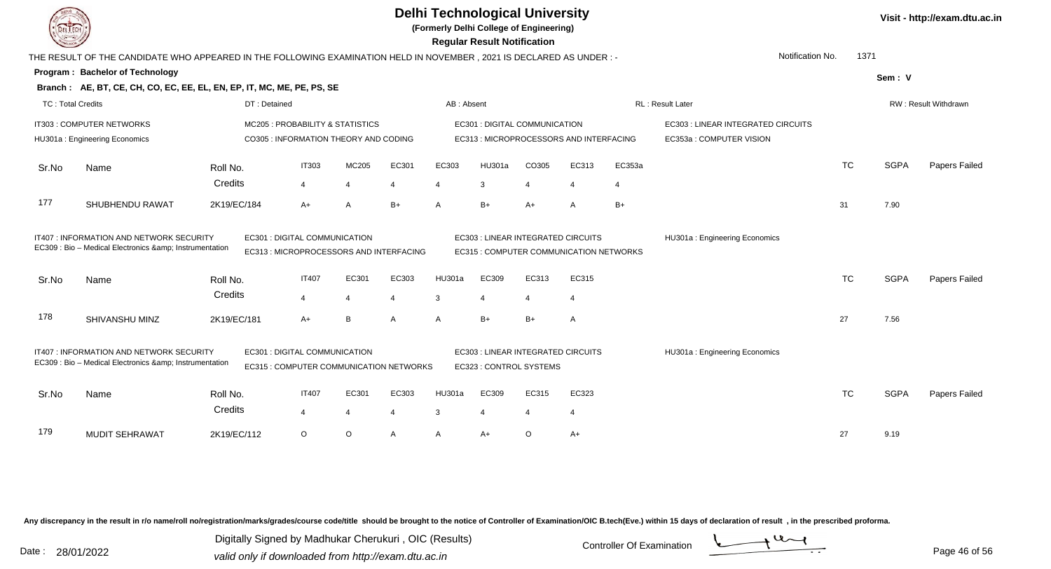# Delhi Technological University

**(Formerly Delhi College of Engineering)**

**Regular Result Notification**

Visit - http://exam.dtu.ac.in

THE RESULT OF THE CANDIDATE WHO APPEARED IN THE FOLLOWING EXAMINATION HELD IN NOVEMBER , 2021 IS DECLARED AS UNDER : -

Notification No. 1371

**Program : Bachelor of Technology**

Sem : V

**Branch : AE, BT, CE, CH, CO, EC, EE, EL, EN, EP, IT, MC, ME, PE, PS, SE**

TC : Total Credits | DT : Detained | AB : Absent | RL : Result Later | RW : Result Withdrawn

IT303 : COMPUTER NETWORKS; MC205 : PROBABILITY & STATISTICS; EC301 : DIGITAL COMMUNICATION; EC303 : LINEAR INTEGRATED CIRCUITS; HU301a : Engineering Economics; CO305 : INFORMATION THEORY AND CODING; EC313 : MICROPROCESSORS AND INTERFACING; EC353a : COMPUTER VISION

| Sr.No | Name | Roll No. | IT303 | MC205 | EC301 | EC303 | HU301a | CO305 | EC313 | EC353a | TC | SGPA | Papers Failed |
|---|---|---|---|---|---|---|---|---|---|---|---|---|---|
| | | Credits | 4 | 4 | 4 | 4 | 3 | 4 | 4 | 4 | | | |
| 177 | SHUBHENDU RAWAT | 2K19/EC/184 | A+ | A | B+ | A | B+ | A+ | A | B+ | 31 | 7.90 | |

IT407 : INFORMATION AND NETWORK SECURITY; EC309 : Bio – Medical Electronics &amp; Instrumentation; EC301 : DIGITAL COMMUNICATION; EC313 : MICROPROCESSORS AND INTERFACING; EC303 : LINEAR INTEGRATED CIRCUITS; EC315 : COMPUTER COMMUNICATION NETWORKS; HU301a : Engineering Economics

| Sr.No | Name | Roll No. | IT407 | EC301 | EC303 | HU301a | EC309 | EC313 | EC315 | TC | SGPA | Papers Failed |
|---|---|---|---|---|---|---|---|---|---|---|---|---|
| | | Credits | 4 | 4 | 4 | 3 | 4 | 4 | 4 | | | |
| 178 | SHIVANSHU MINZ | 2K19/EC/181 | A+ | B | A | A | B+ | B+ | A | 27 | 7.56 | |

IT407 : INFORMATION AND NETWORK SECURITY; EC309 : Bio – Medical Electronics &amp; Instrumentation; EC301 : DIGITAL COMMUNICATION; EC315 : COMPUTER COMMUNICATION NETWORKS; EC303 : LINEAR INTEGRATED CIRCUITS; EC323 : CONTROL SYSTEMS; HU301a : Engineering Economics

| Sr.No | Name | Roll No. | IT407 | EC301 | EC303 | HU301a | EC309 | EC315 | EC323 | TC | SGPA | Papers Failed |
|---|---|---|---|---|---|---|---|---|---|---|---|---|
| | | Credits | 4 | 4 | 4 | 3 | 4 | 4 | 4 | | | |
| 179 | MUDIT SEHRAWAT | 2K19/EC/112 | O | O | A | A | A+ | O | A+ | 27 | 9.19 | |

Any discrepancy in the result in r/o name/roll no/registration/marks/grades/course code/title should be brought to the notice of Controller of Examination/OIC B.tech(Eve.) within 15 days of declaration of result , in the prescribed proforma.

Date : 28/01/2022

Digitally Signed by Madhukar Cherukuri , OIC (Results)
valid only if downloaded from http://exam.dtu.ac.in

Controller Of Examination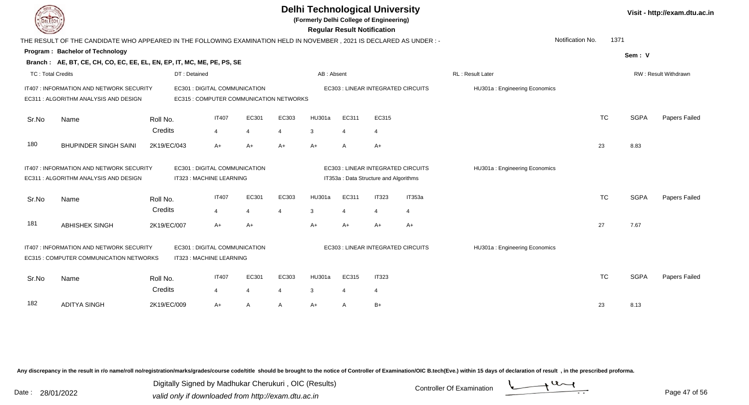# Delhi Technological University

**(Formerly Delhi College of Engineering)**

**Regular Result Notification**

Visit - http://exam.dtu.ac.in

THE RESULT OF THE CANDIDATE WHO APPEARED IN THE FOLLOWING EXAMINATION HELD IN NOVEMBER , 2021 IS DECLARED AS UNDER : -

Notification No. 1371

**Program : Bachelor of Technology**

Sem : V

**Branch : AE, BT, CE, CH, CO, EC, EE, EL, EN, EP, IT, MC, ME, PE, PS, SE**

TC : Total Credits | DT : Detained | AB : Absent | RL : Result Later | RW : Result Withdrawn

IT407 : INFORMATION AND NETWORK SECURITY
EC301 : DIGITAL COMMUNICATION
EC303 : LINEAR INTEGRATED CIRCUITS
HU301a : Engineering Economics
EC311 : ALGORITHM ANALYSIS AND DESIGN
EC315 : COMPUTER COMMUNICATION NETWORKS

| Sr.No | Name | Roll No. | IT407 | EC301 | EC303 | HU301a | EC311 | EC315 | TC | SGPA | Papers Failed |
|---|---|---|---|---|---|---|---|---|---|---|---|
| | | Credits | 4 | 4 | 4 | 3 | 4 | 4 | | | |
| 180 | BHUPINDER SINGH SAINI | 2K19/EC/043 | A+ | A+ | A+ | A+ | A | A+ | 23 | 8.83 | |

IT407 : INFORMATION AND NETWORK SECURITY
EC301 : DIGITAL COMMUNICATION
EC303 : LINEAR INTEGRATED CIRCUITS
HU301a : Engineering Economics
EC311 : ALGORITHM ANALYSIS AND DESIGN
IT323 : MACHINE LEARNING
IT353a : Data Structure and Algorithms

| Sr.No | Name | Roll No. | IT407 | EC301 | EC303 | HU301a | EC311 | IT323 | IT353a | TC | SGPA | Papers Failed |
|---|---|---|---|---|---|---|---|---|---|---|---|---|
| | | Credits | 4 | 4 | 4 | 3 | 4 | 4 | 4 | | | |
| 181 | ABHISHEK SINGH | 2K19/EC/007 | A+ | A+ | | A+ | A+ | A+ | A+ | 27 | 7.67 | |

IT407 : INFORMATION AND NETWORK SECURITY
EC301 : DIGITAL COMMUNICATION
EC303 : LINEAR INTEGRATED CIRCUITS
HU301a : Engineering Economics
EC315 : COMPUTER COMMUNICATION NETWORKS
IT323 : MACHINE LEARNING

| Sr.No | Name | Roll No. | IT407 | EC301 | EC303 | HU301a | EC315 | IT323 | TC | SGPA | Papers Failed |
|---|---|---|---|---|---|---|---|---|---|---|---|
| | | Credits | 4 | 4 | 4 | 3 | 4 | 4 | | | |
| 182 | ADITYA SINGH | 2K19/EC/009 | A+ | A | A | A+ | A | B+ | 23 | 8.13 | |

Any discrepancy in the result in r/o name/roll no/registration/marks/grades/course code/title should be brought to the notice of Controller of Examination/OIC B.tech(Eve.) within 15 days of declaration of result , in the prescribed proforma.

Digitally Signed by Madhukar Cherukuri , OIC (Results)
valid only if downloaded from http://exam.dtu.ac.in

Date : 28/01/2022

Controller Of Examination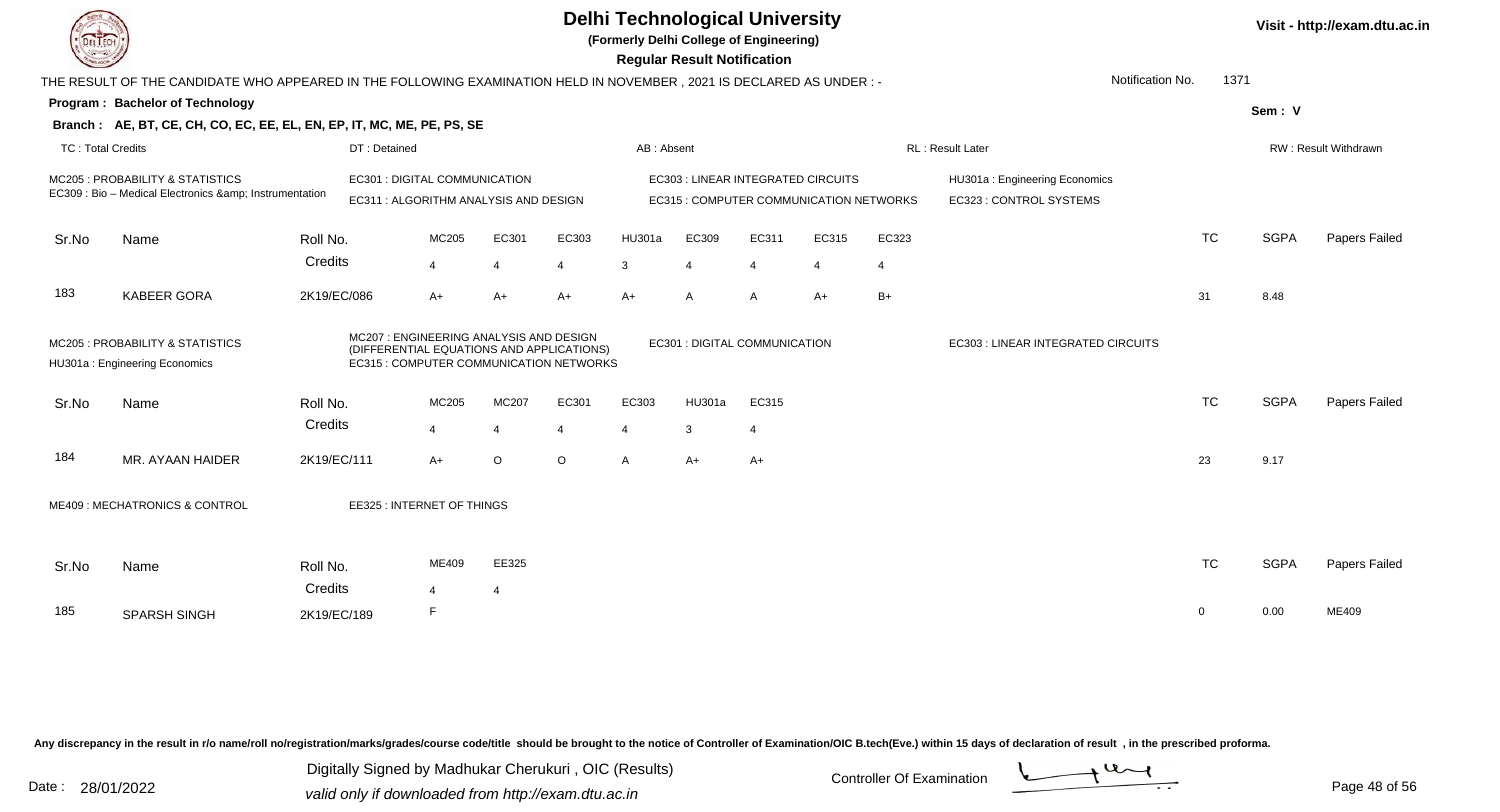# Delhi Technological University

**(Formerly Delhi College of Engineering)**

**Regular Result Notification**

Visit - http://exam.dtu.ac.in

THE RESULT OF THE CANDIDATE WHO APPEARED IN THE FOLLOWING EXAMINATION HELD IN NOVEMBER , 2021 IS DECLARED AS UNDER : -

Notification No. 1371

**Program : Bachelor of Technology**

Sem : V

**Branch : AE, BT, CE, CH, CO, EC, EE, EL, EN, EP, IT, MC, ME, PE, PS, SE**

TC : Total Credits | DT : Detained | AB : Absent | RL : Result Later | RW : Result Withdrawn

MC205 : PROBABILITY & STATISTICS
EC309 : Bio – Medical Electronics &amp; Instrumentation
EC301 : DIGITAL COMMUNICATION
EC311 : ALGORITHM ANALYSIS AND DESIGN
EC303 : LINEAR INTEGRATED CIRCUITS
EC315 : COMPUTER COMMUNICATION NETWORKS
HU301a : Engineering Economics
EC323 : CONTROL SYSTEMS

| Sr.No | Name | Roll No. | MC205 | EC301 | EC303 | HU301a | EC309 | EC311 | EC315 | EC323 | TC | SGPA | Papers Failed |
|---|---|---|---|---|---|---|---|---|---|---|---|---|---|
| | | Credits | 4 | 4 | 4 | 3 | 4 | 4 | 4 | 4 | | | |
| 183 | KABEER GORA | 2K19/EC/086 | A+ | A+ | A+ | A+ | A | A | A+ | B+ | 31 | 8.48 | |

MC205 : PROBABILITY & STATISTICS
HU301a : Engineering Economics
MC207 : ENGINEERING ANALYSIS AND DESIGN (DIFFERENTIAL EQUATIONS AND APPLICATIONS)
EC315 : COMPUTER COMMUNICATION NETWORKS
EC301 : DIGITAL COMMUNICATION
EC303 : LINEAR INTEGRATED CIRCUITS

| Sr.No | Name | Roll No. | MC205 | MC207 | EC301 | EC303 | HU301a | EC315 | TC | SGPA | Papers Failed |
|---|---|---|---|---|---|---|---|---|---|---|---|
| | | Credits | 4 | 4 | 4 | 4 | 3 | 4 | | | |
| 184 | MR. AYAAN HAIDER | 2K19/EC/111 | A+ | O | O | A | A+ | A+ | 23 | 9.17 | |

ME409 : MECHATRONICS & CONTROL
EE325 : INTERNET OF THINGS

| Sr.No | Name | Roll No. | ME409 | EE325 | TC | SGPA | Papers Failed |
|---|---|---|---|---|---|---|---|
| | | Credits | 4 | 4 | | | |
| 185 | SPARSH SINGH | 2K19/EC/189 | F | | 0 | 0.00 | ME409 |

Any discrepancy in the result in r/o name/roll no/registration/marks/grades/course code/title should be brought to the notice of Controller of Examination/OIC B.tech(Eve.) within 15 days of declaration of result , in the prescribed proforma.

Date : 28/01/2022

Digitally Signed by Madhukar Cherukuri , OIC (Results)
valid only if downloaded from http://exam.dtu.ac.in

Controller Of Examination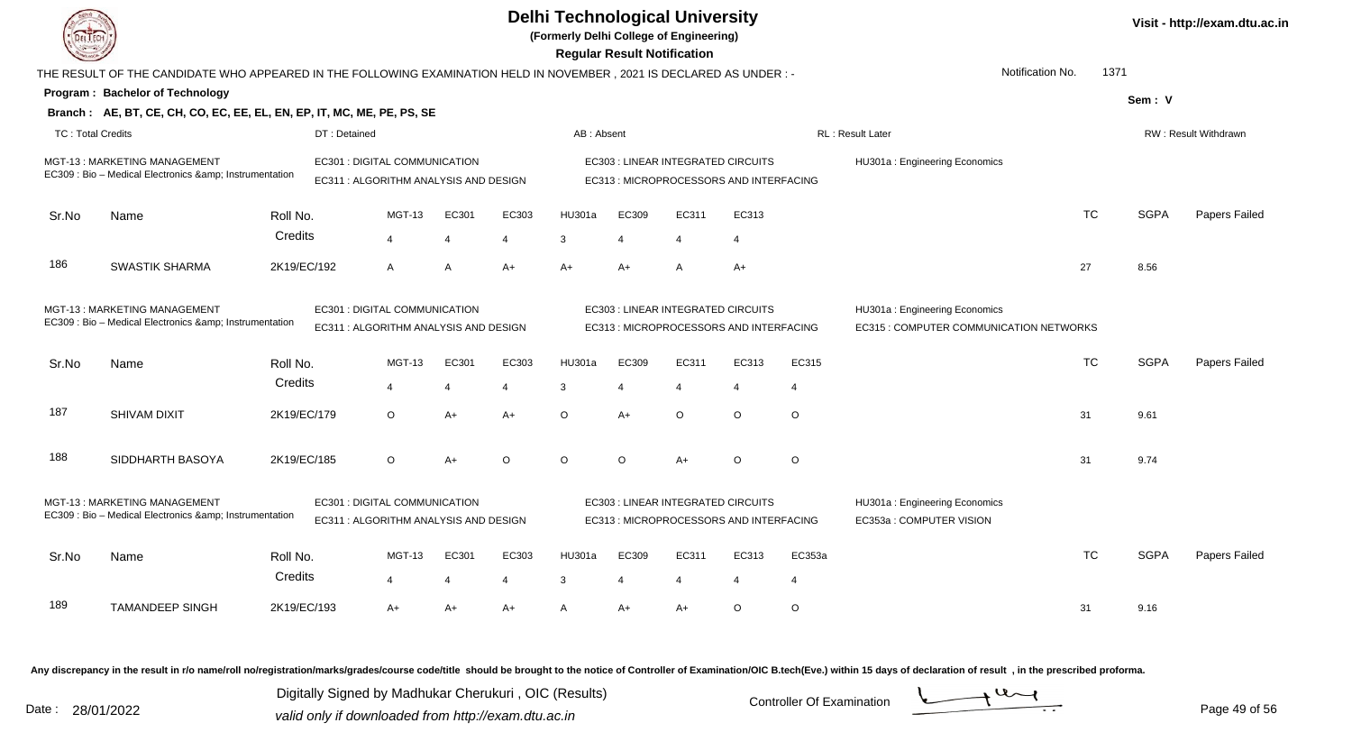# Delhi Technological University

**(Formerly Delhi College of Engineering)**

**Regular Result Notification**

Visit - http://exam.dtu.ac.in

THE RESULT OF THE CANDIDATE WHO APPEARED IN THE FOLLOWING EXAMINATION HELD IN NOVEMBER , 2021 IS DECLARED AS UNDER : -

Notification No. 1371

**Program : Bachelor of Technology**

**Sem : V**

**Branch : AE, BT, CE, CH, CO, EC, EE, EL, EN, EP, IT, MC, ME, PE, PS, SE**

TC : Total Credits | DT : Detained | AB : Absent | RL : Result Later | RW : Result Withdrawn

MGT-13 : MARKETING MANAGEMENT
EC309 : Bio – Medical Electronics &amp; Instrumentation
EC301 : DIGITAL COMMUNICATION
EC311 : ALGORITHM ANALYSIS AND DESIGN
EC303 : LINEAR INTEGRATED CIRCUITS
EC313 : MICROPROCESSORS AND INTERFACING
HU301a : Engineering Economics

| Sr.No | Name | Roll No. | MGT-13 | EC301 | EC303 | HU301a | EC309 | EC311 | EC313 | TC | SGPA | Papers Failed |
|---|---|---|---|---|---|---|---|---|---|---|---|---|
| | | Credits | 4 | 4 | 4 | 3 | 4 | 4 | 4 | | | |
| 186 | SWASTIK SHARMA | 2K19/EC/192 | A | A | A+ | A+ | A+ | A | A+ | 27 | 8.56 | |

MGT-13 : MARKETING MANAGEMENT
EC309 : Bio – Medical Electronics &amp; Instrumentation
EC301 : DIGITAL COMMUNICATION
EC311 : ALGORITHM ANALYSIS AND DESIGN
EC303 : LINEAR INTEGRATED CIRCUITS
EC313 : MICROPROCESSORS AND INTERFACING
HU301a : Engineering Economics
EC315 : COMPUTER COMMUNICATION NETWORKS

| Sr.No | Name | Roll No. | MGT-13 | EC301 | EC303 | HU301a | EC309 | EC311 | EC313 | EC315 | TC | SGPA | Papers Failed |
|---|---|---|---|---|---|---|---|---|---|---|---|---|---|
| | | Credits | 4 | 4 | 4 | 3 | 4 | 4 | 4 | 4 | | | |
| 187 | SHIVAM DIXIT | 2K19/EC/179 | O | A+ | A+ | O | A+ | O | O | O | 31 | 9.61 | |
| 188 | SIDDHARTH BASOYA | 2K19/EC/185 | O | A+ | O | O | O | A+ | O | O | 31 | 9.74 | |

MGT-13 : MARKETING MANAGEMENT
EC309 : Bio – Medical Electronics &amp; Instrumentation
EC301 : DIGITAL COMMUNICATION
EC311 : ALGORITHM ANALYSIS AND DESIGN
EC303 : LINEAR INTEGRATED CIRCUITS
EC313 : MICROPROCESSORS AND INTERFACING
HU301a : Engineering Economics
EC353a : COMPUTER VISION

| Sr.No | Name | Roll No. | MGT-13 | EC301 | EC303 | HU301a | EC309 | EC311 | EC313 | EC353a | TC | SGPA | Papers Failed |
|---|---|---|---|---|---|---|---|---|---|---|---|---|---|
| | | Credits | 4 | 4 | 4 | 3 | 4 | 4 | 4 | 4 | | | |
| 189 | TAMANDEEP SINGH | 2K19/EC/193 | A+ | A+ | A+ | A | A+ | A+ | O | O | 31 | 9.16 | |

Any discrepancy in the result in r/o name/roll no/registration/marks/grades/course code/title should be brought to the notice of Controller of Examination/OIC B.tech(Eve.) within 15 days of declaration of result , in the prescribed proforma.

Date : 28/01/2022

Digitally Signed by Madhukar Cherukuri , OIC (Results)
valid only if downloaded from http://exam.dtu.ac.in

Controller Of Examination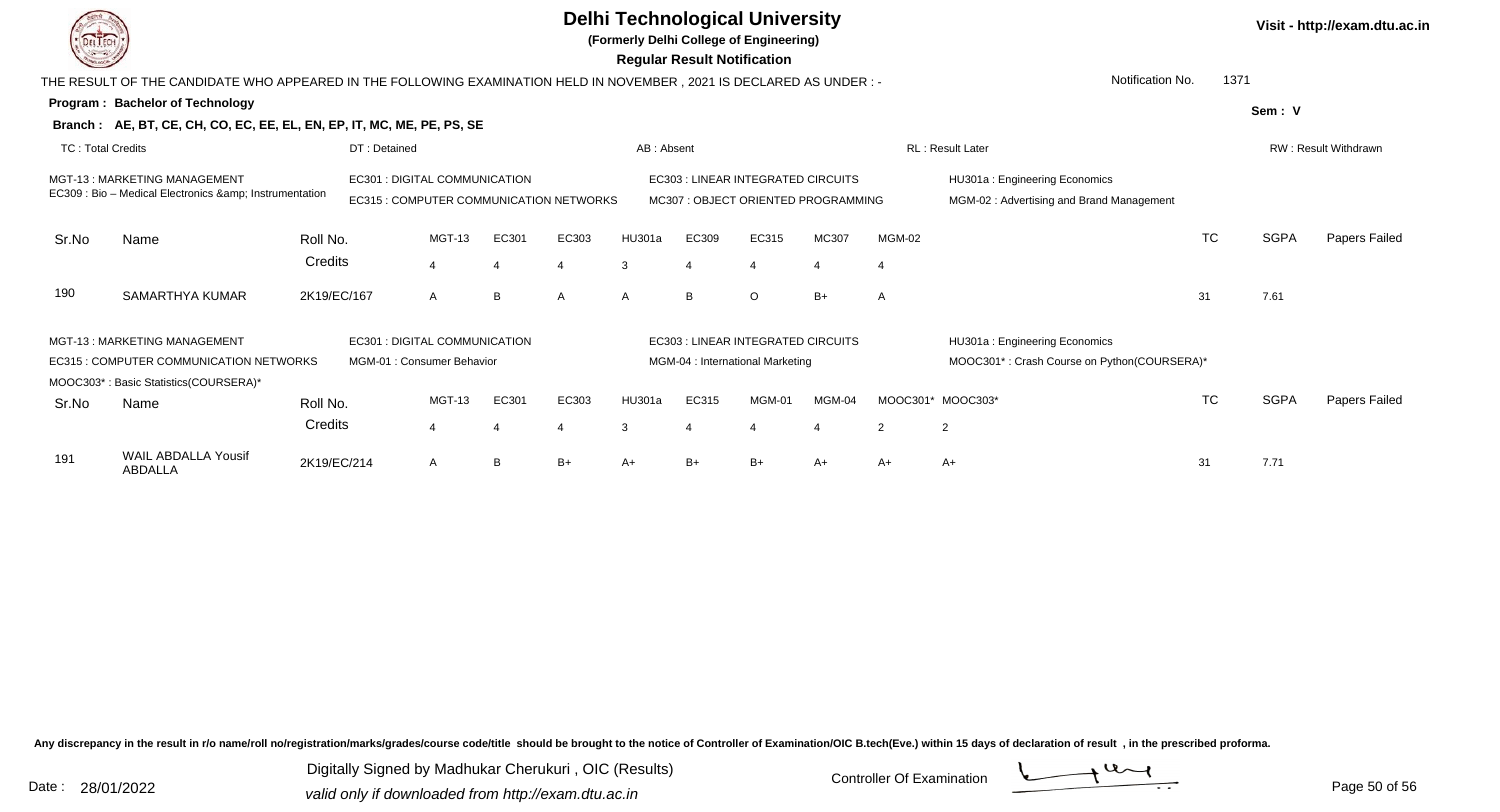# Delhi Technological University

**(Formerly Delhi College of Engineering)**

**Regular Result Notification**

Visit - http://exam.dtu.ac.in

THE RESULT OF THE CANDIDATE WHO APPEARED IN THE FOLLOWING EXAMINATION HELD IN NOVEMBER , 2021 IS DECLARED AS UNDER : -

Notification No. 1371

**Program : Bachelor of Technology**

Sem : V

**Branch : AE, BT, CE, CH, CO, EC, EE, EL, EN, EP, IT, MC, ME, PE, PS, SE**

TC : Total Credits | DT : Detained | AB : Absent | RL : Result Later | RW : Result Withdrawn

MGT-13 : MARKETING MANAGEMENT
EC309 : Bio – Medical Electronics &amp; Instrumentation
EC301 : DIGITAL COMMUNICATION
EC315 : COMPUTER COMMUNICATION NETWORKS
EC303 : LINEAR INTEGRATED CIRCUITS
MC307 : OBJECT ORIENTED PROGRAMMING
HU301a : Engineering Economics
MGM-02 : Advertising and Brand Management

| Sr.No | Name | Roll No. | MGT-13 | EC301 | EC303 | HU301a | EC309 | EC315 | MC307 | MGM-02 | TC | SGPA | Papers Failed |
|---|---|---|---|---|---|---|---|---|---|---|---|---|---|
| | | Credits | 4 | 4 | 4 | 3 | 4 | 4 | 4 | 4 | | | |
| 190 | SAMARTHYA KUMAR | 2K19/EC/167 | A | B | A | A | B | O | B+ | A | 31 | 7.61 | |

MGT-13 : MARKETING MANAGEMENT
EC315 : COMPUTER COMMUNICATION NETWORKS
MOOC303* : Basic Statistics(COURSERA)*
EC301 : DIGITAL COMMUNICATION
MGM-01 : Consumer Behavior
EC303 : LINEAR INTEGRATED CIRCUITS
MGM-04 : International Marketing
HU301a : Engineering Economics
MOOC301* : Crash Course on Python(COURSERA)*

| Sr.No | Name | Roll No. | MGT-13 | EC301 | EC303 | HU301a | EC315 | MGM-01 | MGM-04 | MOOC301* | MOOC303* | TC | SGPA | Papers Failed |
|---|---|---|---|---|---|---|---|---|---|---|---|---|---|---|
| | | Credits | 4 | 4 | 4 | 3 | 4 | 4 | 4 | 2 | 2 | | | |
| 191 | WAIL ABDALLA Yousif ABDALLA | 2K19/EC/214 | A | B | B+ | A+ | B+ | B+ | A+ | A+ | A+ | 31 | 7.71 | |

Any discrepancy in the result in r/o name/roll no/registration/marks/grades/course code/title should be brought to the notice of Controller of Examination/OIC B.tech(Eve.) within 15 days of declaration of result , in the prescribed proforma.

Date : 28/01/2022

Digitally Signed by Madhukar Cherukuri , OIC (Results)
valid only if downloaded from http://exam.dtu.ac.in

Controller Of Examination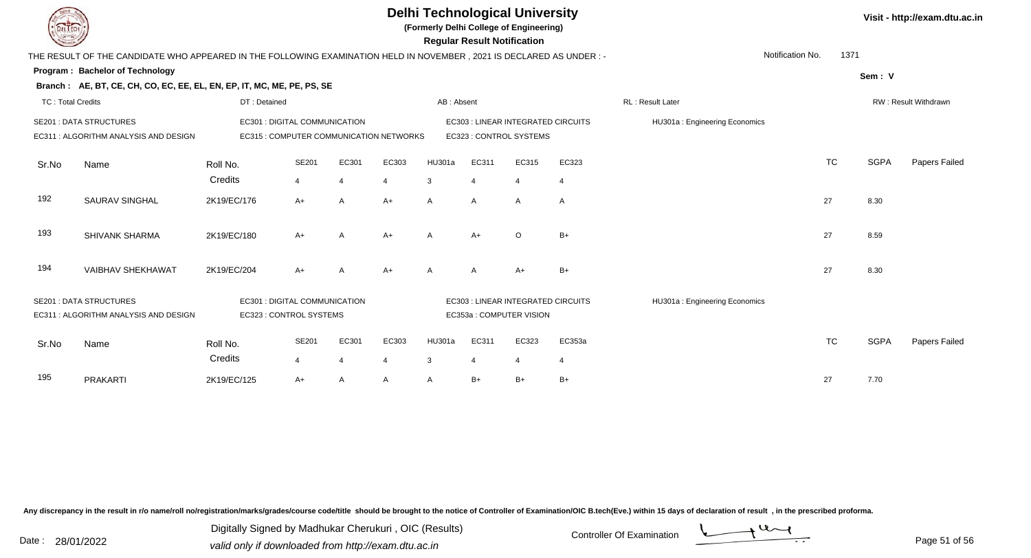# Delhi Technological University

**(Formerly Delhi College of Engineering)**

**Regular Result Notification**

Visit - http://exam.dtu.ac.in

THE RESULT OF THE CANDIDATE WHO APPEARED IN THE FOLLOWING EXAMINATION HELD IN NOVEMBER , 2021 IS DECLARED AS UNDER : -

Notification No. 1371

**Program : Bachelor of Technology**

**Sem : V**

**Branch : AE, BT, CE, CH, CO, EC, EE, EL, EN, EP, IT, MC, ME, PE, PS, SE**

TC : Total Credits | DT : Detained | AB : Absent | RL : Result Later | RW : Result Withdrawn

SE201 : DATA STRUCTURES
EC311 : ALGORITHM ANALYSIS AND DESIGN
EC301 : DIGITAL COMMUNICATION
EC315 : COMPUTER COMMUNICATION NETWORKS
EC303 : LINEAR INTEGRATED CIRCUITS
EC323 : CONTROL SYSTEMS
HU301a : Engineering Economics

| Sr.No | Name | Roll No. | SE201 | EC301 | EC303 | HU301a | EC311 | EC315 | EC323 | TC | SGPA | Papers Failed |
|---|---|---|---|---|---|---|---|---|---|---|---|---|
| | | Credits | 4 | 4 | 4 | 3 | 4 | 4 | 4 | | | |
| 192 | SAURAV SINGHAL | 2K19/EC/176 | A+ | A | A+ | A | A | A | A | 27 | 8.30 | |
| 193 | SHIVANK SHARMA | 2K19/EC/180 | A+ | A | A+ | A | A+ | O | B+ | 27 | 8.59 | |
| 194 | VAIBHAV SHEKHAWAT | 2K19/EC/204 | A+ | A | A+ | A | A | A+ | B+ | 27 | 8.30 | |

SE201 : DATA STRUCTURES
EC311 : ALGORITHM ANALYSIS AND DESIGN
EC301 : DIGITAL COMMUNICATION
EC323 : CONTROL SYSTEMS
EC303 : LINEAR INTEGRATED CIRCUITS
EC353a : COMPUTER VISION
HU301a : Engineering Economics

| Sr.No | Name | Roll No. | SE201 | EC301 | EC303 | HU301a | EC311 | EC323 | EC353a | TC | SGPA | Papers Failed |
|---|---|---|---|---|---|---|---|---|---|---|---|---|
| | | Credits | 4 | 4 | 4 | 3 | 4 | 4 | 4 | | | |
| 195 | PRAKARTI | 2K19/EC/125 | A+ | A | A | A | B+ | B+ | B+ | 27 | 7.70 | |

Any discrepancy in the result in r/o name/roll no/registration/marks/grades/course code/title should be brought to the notice of Controller of Examination/OIC B.tech(Eve.) within 15 days of declaration of result , in the prescribed proforma.

Date : 28/01/2022

Digitally Signed by Madhukar Cherukuri , OIC (Results)
valid only if downloaded from http://exam.dtu.ac.in

Controller Of Examination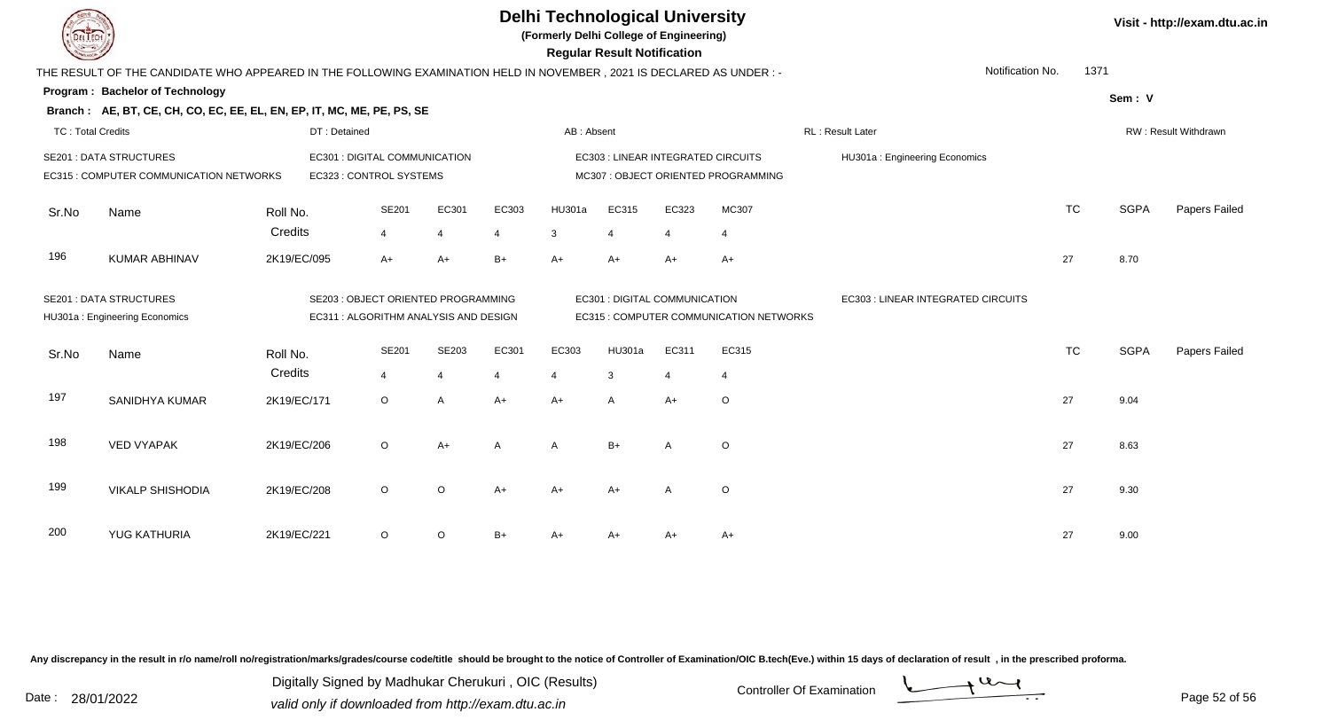# Delhi Technological University

**(Formerly Delhi College of Engineering)**

**Regular Result Notification**

Visit - http://exam.dtu.ac.in

THE RESULT OF THE CANDIDATE WHO APPEARED IN THE FOLLOWING EXAMINATION HELD IN NOVEMBER , 2021 IS DECLARED AS UNDER : -

Notification No. 1371

**Program : Bachelor of Technology**

Sem : V

**Branch : AE, BT, CE, CH, CO, EC, EE, EL, EN, EP, IT, MC, ME, PE, PS, SE**

TC : Total Credits | DT : Detained | AB : Absent | RL : Result Later | RW : Result Withdrawn

SE201 : DATA STRUCTURES
EC301 : DIGITAL COMMUNICATION
EC303 : LINEAR INTEGRATED CIRCUITS
HU301a : Engineering Economics
EC315 : COMPUTER COMMUNICATION NETWORKS
EC323 : CONTROL SYSTEMS
MC307 : OBJECT ORIENTED PROGRAMMING

| Sr.No | Name | Roll No. | SE201 | EC301 | EC303 | HU301a | EC315 | EC323 | MC307 | TC | SGPA | Papers Failed |
|---|---|---|---|---|---|---|---|---|---|---|---|---|
| | | Credits | 4 | 4 | 4 | 3 | 4 | 4 | 4 | | | |
| 196 | KUMAR ABHINAV | 2K19/EC/095 | A+ | A+ | B+ | A+ | A+ | A+ | A+ | 27 | 8.70 | |

SE201 : DATA STRUCTURES
SE203 : OBJECT ORIENTED PROGRAMMING
EC301 : DIGITAL COMMUNICATION
EC303 : LINEAR INTEGRATED CIRCUITS
HU301a : Engineering Economics
EC311 : ALGORITHM ANALYSIS AND DESIGN
EC315 : COMPUTER COMMUNICATION NETWORKS

| Sr.No | Name | Roll No. | SE201 | SE203 | EC301 | EC303 | HU301a | EC311 | EC315 | TC | SGPA | Papers Failed |
|---|---|---|---|---|---|---|---|---|---|---|---|---|
| | | Credits | 4 | 4 | 4 | 4 | 3 | 4 | 4 | | | |
| 197 | SANIDHYA KUMAR | 2K19/EC/171 | O | A | A+ | A+ | A | A+ | O | 27 | 9.04 | |
| 198 | VED VYAPAK | 2K19/EC/206 | O | A+ | A | A | B+ | A | O | 27 | 8.63 | |
| 199 | VIKALP SHISHODIA | 2K19/EC/208 | O | O | A+ | A+ | A+ | A | O | 27 | 9.30 | |
| 200 | YUG KATHURIA | 2K19/EC/221 | O | O | B+ | A+ | A+ | A+ | A+ | 27 | 9.00 | |

Any discrepancy in the result in r/o name/roll no/registration/marks/grades/course code/title should be brought to the notice of Controller of Examination/OIC B.tech(Eve.) within 15 days of declaration of result , in the prescribed proforma.

Date : 28/01/2022

Digitally Signed by Madhukar Cherukuri , OIC (Results)
valid only if downloaded from http://exam.dtu.ac.in

Controller Of Examination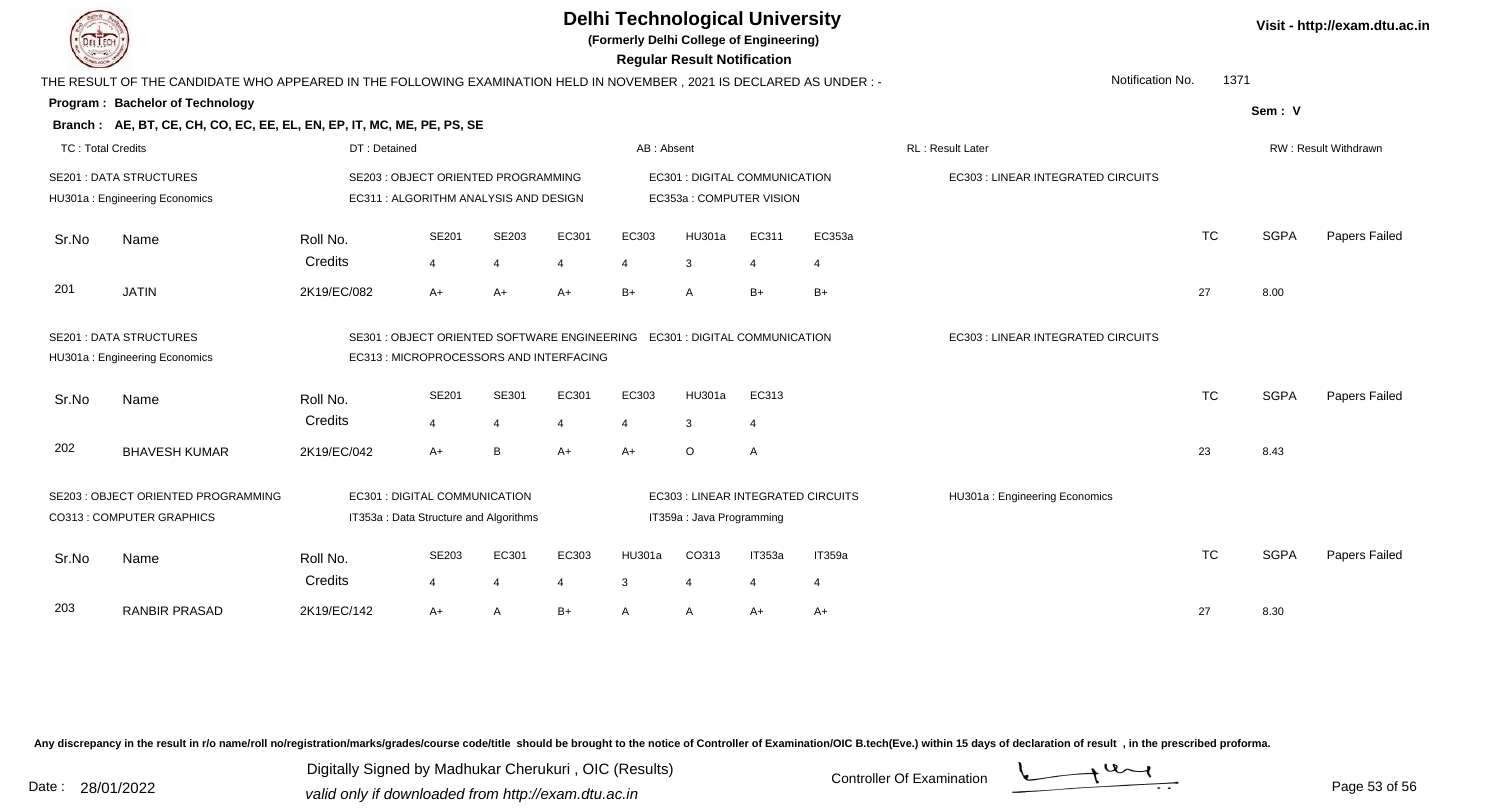# Delhi Technological University

(Formerly Delhi College of Engineering)

**Regular Result Notification**

Visit - http://exam.dtu.ac.in

THE RESULT OF THE CANDIDATE WHO APPEARED IN THE FOLLOWING EXAMINATION HELD IN NOVEMBER , 2021 IS DECLARED AS UNDER : -

Notification No. 1371

**Program : Bachelor of Technology**

Sem : V

**Branch : AE, BT, CE, CH, CO, EC, EE, EL, EN, EP, IT, MC, ME, PE, PS, SE**

TC : Total Credits | DT : Detained | AB : Absent | RL : Result Later | RW : Result Withdrawn

SE201 : DATA STRUCTURES
HU301a : Engineering Economics
SE203 : OBJECT ORIENTED PROGRAMMING
EC311 : ALGORITHM ANALYSIS AND DESIGN
EC301 : DIGITAL COMMUNICATION
EC353a : COMPUTER VISION
EC303 : LINEAR INTEGRATED CIRCUITS

| Sr.No | Name | Roll No. | SE201 | SE203 | EC301 | EC303 | HU301a | EC311 | EC353a | TC | SGPA | Papers Failed |
|---|---|---|---|---|---|---|---|---|---|---|---|---|
| | | Credits | 4 | 4 | 4 | 4 | 3 | 4 | 4 | | | |
| 201 | JATIN | 2K19/EC/082 | A+ | A+ | A+ | B+ | A | B+ | B+ | 27 | 8.00 | |

SE201 : DATA STRUCTURES
HU301a : Engineering Economics
SE301 : OBJECT ORIENTED SOFTWARE ENGINEERING
EC313 : MICROPROCESSORS AND INTERFACING
EC301 : DIGITAL COMMUNICATION
EC303 : LINEAR INTEGRATED CIRCUITS

| Sr.No | Name | Roll No. | SE201 | SE301 | EC301 | EC303 | HU301a | EC313 | TC | SGPA | Papers Failed |
|---|---|---|---|---|---|---|---|---|---|---|---|
| | | Credits | 4 | 4 | 4 | 4 | 3 | 4 | | | |
| 202 | BHAVESH KUMAR | 2K19/EC/042 | A+ | B | A+ | A+ | O | A | 23 | 8.43 | |

SE203 : OBJECT ORIENTED PROGRAMMING
CO313 : COMPUTER GRAPHICS
EC301 : DIGITAL COMMUNICATION
IT353a : Data Structure and Algorithms
EC303 : LINEAR INTEGRATED CIRCUITS
IT359a : Java Programming
HU301a : Engineering Economics

| Sr.No | Name | Roll No. | SE203 | EC301 | EC303 | HU301a | CO313 | IT353a | IT359a | TC | SGPA | Papers Failed |
|---|---|---|---|---|---|---|---|---|---|---|---|---|
| | | Credits | 4 | 4 | 4 | 3 | 4 | 4 | 4 | | | |
| 203 | RANBIR PRASAD | 2K19/EC/142 | A+ | A | B+ | A | A | A+ | A+ | 27 | 8.30 | |

Any discrepancy in the result in r/o name/roll no/registration/marks/grades/course code/title should be brought to the notice of Controller of Examination/OIC B.tech(Eve.) within 15 days of declaration of result , in the prescribed proforma.

Date : 28/01/2022

Digitally Signed by Madhukar Cherukuri , OIC (Results)
valid only if downloaded from http://exam.dtu.ac.in

Controller Of Examination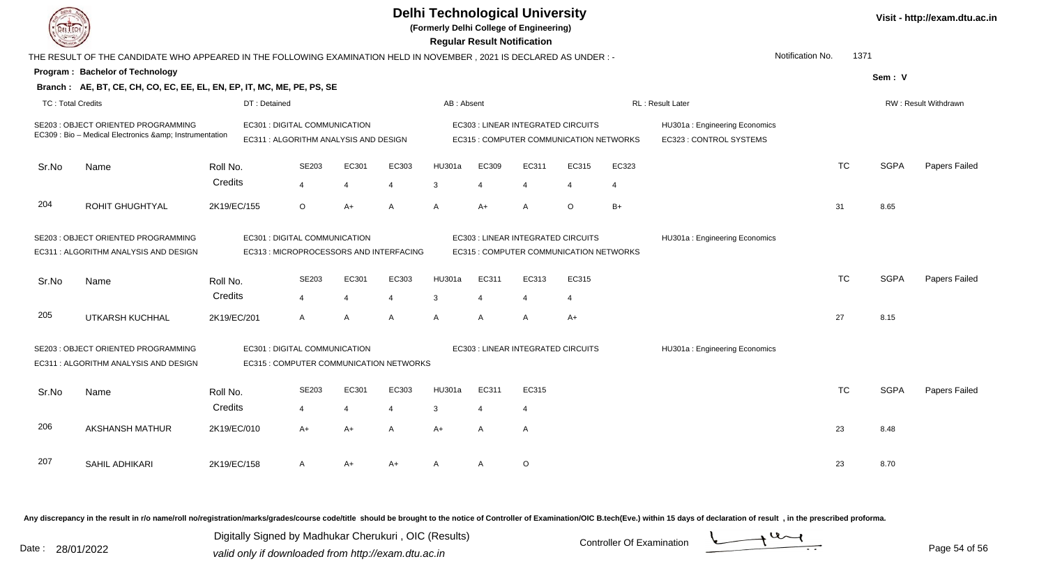# Delhi Technological University

(Formerly Delhi College of Engineering)

**Regular Result Notification**

Visit - http://exam.dtu.ac.in

THE RESULT OF THE CANDIDATE WHO APPEARED IN THE FOLLOWING EXAMINATION HELD IN NOVEMBER , 2021 IS DECLARED AS UNDER : -

Notification No. 1371

**Program : Bachelor of Technology**

Sem : V

**Branch : AE, BT, CE, CH, CO, EC, EE, EL, EN, EP, IT, MC, ME, PE, PS, SE**

TC : Total Credits | DT : Detained | AB : Absent | RL : Result Later | RW : Result Withdrawn

SE203 : OBJECT ORIENTED PROGRAMMING
EC309 : Bio – Medical Electronics &amp; Instrumentation
EC301 : DIGITAL COMMUNICATION
EC311 : ALGORITHM ANALYSIS AND DESIGN
EC303 : LINEAR INTEGRATED CIRCUITS
EC315 : COMPUTER COMMUNICATION NETWORKS
HU301a : Engineering Economics
EC323 : CONTROL SYSTEMS

| Sr.No | Name | Roll No. | SE203 | EC301 | EC303 | HU301a | EC309 | EC311 | EC315 | EC323 | TC | SGPA | Papers Failed |
|---|---|---|---|---|---|---|---|---|---|---|---|---|---|
| | | Credits | 4 | 4 | 4 | 3 | 4 | 4 | 4 | 4 | | | |
| 204 | ROHIT GHUGHTYAL | 2K19/EC/155 | O | A+ | A | A | A+ | A | O | B+ | 31 | 8.65 | |

SE203 : OBJECT ORIENTED PROGRAMMING
EC311 : ALGORITHM ANALYSIS AND DESIGN
EC301 : DIGITAL COMMUNICATION
EC313 : MICROPROCESSORS AND INTERFACING
EC303 : LINEAR INTEGRATED CIRCUITS
EC315 : COMPUTER COMMUNICATION NETWORKS
HU301a : Engineering Economics

| Sr.No | Name | Roll No. | SE203 | EC301 | EC303 | HU301a | EC311 | EC313 | EC315 | TC | SGPA | Papers Failed |
|---|---|---|---|---|---|---|---|---|---|---|---|---|
| | | Credits | 4 | 4 | 4 | 3 | 4 | 4 | 4 | | | |
| 205 | UTKARSH KUCHHAL | 2K19/EC/201 | A | A | A | A | A | A | A+ | 27 | 8.15 | |

SE203 : OBJECT ORIENTED PROGRAMMING
EC311 : ALGORITHM ANALYSIS AND DESIGN
EC301 : DIGITAL COMMUNICATION
EC315 : COMPUTER COMMUNICATION NETWORKS
EC303 : LINEAR INTEGRATED CIRCUITS
HU301a : Engineering Economics

| Sr.No | Name | Roll No. | SE203 | EC301 | EC303 | HU301a | EC311 | EC315 | TC | SGPA | Papers Failed |
|---|---|---|---|---|---|---|---|---|---|---|---|
| | | Credits | 4 | 4 | 4 | 3 | 4 | 4 | | | |
| 206 | AKSHANSH MATHUR | 2K19/EC/010 | A+ | A+ | A | A+ | A | A | 23 | 8.48 | |
| 207 | SAHIL ADHIKARI | 2K19/EC/158 | A | A+ | A+ | A | A | O | 23 | 8.70 | |

Any discrepancy in the result in r/o name/roll no/registration/marks/grades/course code/title should be brought to the notice of Controller of Examination/OIC B.tech(Eve.) within 15 days of declaration of result , in the prescribed proforma.

Date : 28/01/2022

Digitally Signed by Madhukar Cherukuri , OIC (Results)
valid only if downloaded from http://exam.dtu.ac.in

Controller Of Examination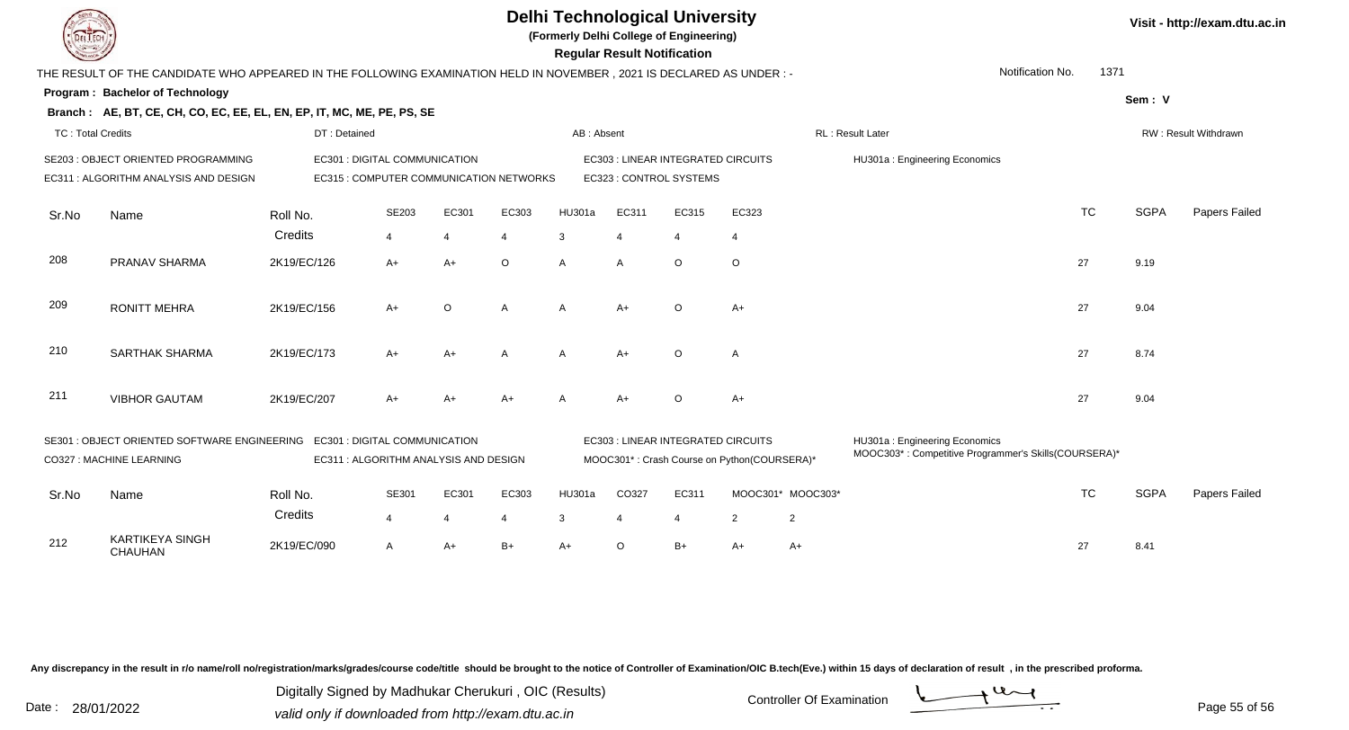# Delhi Technological University

(Formerly Delhi College of Engineering)

**Regular Result Notification**

Visit - http://exam.dtu.ac.in

THE RESULT OF THE CANDIDATE WHO APPEARED IN THE FOLLOWING EXAMINATION HELD IN NOVEMBER , 2021 IS DECLARED AS UNDER : -

Notification No. 1371

**Program : Bachelor of Technology**

Sem : V

**Branch : AE, BT, CE, CH, CO, EC, EE, EL, EN, EP, IT, MC, ME, PE, PS, SE**

TC : Total Credits | DT : Detained | AB : Absent | RL : Result Later | RW : Result Withdrawn

SE203 : OBJECT ORIENTED PROGRAMMING
EC301 : DIGITAL COMMUNICATION
EC303 : LINEAR INTEGRATED CIRCUITS
HU301a : Engineering Economics
EC311 : ALGORITHM ANALYSIS AND DESIGN
EC315 : COMPUTER COMMUNICATION NETWORKS
EC323 : CONTROL SYSTEMS

| Sr.No | Name | Roll No. | SE203 | EC301 | EC303 | HU301a | EC311 | EC315 | EC323 | TC | SGPA | Papers Failed |
|---|---|---|---|---|---|---|---|---|---|---|---|---|
| | | Credits | 4 | 4 | 4 | 3 | 4 | 4 | 4 | | | |
| 208 | PRANAV SHARMA | 2K19/EC/126 | A+ | A+ | O | A | A | O | O | 27 | 9.19 | |
| 209 | RONITT MEHRA | 2K19/EC/156 | A+ | O | A | A | A+ | O | A+ | 27 | 9.04 | |
| 210 | SARTHAK SHARMA | 2K19/EC/173 | A+ | A+ | A | A | A+ | O | A | 27 | 8.74 | |
| 211 | VIBHOR GAUTAM | 2K19/EC/207 | A+ | A+ | A+ | A | A+ | O | A+ | 27 | 9.04 | |

SE301 : OBJECT ORIENTED SOFTWARE ENGINEERING
EC301 : DIGITAL COMMUNICATION
EC303 : LINEAR INTEGRATED CIRCUITS
HU301a : Engineering Economics
CO327 : MACHINE LEARNING
EC311 : ALGORITHM ANALYSIS AND DESIGN
MOOC301* : Crash Course on Python(COURSERA)*
MOOC303* : Competitive Programmer's Skills(COURSERA)*

| Sr.No | Name | Roll No. | SE301 | EC301 | EC303 | HU301a | CO327 | EC311 | MOOC301* | MOOC303* | TC | SGPA | Papers Failed |
|---|---|---|---|---|---|---|---|---|---|---|---|---|---|
| | | Credits | 4 | 4 | 4 | 3 | 4 | 4 | 2 | 2 | | | |
| 212 | KARTIKEYA SINGH CHAUHAN | 2K19/EC/090 | A | A+ | B+ | A+ | O | B+ | A+ | A+ | 27 | 8.41 | |

Any discrepancy in the result in r/o name/roll no/registration/marks/grades/course code/title should be brought to the notice of Controller of Examination/OIC B.tech(Eve.) within 15 days of declaration of result , in the prescribed proforma.

Date : 28/01/2022

Digitally Signed by Madhukar Cherukuri , OIC (Results)
valid only if downloaded from http://exam.dtu.ac.in

Controller Of Examination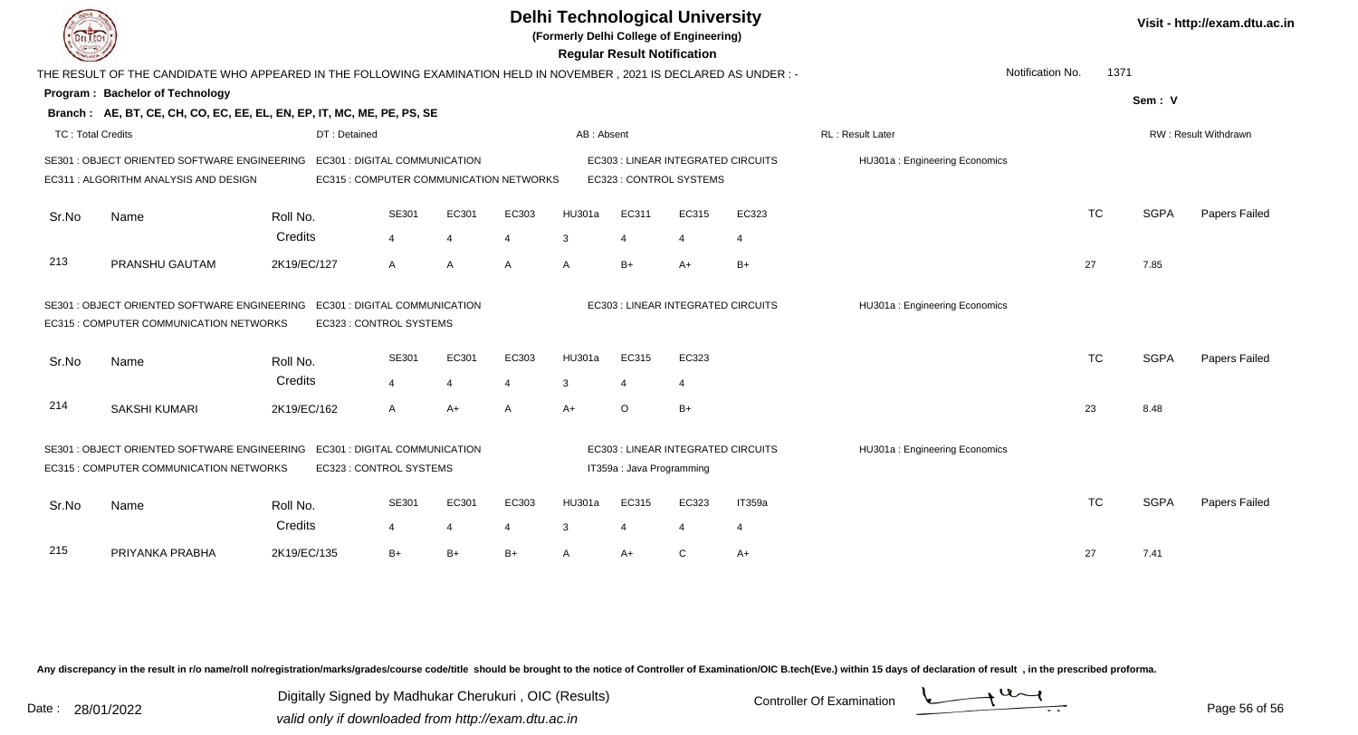# Delhi Technological University

**(Formerly Delhi College of Engineering)**

**Regular Result Notification**

Visit - http://exam.dtu.ac.in

THE RESULT OF THE CANDIDATE WHO APPEARED IN THE FOLLOWING EXAMINATION HELD IN NOVEMBER , 2021 IS DECLARED AS UNDER : -

Notification No. 1371

**Program : Bachelor of Technology**

Sem : V

**Branch : AE, BT, CE, CH, CO, EC, EE, EL, EN, EP, IT, MC, ME, PE, PS, SE**

TC : Total Credits | DT : Detained | AB : Absent | RL : Result Later | RW : Result Withdrawn

SE301 : OBJECT ORIENTED SOFTWARE ENGINEERING, EC301 : DIGITAL COMMUNICATION, EC303 : LINEAR INTEGRATED CIRCUITS, HU301a : Engineering Economics, EC311 : ALGORITHM ANALYSIS AND DESIGN, EC315 : COMPUTER COMMUNICATION NETWORKS, EC323 : CONTROL SYSTEMS

| Sr.No | Name | Roll No. | SE301 | EC301 | EC303 | HU301a | EC311 | EC315 | EC323 | TC | SGPA | Papers Failed |
|---|---|---|---|---|---|---|---|---|---|---|---|---|
| | | Credits | 4 | 4 | 4 | 3 | 4 | 4 | 4 | | | |
| 213 | PRANSHU GAUTAM | 2K19/EC/127 | A | A | A | A | B+ | A+ | B+ | 27 | 7.85 | |

SE301 : OBJECT ORIENTED SOFTWARE ENGINEERING, EC301 : DIGITAL COMMUNICATION, EC303 : LINEAR INTEGRATED CIRCUITS, HU301a : Engineering Economics, EC315 : COMPUTER COMMUNICATION NETWORKS, EC323 : CONTROL SYSTEMS

| Sr.No | Name | Roll No. | SE301 | EC301 | EC303 | HU301a | EC315 | EC323 | TC | SGPA | Papers Failed |
|---|---|---|---|---|---|---|---|---|---|---|---|
| | | Credits | 4 | 4 | 4 | 3 | 4 | 4 | | | |
| 214 | SAKSHI KUMARI | 2K19/EC/162 | A | A+ | A | A+ | O | B+ | 23 | 8.48 | |

SE301 : OBJECT ORIENTED SOFTWARE ENGINEERING, EC301 : DIGITAL COMMUNICATION, EC303 : LINEAR INTEGRATED CIRCUITS, HU301a : Engineering Economics, EC315 : COMPUTER COMMUNICATION NETWORKS, EC323 : CONTROL SYSTEMS, IT359a : Java Programming

| Sr.No | Name | Roll No. | SE301 | EC301 | EC303 | HU301a | EC315 | EC323 | IT359a | TC | SGPA | Papers Failed |
|---|---|---|---|---|---|---|---|---|---|---|---|---|
| | | Credits | 4 | 4 | 4 | 3 | 4 | 4 | 4 | | | |
| 215 | PRIYANKA PRABHA | 2K19/EC/135 | B+ | B+ | B+ | A | A+ | C | A+ | 27 | 7.41 | |

Any discrepancy in the result in r/o name/roll no/registration/marks/grades/course code/title should be brought to the notice of Controller of Examination/OIC B.tech(Eve.) within 15 days of declaration of result , in the prescribed proforma.

Date : 28/01/2022

Digitally Signed by Madhukar Cherukuri , OIC (Results)
valid only if downloaded from http://exam.dtu.ac.in

Controller Of Examination